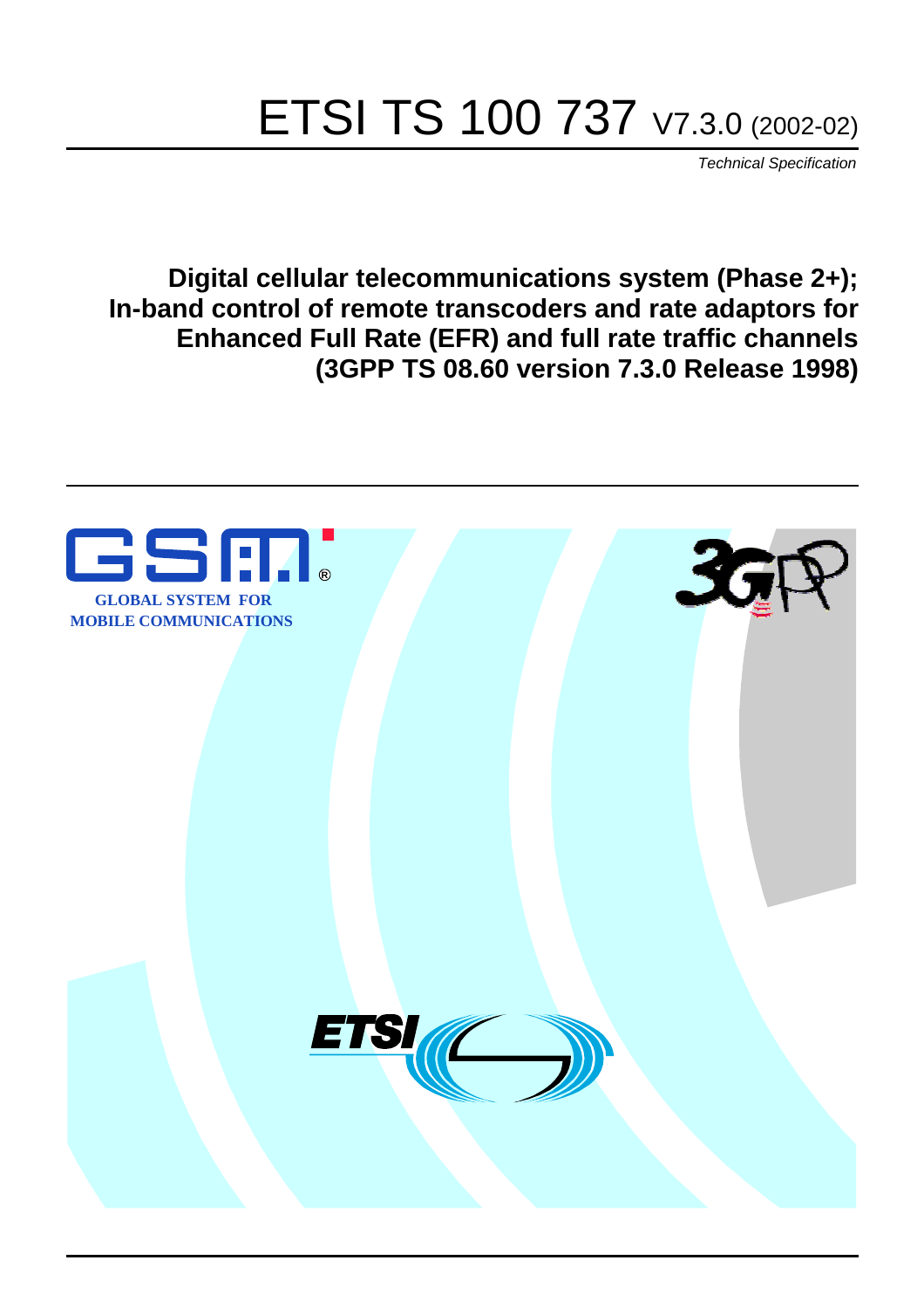# ETSI TS 100 737 V7.3.0 (2002-02)

*Technical Specification*

## Digital cellular telecommunications system (Phase 2+); In-band control of remote transcoders and rate adaptors for Enhanced Full Rate (EFR) and full rate traffic channels (3GPP TS 08.60 version 7.3.0 Release 1998)

GLOBAL SYSTEM FOR MOBILE COMMUNICATIONS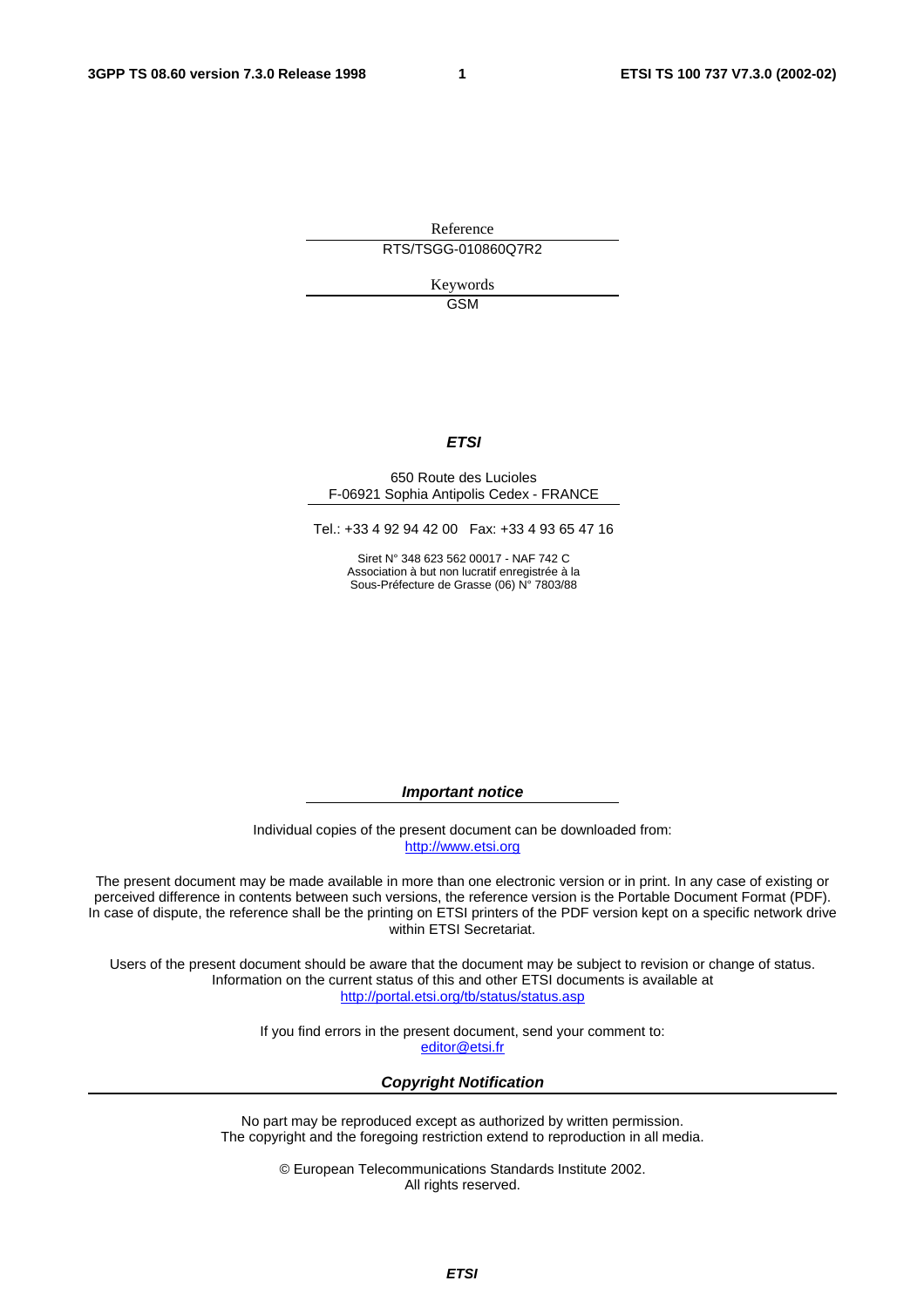Reference

RTS/TSGG-010860Q7R2

Keywords

GSM

***ETSI***

650 Route des Lucioles
F-06921 Sophia Antipolis Cedex - FRANCE

Tel.: +33 4 92 94 42 00 Fax: +33 4 93 65 47 16

Siret N° 348 623 562 00017 - NAF 742 C
Association à but non lucratif enregistrée à la
Sous-Préfecture de Grasse (06) N° 7803/88

***Important notice***

Individual copies of the present document can be downloaded from:
http://www.etsi.org

The present document may be made available in more than one electronic version or in print. In any case of existing or perceived difference in contents between such versions, the reference version is the Portable Document Format (PDF). In case of dispute, the reference shall be the printing on ETSI printers of the PDF version kept on a specific network drive within ETSI Secretariat.

Users of the present document should be aware that the document may be subject to revision or change of status. Information on the current status of this and other ETSI documents is available at
http://portal.etsi.org/tb/status/status.asp

If you find errors in the present document, send your comment to:
editor@etsi.fr

***Copyright Notification***

No part may be reproduced except as authorized by written permission.
The copyright and the foregoing restriction extend to reproduction in all media.

© European Telecommunications Standards Institute 2002.
All rights reserved.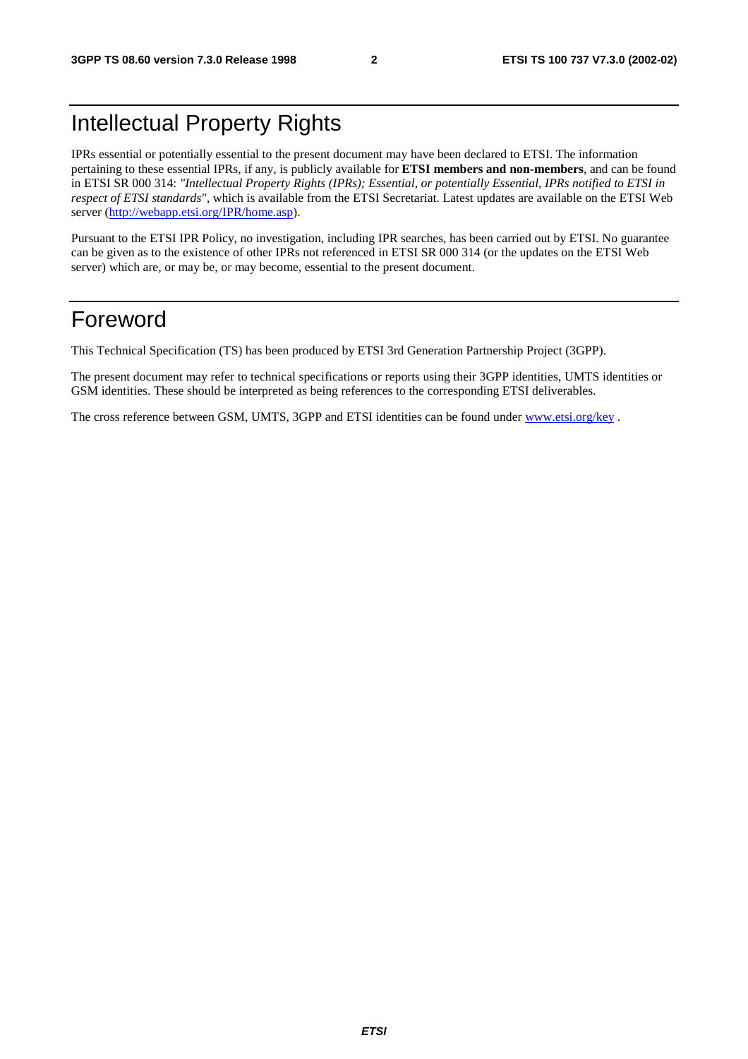# Intellectual Property Rights

IPRs essential or potentially essential to the present document may have been declared to ETSI. The information pertaining to these essential IPRs, if any, is publicly available for **ETSI members and non-members**, and can be found in ETSI SR 000 314: *"Intellectual Property Rights (IPRs); Essential, or potentially Essential, IPRs notified to ETSI in respect of ETSI standards"*, which is available from the ETSI Secretariat. Latest updates are available on the ETSI Web server (http://webapp.etsi.org/IPR/home.asp).

Pursuant to the ETSI IPR Policy, no investigation, including IPR searches, has been carried out by ETSI. No guarantee can be given as to the existence of other IPRs not referenced in ETSI SR 000 314 (or the updates on the ETSI Web server) which are, or may be, or may become, essential to the present document.

# Foreword

This Technical Specification (TS) has been produced by ETSI 3rd Generation Partnership Project (3GPP).

The present document may refer to technical specifications or reports using their 3GPP identities, UMTS identities or GSM identities. These should be interpreted as being references to the corresponding ETSI deliverables.

The cross reference between GSM, UMTS, 3GPP and ETSI identities can be found under www.etsi.org/key .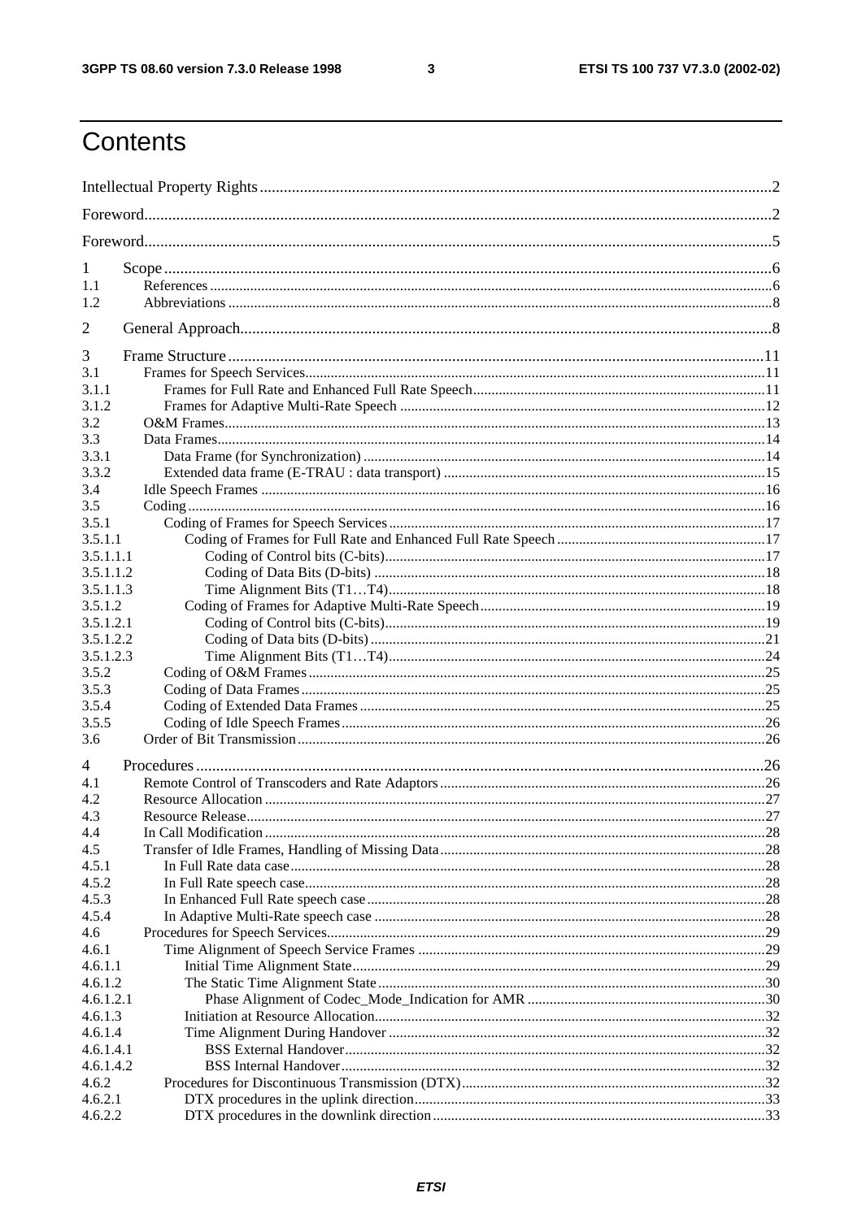# Contents

Intellectual Property Rights ........................................................................................................................ 2

Foreword ........................................................................................................................................................ 2

Foreword ........................................................................................................................................................ 5

1 Scope ........................................................................................................................................................ 6
1.1 References ................................................................................................................................................. 6
1.2 Abbreviations ............................................................................................................................................ 8

2 General Approach ..................................................................................................................................... 8

3 Frame Structure ....................................................................................................................................... 11
3.1 Frames for Speech Services ..................................................................................................................... 11
3.1.1 Frames for Full Rate and Enhanced Full Rate Speech ......................................................................... 11
3.1.2 Frames for Adaptive Multi-Rate Speech .............................................................................................. 12
3.2 O&M Frames ........................................................................................................................................... 13
3.3 Data Frames ............................................................................................................................................. 14
3.3.1 Data Frame (for Synchronization) ........................................................................................................ 14
3.3.2 Extended data frame (E-TRAU : data transport) .................................................................................. 15
3.4 Idle Speech Frames .................................................................................................................................. 16
3.5 Coding ..................................................................................................................................................... 16
3.5.1 Coding of Frames for Speech Services ................................................................................................. 17
3.5.1.1 Coding of Frames for Full Rate and Enhanced Full Rate Speech ....................................................... 17
3.5.1.1.1 Coding of Control bits (C-bits) ......................................................................................................... 17
3.5.1.1.2 Coding of Data Bits (D-bits) ............................................................................................................ 18
3.5.1.1.3 Time Alignment Bits (T1…T4) ........................................................................................................ 18
3.5.1.2 Coding of Frames for Adaptive Multi-Rate Speech ........................................................................... 19
3.5.1.2.1 Coding of Control bits (C-bits) ......................................................................................................... 19
3.5.1.2.2 Coding of Data bits (D-bits) ............................................................................................................. 21
3.5.1.2.3 Time Alignment Bits (T1…T4) ........................................................................................................ 24
3.5.2 Coding of O&M Frames ....................................................................................................................... 25
3.5.3 Coding of Data Frames ......................................................................................................................... 25
3.5.4 Coding of Extended Data Frames ......................................................................................................... 25
3.5.5 Coding of Idle Speech Frames .............................................................................................................. 26
3.6 Order of Bit Transmission ........................................................................................................................ 26

4 Procedures ............................................................................................................................................... 26
4.1 Remote Control of Transcoders and Rate Adaptors ................................................................................. 26
4.2 Resource Allocation ................................................................................................................................. 27
4.3 Resource Release ...................................................................................................................................... 27
4.4 In Call Modification ................................................................................................................................. 28
4.5 Transfer of Idle Frames, Handling of Missing Data ................................................................................. 28
4.5.1 In Full Rate data case ............................................................................................................................ 28
4.5.2 In Full Rate speech case ........................................................................................................................ 28
4.5.3 In Enhanced Full Rate speech case ....................................................................................................... 28
4.5.4 In Adaptive Multi-Rate speech case ..................................................................................................... 28
4.6 Procedures for Speech Services ............................................................................................................... 29
4.6.1 Time Alignment of Speech Service Frames .......................................................................................... 29
4.6.1.1 Initial Time Alignment State .............................................................................................................. 29
4.6.1.2 The Static Time Alignment State ....................................................................................................... 30
4.6.1.2.1 Phase Alignment of Codec_Mode_Indication for AMR ................................................................... 30
4.6.1.3 Initiation at Resource Allocation ......................................................................................................... 32
4.6.1.4 Time Alignment During Handover ..................................................................................................... 32
4.6.1.4.1 BSS External Handover .................................................................................................................... 32
4.6.1.4.2 BSS Internal Handover ..................................................................................................................... 32
4.6.2 Procedures for Discontinuous Transmission (DTX) ............................................................................. 32
4.6.2.1 DTX procedures in the uplink direction .............................................................................................. 33
4.6.2.2 DTX procedures in the downlink direction ......................................................................................... 33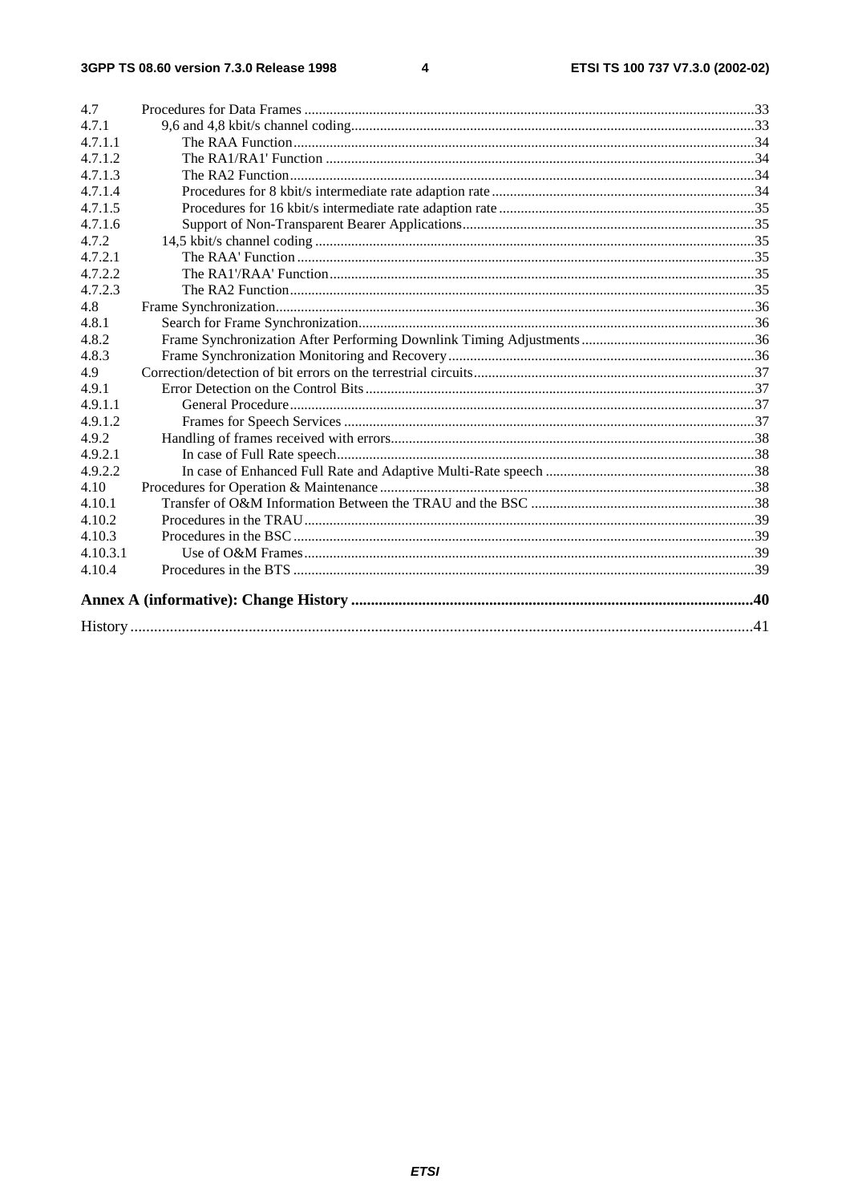4.7 Procedures for Data Frames ....33
4.7.1 9,6 and 4,8 kbit/s channel coding....33
4.7.1.1 The RAA Function....34
4.7.1.2 The RA1/RA1' Function ....34
4.7.1.3 The RA2 Function....34
4.7.1.4 Procedures for 8 kbit/s intermediate rate adaption rate ....34
4.7.1.5 Procedures for 16 kbit/s intermediate rate adaption rate ....35
4.7.1.6 Support of Non-Transparent Bearer Applications....35
4.7.2 14,5 kbit/s channel coding ....35
4.7.2.1 The RAA' Function ....35
4.7.2.2 The RA1'/RAA' Function....35
4.7.2.3 The RA2 Function....35
4.8 Frame Synchronization....36
4.8.1 Search for Frame Synchronization....36
4.8.2 Frame Synchronization After Performing Downlink Timing Adjustments ....36
4.8.3 Frame Synchronization Monitoring and Recovery....36
4.9 Correction/detection of bit errors on the terrestrial circuits....37
4.9.1 Error Detection on the Control Bits....37
4.9.1.1 General Procedure....37
4.9.1.2 Frames for Speech Services ....37
4.9.2 Handling of frames received with errors....38
4.9.2.1 In case of Full Rate speech....38
4.9.2.2 In case of Enhanced Full Rate and Adaptive Multi-Rate speech ....38
4.10 Procedures for Operation & Maintenance ....38
4.10.1 Transfer of O&M Information Between the TRAU and the BSC ....38
4.10.2 Procedures in the TRAU....39
4.10.3 Procedures in the BSC ....39
4.10.3.1 Use of O&M Frames....39
4.10.4 Procedures in the BTS ....39

**Annex A (informative): Change History ....40**

History ....41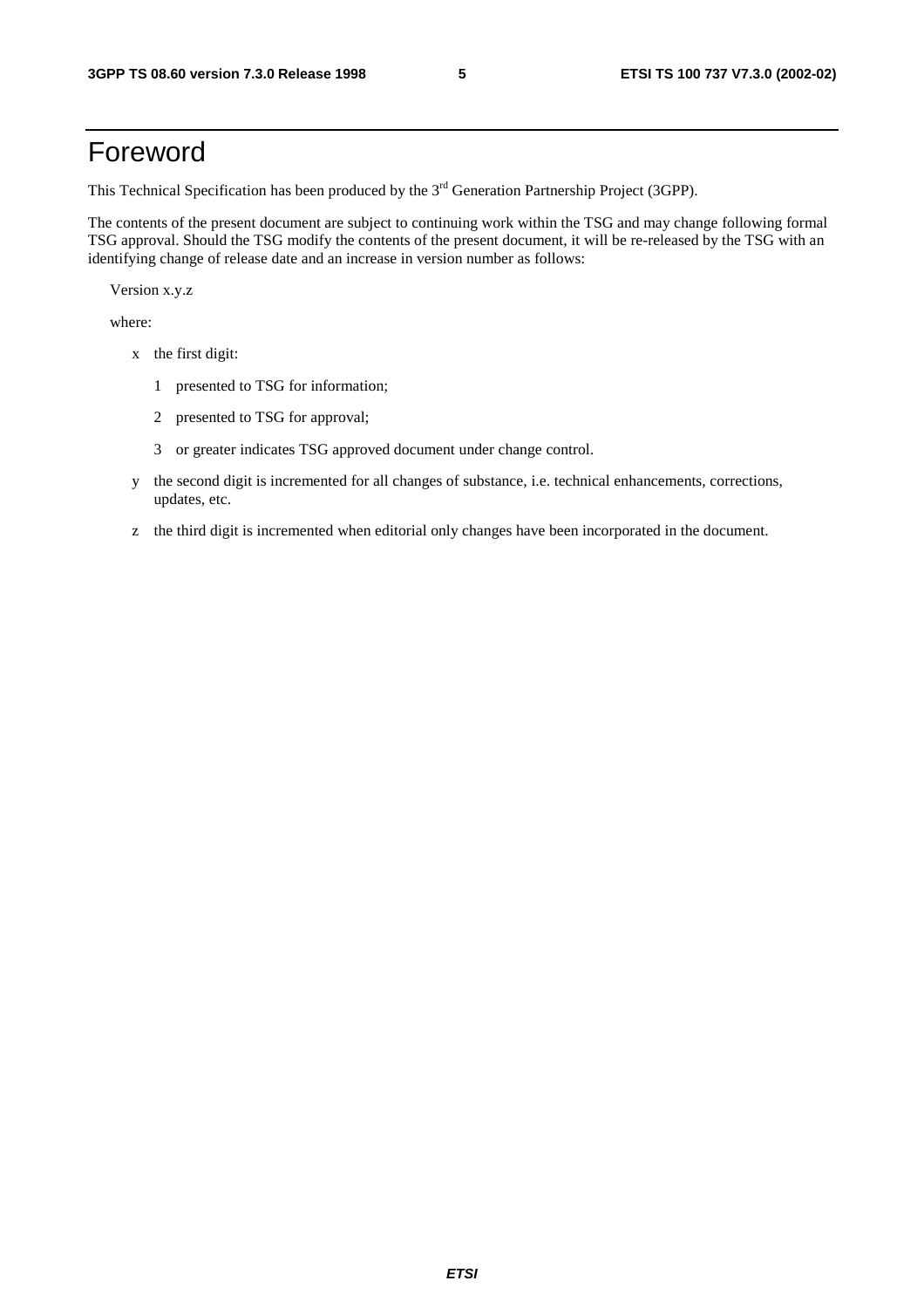# Foreword

This Technical Specification has been produced by the 3rd Generation Partnership Project (3GPP).

The contents of the present document are subject to continuing work within the TSG and may change following formal TSG approval. Should the TSG modify the contents of the present document, it will be re-released by the TSG with an identifying change of release date and an increase in version number as follows:

Version x.y.z

where:

- x the first digit:
  - 1 presented to TSG for information;
  - 2 presented to TSG for approval;
  - 3 or greater indicates TSG approved document under change control.
- y the second digit is incremented for all changes of substance, i.e. technical enhancements, corrections, updates, etc.
- z the third digit is incremented when editorial only changes have been incorporated in the document.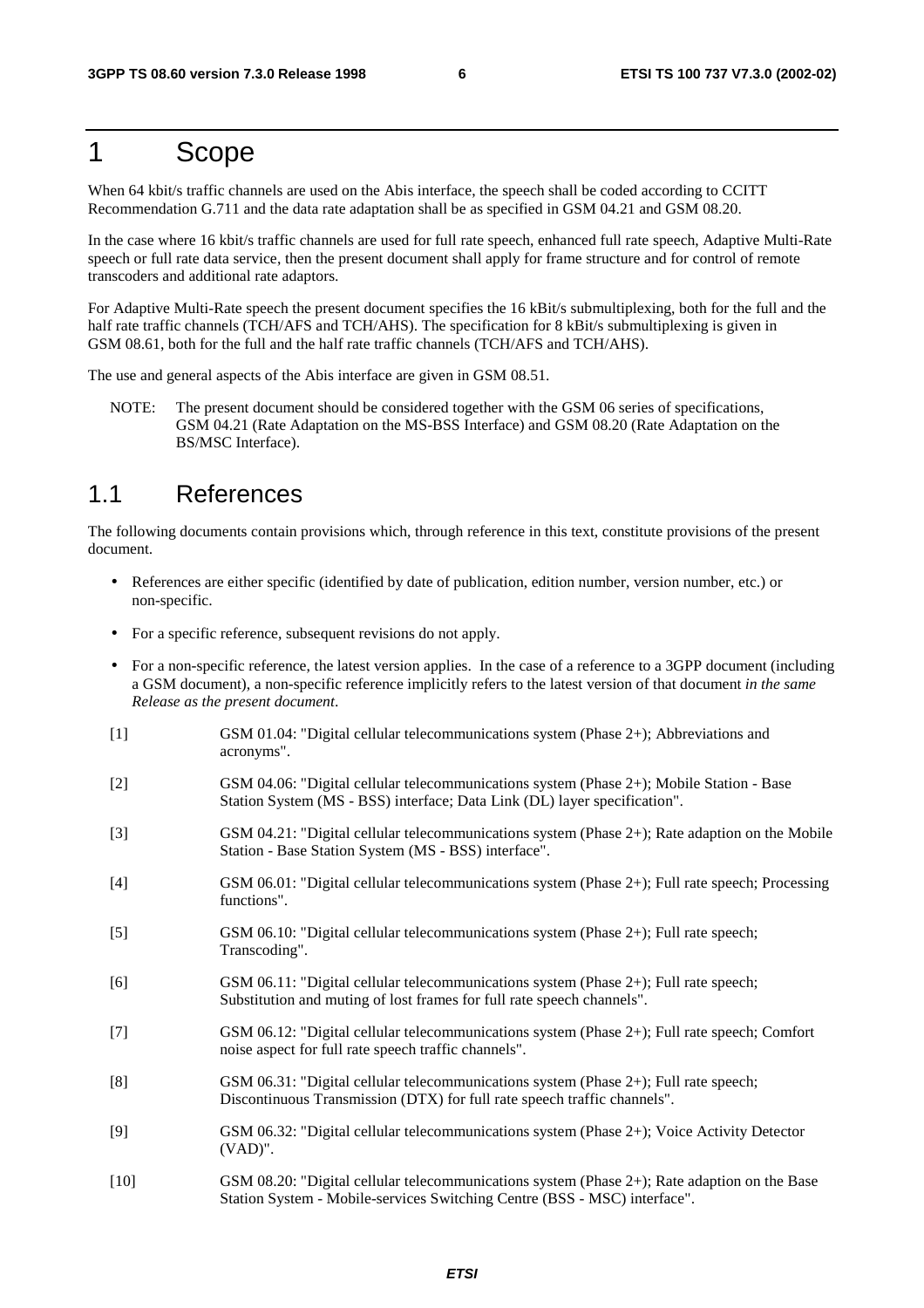# 1 Scope

When 64 kbit/s traffic channels are used on the Abis interface, the speech shall be coded according to CCITT Recommendation G.711 and the data rate adaptation shall be as specified in GSM 04.21 and GSM 08.20.

In the case where 16 kbit/s traffic channels are used for full rate speech, enhanced full rate speech, Adaptive Multi-Rate speech or full rate data service, then the present document shall apply for frame structure and for control of remote transcoders and additional rate adaptors.

For Adaptive Multi-Rate speech the present document specifies the 16 kBit/s submultiplexing, both for the full and the half rate traffic channels (TCH/AFS and TCH/AHS). The specification for 8 kBit/s submultiplexing is given in GSM 08.61, both for the full and the half rate traffic channels (TCH/AFS and TCH/AHS).

The use and general aspects of the Abis interface are given in GSM 08.51.

NOTE: The present document should be considered together with the GSM 06 series of specifications, GSM 04.21 (Rate Adaptation on the MS-BSS Interface) and GSM 08.20 (Rate Adaptation on the BS/MSC Interface).

## 1.1 References

The following documents contain provisions which, through reference in this text, constitute provisions of the present document.

- References are either specific (identified by date of publication, edition number, version number, etc.) or non-specific.
- For a specific reference, subsequent revisions do not apply.
- For a non-specific reference, the latest version applies. In the case of a reference to a 3GPP document (including a GSM document), a non-specific reference implicitly refers to the latest version of that document *in the same Release as the present document*.

[1] GSM 01.04: "Digital cellular telecommunications system (Phase 2+); Abbreviations and acronyms".

[2] GSM 04.06: "Digital cellular telecommunications system (Phase 2+); Mobile Station - Base Station System (MS - BSS) interface; Data Link (DL) layer specification".

[3] GSM 04.21: "Digital cellular telecommunications system (Phase 2+); Rate adaption on the Mobile Station - Base Station System (MS - BSS) interface".

[4] GSM 06.01: "Digital cellular telecommunications system (Phase 2+); Full rate speech; Processing functions".

[5] GSM 06.10: "Digital cellular telecommunications system (Phase 2+); Full rate speech; Transcoding".

[6] GSM 06.11: "Digital cellular telecommunications system (Phase 2+); Full rate speech; Substitution and muting of lost frames for full rate speech channels".

[7] GSM 06.12: "Digital cellular telecommunications system (Phase 2+); Full rate speech; Comfort noise aspect for full rate speech traffic channels".

[8] GSM 06.31: "Digital cellular telecommunications system (Phase 2+); Full rate speech; Discontinuous Transmission (DTX) for full rate speech traffic channels".

[9] GSM 06.32: "Digital cellular telecommunications system (Phase 2+); Voice Activity Detector (VAD)".

[10] GSM 08.20: "Digital cellular telecommunications system (Phase 2+); Rate adaption on the Base Station System - Mobile-services Switching Centre (BSS - MSC) interface".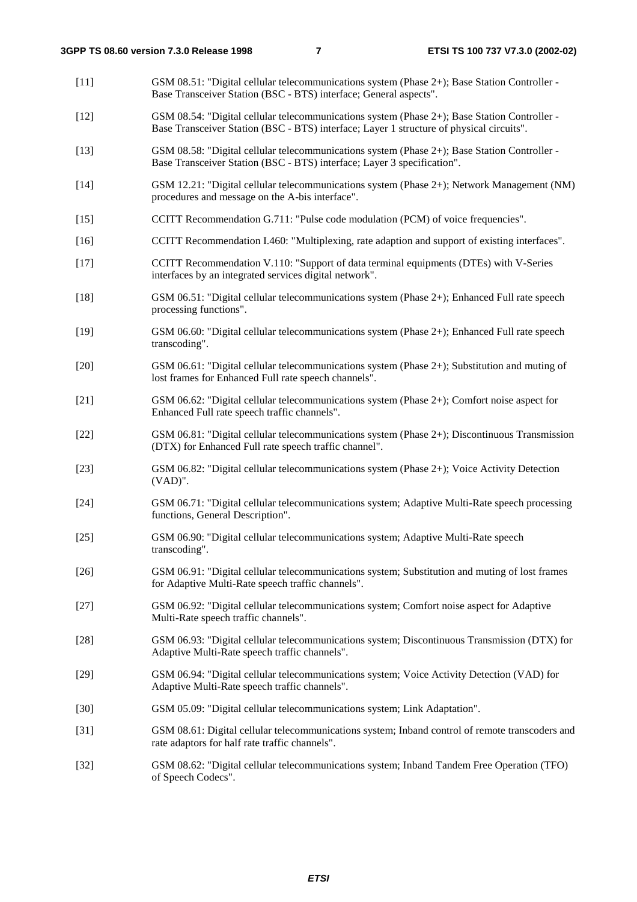[11] GSM 08.51: "Digital cellular telecommunications system (Phase 2+); Base Station Controller - Base Transceiver Station (BSC - BTS) interface; General aspects".

[12] GSM 08.54: "Digital cellular telecommunications system (Phase 2+); Base Station Controller - Base Transceiver Station (BSC - BTS) interface; Layer 1 structure of physical circuits".

[13] GSM 08.58: "Digital cellular telecommunications system (Phase 2+); Base Station Controller - Base Transceiver Station (BSC - BTS) interface; Layer 3 specification".

[14] GSM 12.21: "Digital cellular telecommunications system (Phase 2+); Network Management (NM) procedures and message on the A-bis interface".

[15] CCITT Recommendation G.711: "Pulse code modulation (PCM) of voice frequencies".

[16] CCITT Recommendation I.460: "Multiplexing, rate adaption and support of existing interfaces".

[17] CCITT Recommendation V.110: "Support of data terminal equipments (DTEs) with V-Series interfaces by an integrated services digital network".

[18] GSM 06.51: "Digital cellular telecommunications system (Phase 2+); Enhanced Full rate speech processing functions".

[19] GSM 06.60: "Digital cellular telecommunications system (Phase 2+); Enhanced Full rate speech transcoding".

[20] GSM 06.61: "Digital cellular telecommunications system (Phase 2+); Substitution and muting of lost frames for Enhanced Full rate speech channels".

[21] GSM 06.62: "Digital cellular telecommunications system (Phase 2+); Comfort noise aspect for Enhanced Full rate speech traffic channels".

[22] GSM 06.81: "Digital cellular telecommunications system (Phase 2+); Discontinuous Transmission (DTX) for Enhanced Full rate speech traffic channel".

[23] GSM 06.82: "Digital cellular telecommunications system (Phase 2+); Voice Activity Detection (VAD)".

[24] GSM 06.71: "Digital cellular telecommunications system; Adaptive Multi-Rate speech processing functions, General Description".

[25] GSM 06.90: "Digital cellular telecommunications system; Adaptive Multi-Rate speech transcoding".

[26] GSM 06.91: "Digital cellular telecommunications system; Substitution and muting of lost frames for Adaptive Multi-Rate speech traffic channels".

[27] GSM 06.92: "Digital cellular telecommunications system; Comfort noise aspect for Adaptive Multi-Rate speech traffic channels".

[28] GSM 06.93: "Digital cellular telecommunications system; Discontinuous Transmission (DTX) for Adaptive Multi-Rate speech traffic channels".

[29] GSM 06.94: "Digital cellular telecommunications system; Voice Activity Detection (VAD) for Adaptive Multi-Rate speech traffic channels".

[30] GSM 05.09: "Digital cellular telecommunications system; Link Adaptation".

[31] GSM 08.61: Digital cellular telecommunications system; Inband control of remote transcoders and rate adaptors for half rate traffic channels".

[32] GSM 08.62: "Digital cellular telecommunications system; Inband Tandem Free Operation (TFO) of Speech Codecs".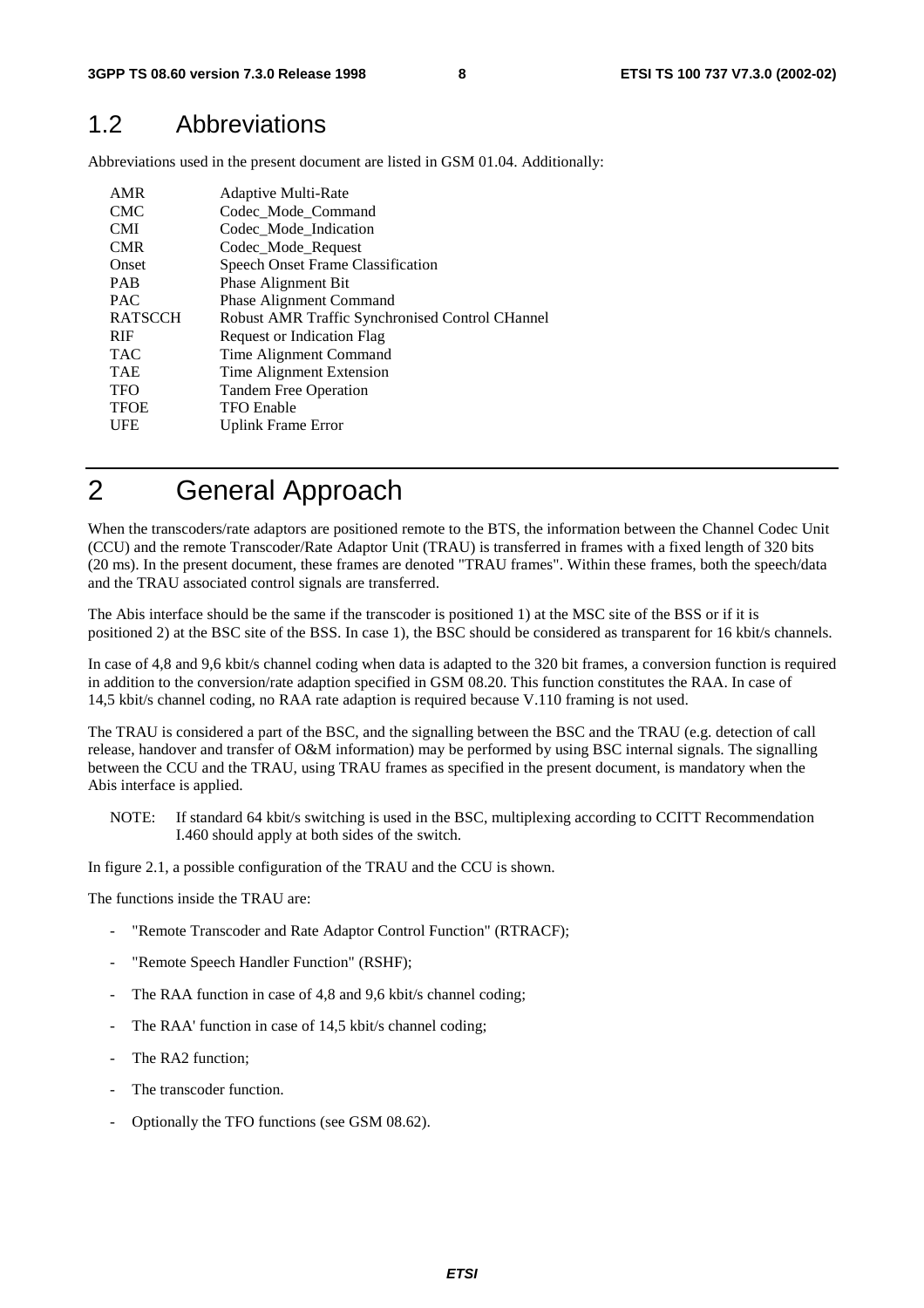## 1.2 Abbreviations

Abbreviations used in the present document are listed in GSM 01.04. Additionally:

| | |
|---|---|
| AMR | Adaptive Multi-Rate |
| CMC | Codec_Mode_Command |
| CMI | Codec_Mode_Indication |
| CMR | Codec_Mode_Request |
| Onset | Speech Onset Frame Classification |
| PAB | Phase Alignment Bit |
| PAC | Phase Alignment Command |
| RATSCCH | Robust AMR Traffic Synchronised Control CHannel |
| RIF | Request or Indication Flag |
| TAC | Time Alignment Command |
| TAE | Time Alignment Extension |
| TFO | Tandem Free Operation |
| TFOE | TFO Enable |
| UFE | Uplink Frame Error |

# 2 General Approach

When the transcoders/rate adaptors are positioned remote to the BTS, the information between the Channel Codec Unit (CCU) and the remote Transcoder/Rate Adaptor Unit (TRAU) is transferred in frames with a fixed length of 320 bits (20 ms). In the present document, these frames are denoted "TRAU frames". Within these frames, both the speech/data and the TRAU associated control signals are transferred.

The Abis interface should be the same if the transcoder is positioned 1) at the MSC site of the BSS or if it is positioned 2) at the BSC site of the BSS. In case 1), the BSC should be considered as transparent for 16 kbit/s channels.

In case of 4,8 and 9,6 kbit/s channel coding when data is adapted to the 320 bit frames, a conversion function is required in addition to the conversion/rate adaption specified in GSM 08.20. This function constitutes the RAA. In case of 14,5 kbit/s channel coding, no RAA rate adaption is required because V.110 framing is not used.

The TRAU is considered a part of the BSC, and the signalling between the BSC and the TRAU (e.g. detection of call release, handover and transfer of O&M information) may be performed by using BSC internal signals. The signalling between the CCU and the TRAU, using TRAU frames as specified in the present document, is mandatory when the Abis interface is applied.

NOTE: If standard 64 kbit/s switching is used in the BSC, multiplexing according to CCITT Recommendation I.460 should apply at both sides of the switch.

In figure 2.1, a possible configuration of the TRAU and the CCU is shown.

The functions inside the TRAU are:

- "Remote Transcoder and Rate Adaptor Control Function" (RTRACF);
- "Remote Speech Handler Function" (RSHF);
- The RAA function in case of 4,8 and 9,6 kbit/s channel coding;
- The RAA' function in case of 14,5 kbit/s channel coding;
- The RA2 function;
- The transcoder function.
- Optionally the TFO functions (see GSM 08.62).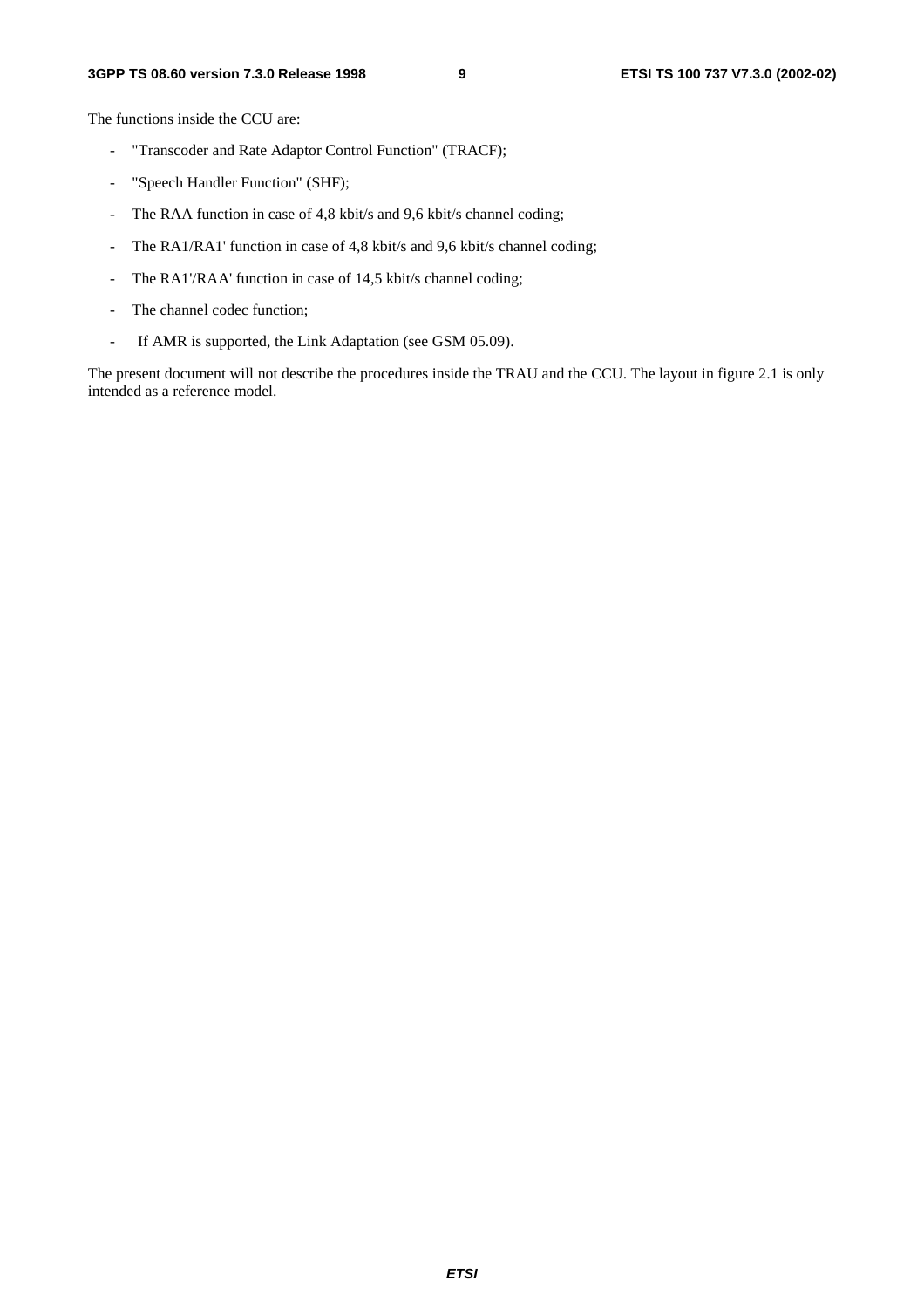The functions inside the CCU are:

- "Transcoder and Rate Adaptor Control Function" (TRACF);
- "Speech Handler Function" (SHF);
- The RAA function in case of 4,8 kbit/s and 9,6 kbit/s channel coding;
- The RA1/RA1' function in case of 4,8 kbit/s and 9,6 kbit/s channel coding;
- The RA1'/RAA' function in case of 14,5 kbit/s channel coding;
- The channel codec function;
- If AMR is supported, the Link Adaptation (see GSM 05.09).

The present document will not describe the procedures inside the TRAU and the CCU. The layout in figure 2.1 is only intended as a reference model.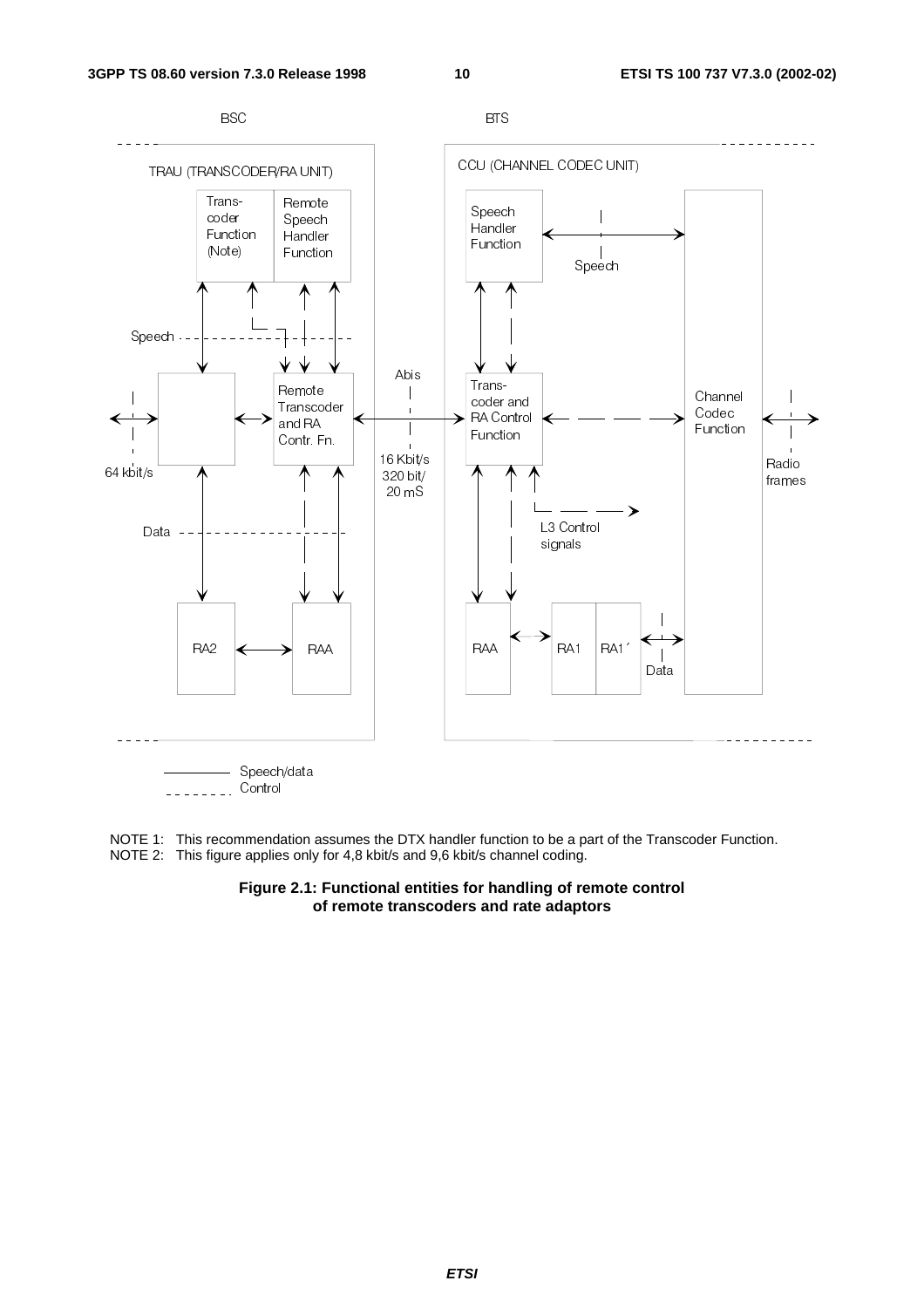NOTE 1: This recommendation assumes the DTX handler function to be a part of the Transcoder Function.
NOTE 2: This figure applies only for 4,8 kbit/s and 9,6 kbit/s channel coding.

**Figure 2.1: Functional entities for handling of remote control of remote transcoders and rate adaptors**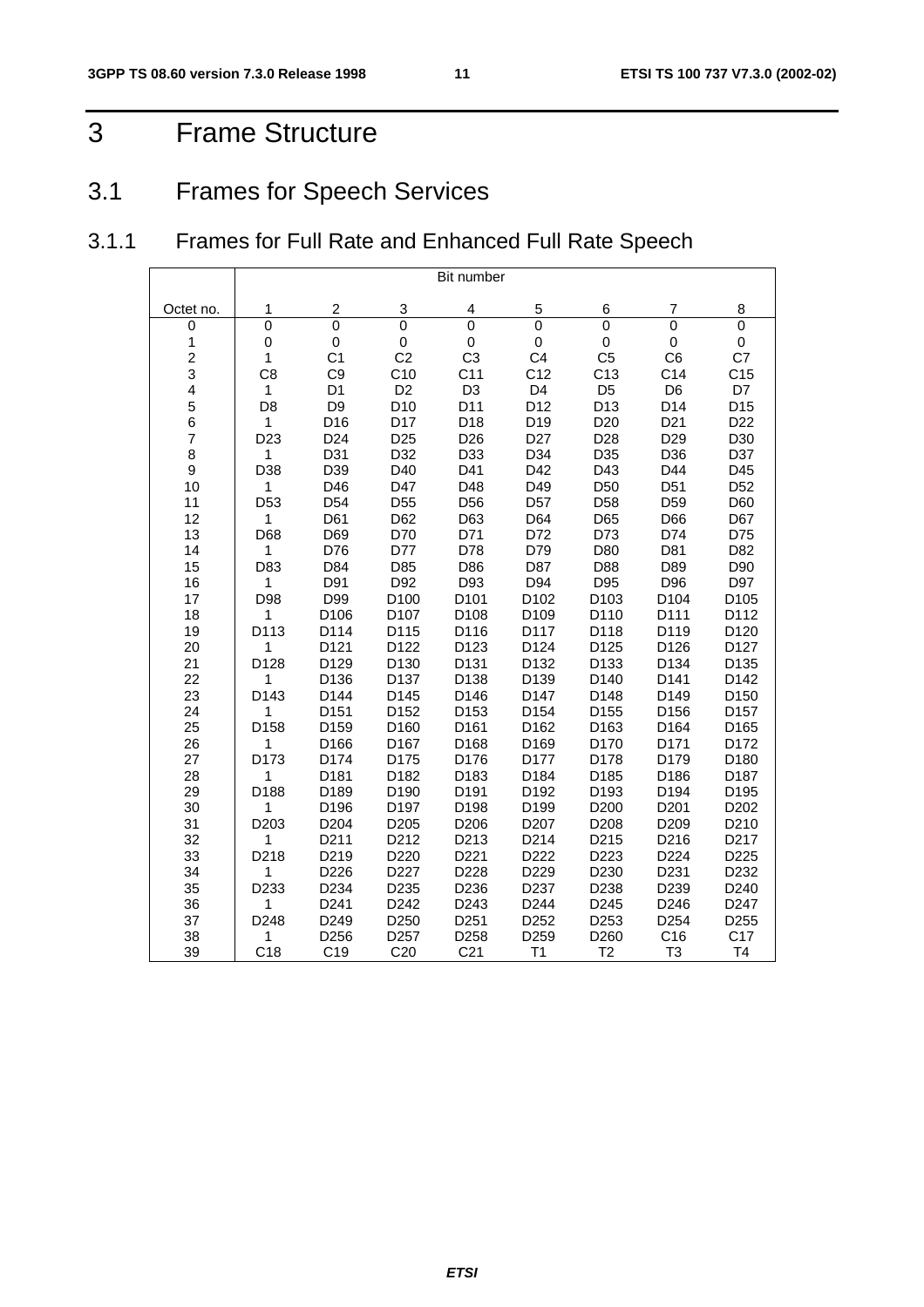# 3 Frame Structure

## 3.1 Frames for Speech Services

### 3.1.1 Frames for Full Rate and Enhanced Full Rate Speech

| | Bit number | | | | | | | |
|---|---|---|---|---|---|---|---|---|
| Octet no. | 1 | 2 | 3 | 4 | 5 | 6 | 7 | 8 |
| 0 | 0 | 0 | 0 | 0 | 0 | 0 | 0 | 0 |
| 1 | 0 | 0 | 0 | 0 | 0 | 0 | 0 | 0 |
| 2 | 1 | C1 | C2 | C3 | C4 | C5 | C6 | C7 |
| 3 | C8 | C9 | C10 | C11 | C12 | C13 | C14 | C15 |
| 4 | 1 | D1 | D2 | D3 | D4 | D5 | D6 | D7 |
| 5 | D8 | D9 | D10 | D11 | D12 | D13 | D14 | D15 |
| 6 | 1 | D16 | D17 | D18 | D19 | D20 | D21 | D22 |
| 7 | D23 | D24 | D25 | D26 | D27 | D28 | D29 | D30 |
| 8 | 1 | D31 | D32 | D33 | D34 | D35 | D36 | D37 |
| 9 | D38 | D39 | D40 | D41 | D42 | D43 | D44 | D45 |
| 10 | 1 | D46 | D47 | D48 | D49 | D50 | D51 | D52 |
| 11 | D53 | D54 | D55 | D56 | D57 | D58 | D59 | D60 |
| 12 | 1 | D61 | D62 | D63 | D64 | D65 | D66 | D67 |
| 13 | D68 | D69 | D70 | D71 | D72 | D73 | D74 | D75 |
| 14 | 1 | D76 | D77 | D78 | D79 | D80 | D81 | D82 |
| 15 | D83 | D84 | D85 | D86 | D87 | D88 | D89 | D90 |
| 16 | 1 | D91 | D92 | D93 | D94 | D95 | D96 | D97 |
| 17 | D98 | D99 | D100 | D101 | D102 | D103 | D104 | D105 |
| 18 | 1 | D106 | D107 | D108 | D109 | D110 | D111 | D112 |
| 19 | D113 | D114 | D115 | D116 | D117 | D118 | D119 | D120 |
| 20 | 1 | D121 | D122 | D123 | D124 | D125 | D126 | D127 |
| 21 | D128 | D129 | D130 | D131 | D132 | D133 | D134 | D135 |
| 22 | 1 | D136 | D137 | D138 | D139 | D140 | D141 | D142 |
| 23 | D143 | D144 | D145 | D146 | D147 | D148 | D149 | D150 |
| 24 | 1 | D151 | D152 | D153 | D154 | D155 | D156 | D157 |
| 25 | D158 | D159 | D160 | D161 | D162 | D163 | D164 | D165 |
| 26 | 1 | D166 | D167 | D168 | D169 | D170 | D171 | D172 |
| 27 | D173 | D174 | D175 | D176 | D177 | D178 | D179 | D180 |
| 28 | 1 | D181 | D182 | D183 | D184 | D185 | D186 | D187 |
| 29 | D188 | D189 | D190 | D191 | D192 | D193 | D194 | D195 |
| 30 | 1 | D196 | D197 | D198 | D199 | D200 | D201 | D202 |
| 31 | D203 | D204 | D205 | D206 | D207 | D208 | D209 | D210 |
| 32 | 1 | D211 | D212 | D213 | D214 | D215 | D216 | D217 |
| 33 | D218 | D219 | D220 | D221 | D222 | D223 | D224 | D225 |
| 34 | 1 | D226 | D227 | D228 | D229 | D230 | D231 | D232 |
| 35 | D233 | D234 | D235 | D236 | D237 | D238 | D239 | D240 |
| 36 | 1 | D241 | D242 | D243 | D244 | D245 | D246 | D247 |
| 37 | D248 | D249 | D250 | D251 | D252 | D253 | D254 | D255 |
| 38 | 1 | D256 | D257 | D258 | D259 | D260 | C16 | C17 |
| 39 | C18 | C19 | C20 | C21 | T1 | T2 | T3 | T4 |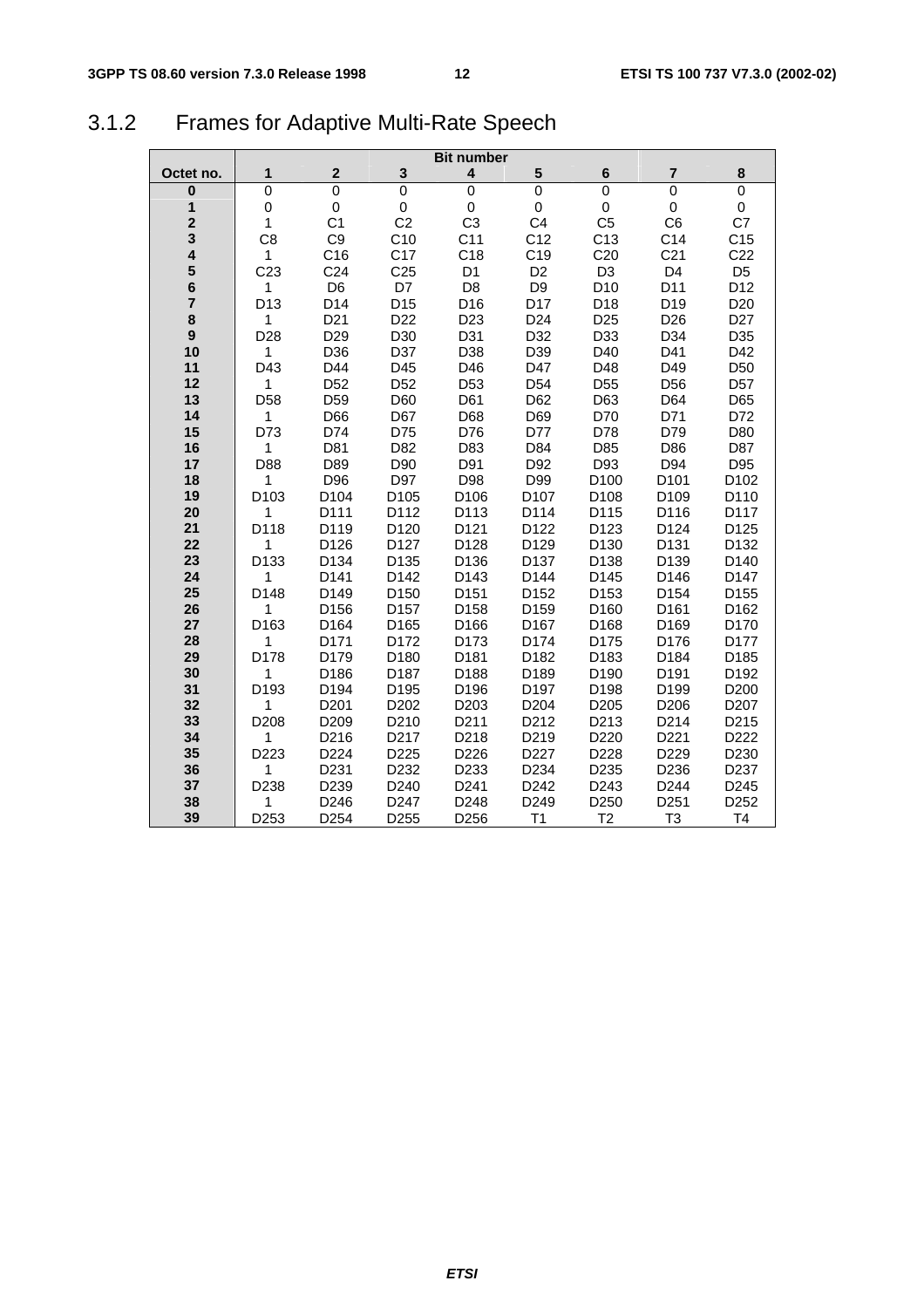### 3.1.2 Frames for Adaptive Multi-Rate Speech

| | Bit number | | | | | | | |
|---|---|---|---|---|---|---|---|---|
| **Octet no.** | **1** | **2** | **3** | **4** | **5** | **6** | **7** | **8** |
| **0** | 0 | 0 | 0 | 0 | 0 | 0 | 0 | 0 |
| **1** | 0 | 0 | 0 | 0 | 0 | 0 | 0 | 0 |
| **2** | 1 | C1 | C2 | C3 | C4 | C5 | C6 | C7 |
| **3** | C8 | C9 | C10 | C11 | C12 | C13 | C14 | C15 |
| **4** | 1 | C16 | C17 | C18 | C19 | C20 | C21 | C22 |
| **5** | C23 | C24 | C25 | D1 | D2 | D3 | D4 | D5 |
| **6** | 1 | D6 | D7 | D8 | D9 | D10 | D11 | D12 |
| **7** | D13 | D14 | D15 | D16 | D17 | D18 | D19 | D20 |
| **8** | 1 | D21 | D22 | D23 | D24 | D25 | D26 | D27 |
| **9** | D28 | D29 | D30 | D31 | D32 | D33 | D34 | D35 |
| **10** | 1 | D36 | D37 | D38 | D39 | D40 | D41 | D42 |
| **11** | D43 | D44 | D45 | D46 | D47 | D48 | D49 | D50 |
| **12** | 1 | D52 | D52 | D53 | D54 | D55 | D56 | D57 |
| **13** | D58 | D59 | D60 | D61 | D62 | D63 | D64 | D65 |
| **14** | 1 | D66 | D67 | D68 | D69 | D70 | D71 | D72 |
| **15** | D73 | D74 | D75 | D76 | D77 | D78 | D79 | D80 |
| **16** | 1 | D81 | D82 | D83 | D84 | D85 | D86 | D87 |
| **17** | D88 | D89 | D90 | D91 | D92 | D93 | D94 | D95 |
| **18** | 1 | D96 | D97 | D98 | D99 | D100 | D101 | D102 |
| **19** | D103 | D104 | D105 | D106 | D107 | D108 | D109 | D110 |
| **20** | 1 | D111 | D112 | D113 | D114 | D115 | D116 | D117 |
| **21** | D118 | D119 | D120 | D121 | D122 | D123 | D124 | D125 |
| **22** | 1 | D126 | D127 | D128 | D129 | D130 | D131 | D132 |
| **23** | D133 | D134 | D135 | D136 | D137 | D138 | D139 | D140 |
| **24** | 1 | D141 | D142 | D143 | D144 | D145 | D146 | D147 |
| **25** | D148 | D149 | D150 | D151 | D152 | D153 | D154 | D155 |
| **26** | 1 | D156 | D157 | D158 | D159 | D160 | D161 | D162 |
| **27** | D163 | D164 | D165 | D166 | D167 | D168 | D169 | D170 |
| **28** | 1 | D171 | D172 | D173 | D174 | D175 | D176 | D177 |
| **29** | D178 | D179 | D180 | D181 | D182 | D183 | D184 | D185 |
| **30** | 1 | D186 | D187 | D188 | D189 | D190 | D191 | D192 |
| **31** | D193 | D194 | D195 | D196 | D197 | D198 | D199 | D200 |
| **32** | 1 | D201 | D202 | D203 | D204 | D205 | D206 | D207 |
| **33** | D208 | D209 | D210 | D211 | D212 | D213 | D214 | D215 |
| **34** | 1 | D216 | D217 | D218 | D219 | D220 | D221 | D222 |
| **35** | D223 | D224 | D225 | D226 | D227 | D228 | D229 | D230 |
| **36** | 1 | D231 | D232 | D233 | D234 | D235 | D236 | D237 |
| **37** | D238 | D239 | D240 | D241 | D242 | D243 | D244 | D245 |
| **38** | 1 | D246 | D247 | D248 | D249 | D250 | D251 | D252 |
| **39** | D253 | D254 | D255 | D256 | T1 | T2 | T3 | T4 |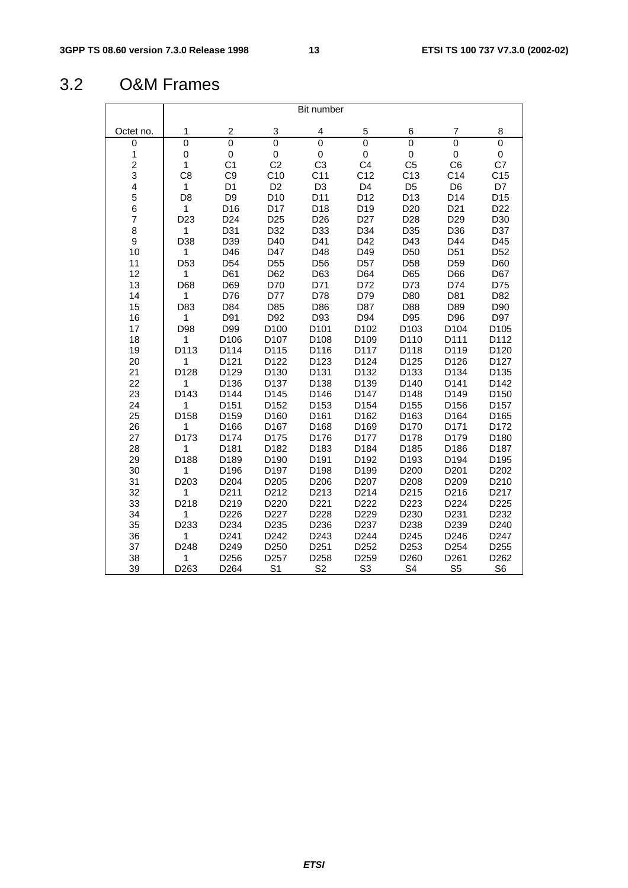## 3.2 O&M Frames

| | Bit number | | | | | | | |
|---|---|---|---|---|---|---|---|---|
| Octet no. | 1 | 2 | 3 | 4 | 5 | 6 | 7 | 8 |
| 0 | 0 | 0 | 0 | 0 | 0 | 0 | 0 | 0 |
| 1 | 0 | 0 | 0 | 0 | 0 | 0 | 0 | 0 |
| 2 | 1 | C1 | C2 | C3 | C4 | C5 | C6 | C7 |
| 3 | C8 | C9 | C10 | C11 | C12 | C13 | C14 | C15 |
| 4 | 1 | D1 | D2 | D3 | D4 | D5 | D6 | D7 |
| 5 | D8 | D9 | D10 | D11 | D12 | D13 | D14 | D15 |
| 6 | 1 | D16 | D17 | D18 | D19 | D20 | D21 | D22 |
| 7 | D23 | D24 | D25 | D26 | D27 | D28 | D29 | D30 |
| 8 | 1 | D31 | D32 | D33 | D34 | D35 | D36 | D37 |
| 9 | D38 | D39 | D40 | D41 | D42 | D43 | D44 | D45 |
| 10 | 1 | D46 | D47 | D48 | D49 | D50 | D51 | D52 |
| 11 | D53 | D54 | D55 | D56 | D57 | D58 | D59 | D60 |
| 12 | 1 | D61 | D62 | D63 | D64 | D65 | D66 | D67 |
| 13 | D68 | D69 | D70 | D71 | D72 | D73 | D74 | D75 |
| 14 | 1 | D76 | D77 | D78 | D79 | D80 | D81 | D82 |
| 15 | D83 | D84 | D85 | D86 | D87 | D88 | D89 | D90 |
| 16 | 1 | D91 | D92 | D93 | D94 | D95 | D96 | D97 |
| 17 | D98 | D99 | D100 | D101 | D102 | D103 | D104 | D105 |
| 18 | 1 | D106 | D107 | D108 | D109 | D110 | D111 | D112 |
| 19 | D113 | D114 | D115 | D116 | D117 | D118 | D119 | D120 |
| 20 | 1 | D121 | D122 | D123 | D124 | D125 | D126 | D127 |
| 21 | D128 | D129 | D130 | D131 | D132 | D133 | D134 | D135 |
| 22 | 1 | D136 | D137 | D138 | D139 | D140 | D141 | D142 |
| 23 | D143 | D144 | D145 | D146 | D147 | D148 | D149 | D150 |
| 24 | 1 | D151 | D152 | D153 | D154 | D155 | D156 | D157 |
| 25 | D158 | D159 | D160 | D161 | D162 | D163 | D164 | D165 |
| 26 | 1 | D166 | D167 | D168 | D169 | D170 | D171 | D172 |
| 27 | D173 | D174 | D175 | D176 | D177 | D178 | D179 | D180 |
| 28 | 1 | D181 | D182 | D183 | D184 | D185 | D186 | D187 |
| 29 | D188 | D189 | D190 | D191 | D192 | D193 | D194 | D195 |
| 30 | 1 | D196 | D197 | D198 | D199 | D200 | D201 | D202 |
| 31 | D203 | D204 | D205 | D206 | D207 | D208 | D209 | D210 |
| 32 | 1 | D211 | D212 | D213 | D214 | D215 | D216 | D217 |
| 33 | D218 | D219 | D220 | D221 | D222 | D223 | D224 | D225 |
| 34 | 1 | D226 | D227 | D228 | D229 | D230 | D231 | D232 |
| 35 | D233 | D234 | D235 | D236 | D237 | D238 | D239 | D240 |
| 36 | 1 | D241 | D242 | D243 | D244 | D245 | D246 | D247 |
| 37 | D248 | D249 | D250 | D251 | D252 | D253 | D254 | D255 |
| 38 | 1 | D256 | D257 | D258 | D259 | D260 | D261 | D262 |
| 39 | D263 | D264 | S1 | S2 | S3 | S4 | S5 | S6 |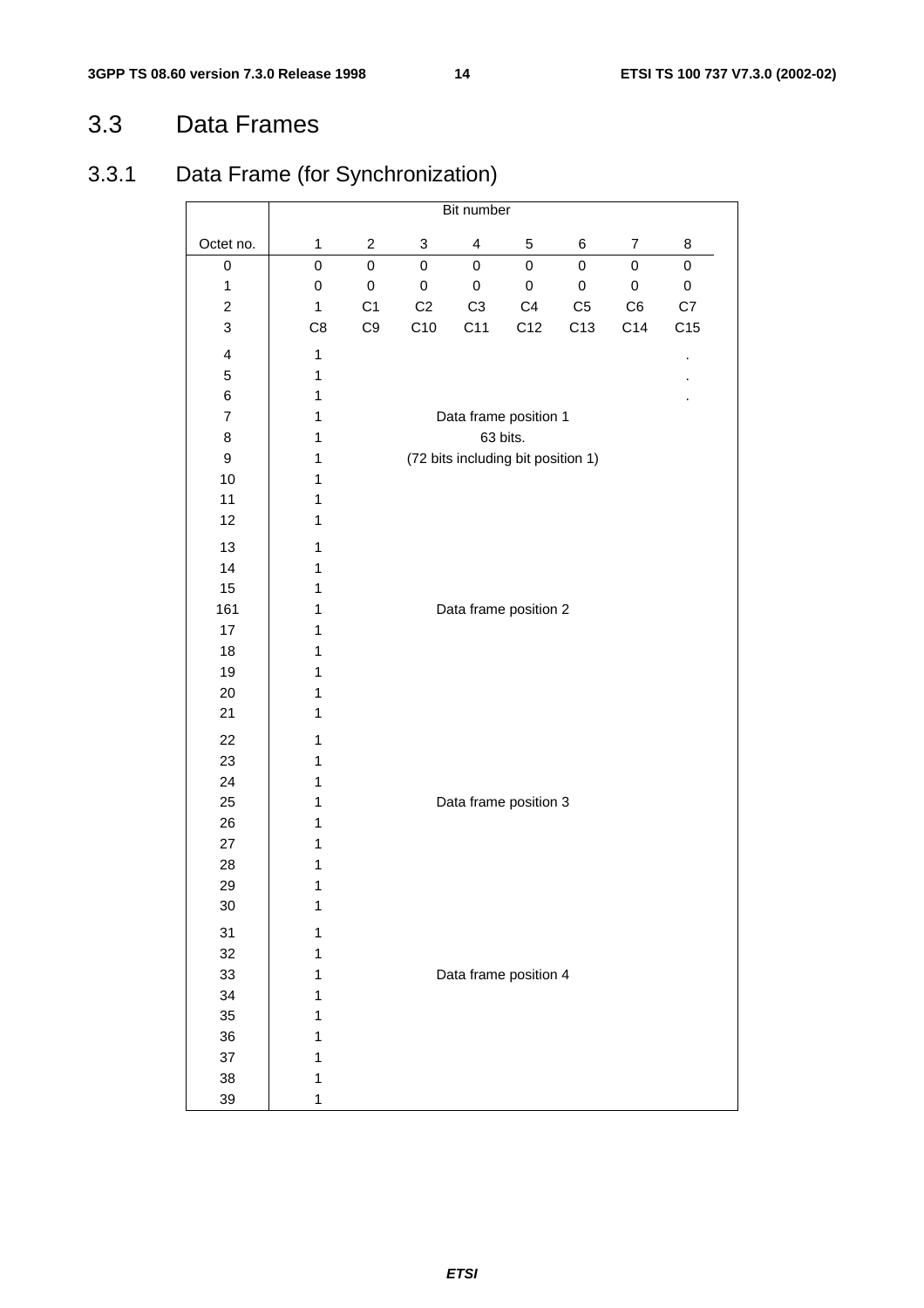## 3.3 Data Frames

### 3.3.1 Data Frame (for Synchronization)

| Octet no. | Bit number 1 | 2 | 3 | 4 | 5 | 6 | 7 | 8 |
|---|---|---|---|---|---|---|---|---|
| 0 | 0 | 0 | 0 | 0 | 0 | 0 | 0 | 0 |
| 1 | 0 | 0 | 0 | 0 | 0 | 0 | 0 | 0 |
| 2 | 1 | C1 | C2 | C3 | C4 | C5 | C6 | C7 |
| 3 | C8 | C9 | C10 | C11 | C12 | C13 | C14 | C15 |
| 4 | 1 | | | | | | | . |
| 5 | 1 | | | | | | | . |
| 6 | 1 | | | | | | | . |
| 7 | 1 | Data frame position 1 | | | | | | |
| 8 | 1 | 63 bits. | | | | | | |
| 9 | 1 | (72 bits including bit position 1) | | | | | | |
| 10 | 1 | | | | | | | |
| 11 | 1 | | | | | | | |
| 12 | 1 | | | | | | | |
| 13 | 1 | | | | | | | |
| 14 | 1 | | | | | | | |
| 15 | 1 | | | | | | | |
| 161 | 1 | Data frame position 2 | | | | | | |
| 17 | 1 | | | | | | | |
| 18 | 1 | | | | | | | |
| 19 | 1 | | | | | | | |
| 20 | 1 | | | | | | | |
| 21 | 1 | | | | | | | |
| 22 | 1 | | | | | | | |
| 23 | 1 | | | | | | | |
| 24 | 1 | | | | | | | |
| 25 | 1 | Data frame position 3 | | | | | | |
| 26 | 1 | | | | | | | |
| 27 | 1 | | | | | | | |
| 28 | 1 | | | | | | | |
| 29 | 1 | | | | | | | |
| 30 | 1 | | | | | | | |
| 31 | 1 | | | | | | | |
| 32 | 1 | | | | | | | |
| 33 | 1 | Data frame position 4 | | | | | | |
| 34 | 1 | | | | | | | |
| 35 | 1 | | | | | | | |
| 36 | 1 | | | | | | | |
| 37 | 1 | | | | | | | |
| 38 | 1 | | | | | | | |
| 39 | 1 | | | | | | | |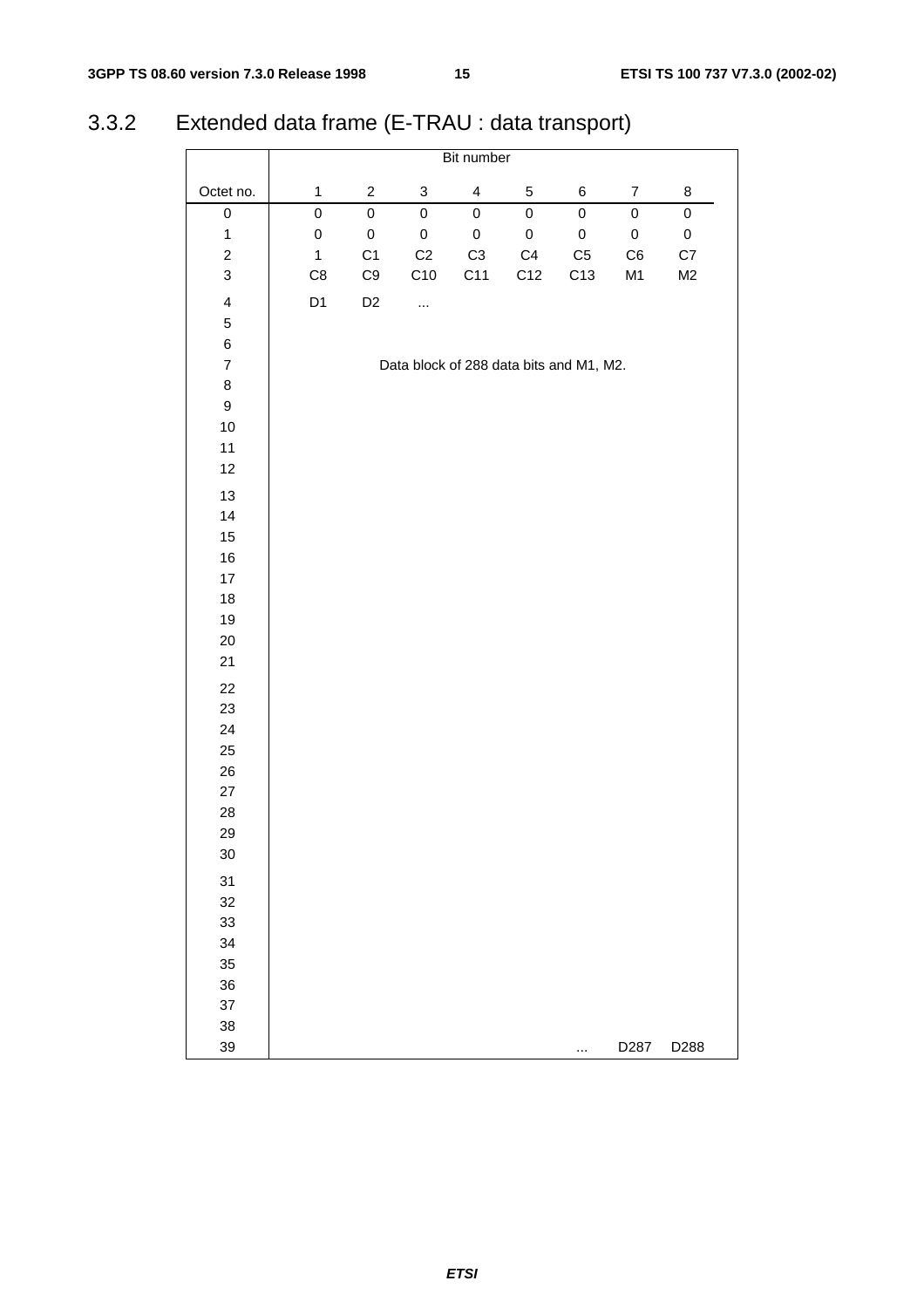### 3.3.2 Extended data frame (E-TRAU : data transport)

| | Bit number | | | | | | | |
|---|---|---|---|---|---|---|---|---|
| Octet no. | 1 | 2 | 3 | 4 | 5 | 6 | 7 | 8 |
| 0 | 0 | 0 | 0 | 0 | 0 | 0 | 0 | 0 |
| 1 | 0 | 0 | 0 | 0 | 0 | 0 | 0 | 0 |
| 2 | 1 | C1 | C2 | C3 | C4 | C5 | C6 | C7 |
| 3 | C8 | C9 | C10 | C11 | C12 | C13 | M1 | M2 |
| 4 | D1 | D2 | ... | | | | | |
| 5 | | | | | | | | |
| 6 | | | | | | | | |
| 7 | Data block of 288 data bits and M1, M2. | | | | | | | |
| 8 | | | | | | | | |
| 9 | | | | | | | | |
| 10 | | | | | | | | |
| 11 | | | | | | | | |
| 12 | | | | | | | | |
| 13 | | | | | | | | |
| 14 | | | | | | | | |
| 15 | | | | | | | | |
| 16 | | | | | | | | |
| 17 | | | | | | | | |
| 18 | | | | | | | | |
| 19 | | | | | | | | |
| 20 | | | | | | | | |
| 21 | | | | | | | | |
| 22 | | | | | | | | |
| 23 | | | | | | | | |
| 24 | | | | | | | | |
| 25 | | | | | | | | |
| 26 | | | | | | | | |
| 27 | | | | | | | | |
| 28 | | | | | | | | |
| 29 | | | | | | | | |
| 30 | | | | | | | | |
| 31 | | | | | | | | |
| 32 | | | | | | | | |
| 33 | | | | | | | | |
| 34 | | | | | | | | |
| 35 | | | | | | | | |
| 36 | | | | | | | | |
| 37 | | | | | | | | |
| 38 | | | | | | | | |
| 39 | | | | | | ... | D287 | D288 |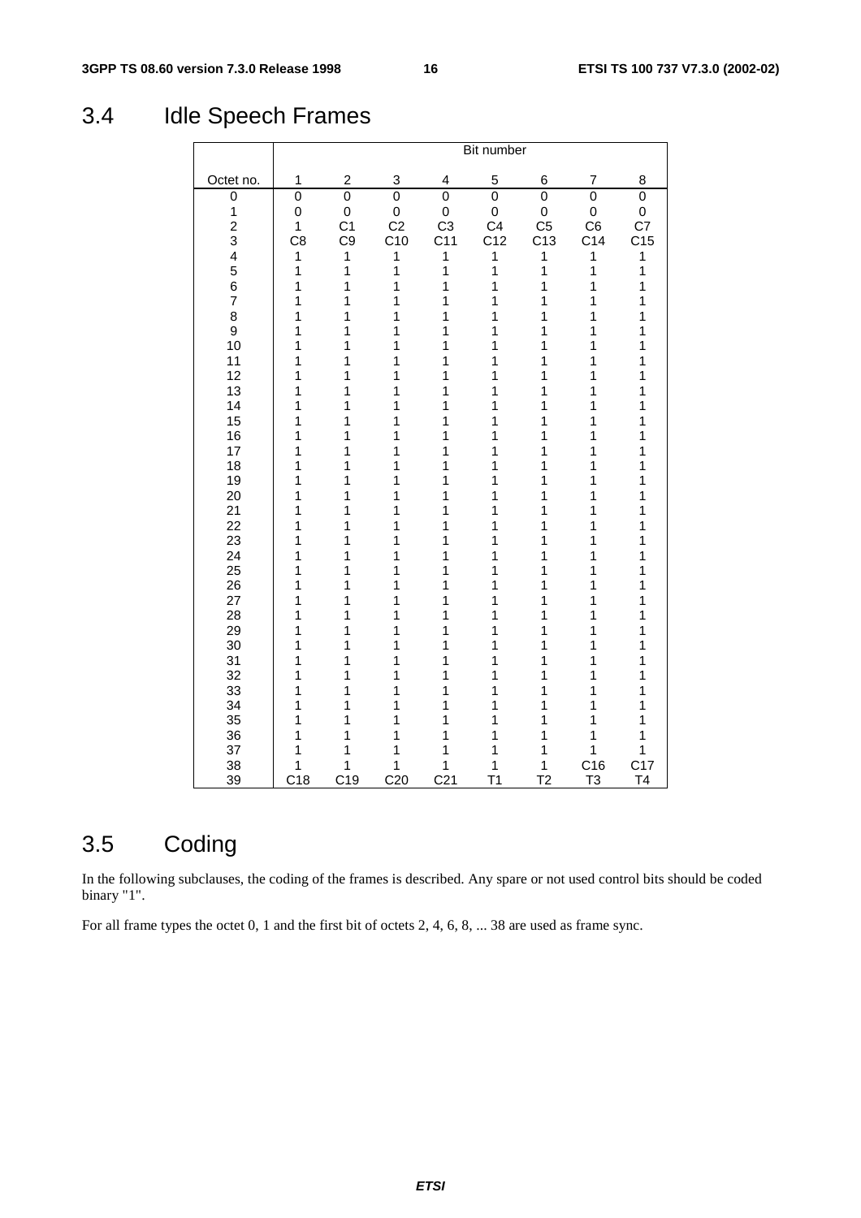## 3.4 Idle Speech Frames

| | Bit number | | | | | | | |
|---|---|---|---|---|---|---|---|---|
| Octet no. | 1 | 2 | 3 | 4 | 5 | 6 | 7 | 8 |
| 0 | 0 | 0 | 0 | 0 | 0 | 0 | 0 | 0 |
| 1 | 0 | 0 | 0 | 0 | 0 | 0 | 0 | 0 |
| 2 | 1 | C1 | C2 | C3 | C4 | C5 | C6 | C7 |
| 3 | C8 | C9 | C10 | C11 | C12 | C13 | C14 | C15 |
| 4 | 1 | 1 | 1 | 1 | 1 | 1 | 1 | 1 |
| 5 | 1 | 1 | 1 | 1 | 1 | 1 | 1 | 1 |
| 6 | 1 | 1 | 1 | 1 | 1 | 1 | 1 | 1 |
| 7 | 1 | 1 | 1 | 1 | 1 | 1 | 1 | 1 |
| 8 | 1 | 1 | 1 | 1 | 1 | 1 | 1 | 1 |
| 9 | 1 | 1 | 1 | 1 | 1 | 1 | 1 | 1 |
| 10 | 1 | 1 | 1 | 1 | 1 | 1 | 1 | 1 |
| 11 | 1 | 1 | 1 | 1 | 1 | 1 | 1 | 1 |
| 12 | 1 | 1 | 1 | 1 | 1 | 1 | 1 | 1 |
| 13 | 1 | 1 | 1 | 1 | 1 | 1 | 1 | 1 |
| 14 | 1 | 1 | 1 | 1 | 1 | 1 | 1 | 1 |
| 15 | 1 | 1 | 1 | 1 | 1 | 1 | 1 | 1 |
| 16 | 1 | 1 | 1 | 1 | 1 | 1 | 1 | 1 |
| 17 | 1 | 1 | 1 | 1 | 1 | 1 | 1 | 1 |
| 18 | 1 | 1 | 1 | 1 | 1 | 1 | 1 | 1 |
| 19 | 1 | 1 | 1 | 1 | 1 | 1 | 1 | 1 |
| 20 | 1 | 1 | 1 | 1 | 1 | 1 | 1 | 1 |
| 21 | 1 | 1 | 1 | 1 | 1 | 1 | 1 | 1 |
| 22 | 1 | 1 | 1 | 1 | 1 | 1 | 1 | 1 |
| 23 | 1 | 1 | 1 | 1 | 1 | 1 | 1 | 1 |
| 24 | 1 | 1 | 1 | 1 | 1 | 1 | 1 | 1 |
| 25 | 1 | 1 | 1 | 1 | 1 | 1 | 1 | 1 |
| 26 | 1 | 1 | 1 | 1 | 1 | 1 | 1 | 1 |
| 27 | 1 | 1 | 1 | 1 | 1 | 1 | 1 | 1 |
| 28 | 1 | 1 | 1 | 1 | 1 | 1 | 1 | 1 |
| 29 | 1 | 1 | 1 | 1 | 1 | 1 | 1 | 1 |
| 30 | 1 | 1 | 1 | 1 | 1 | 1 | 1 | 1 |
| 31 | 1 | 1 | 1 | 1 | 1 | 1 | 1 | 1 |
| 32 | 1 | 1 | 1 | 1 | 1 | 1 | 1 | 1 |
| 33 | 1 | 1 | 1 | 1 | 1 | 1 | 1 | 1 |
| 34 | 1 | 1 | 1 | 1 | 1 | 1 | 1 | 1 |
| 35 | 1 | 1 | 1 | 1 | 1 | 1 | 1 | 1 |
| 36 | 1 | 1 | 1 | 1 | 1 | 1 | 1 | 1 |
| 37 | 1 | 1 | 1 | 1 | 1 | 1 | 1 | 1 |
| 38 | 1 | 1 | 1 | 1 | 1 | 1 | C16 | C17 |
| 39 | C18 | C19 | C20 | C21 | T1 | T2 | T3 | T4 |

## 3.5 Coding

In the following subclauses, the coding of the frames is described. Any spare or not used control bits should be coded binary "1".

For all frame types the octet 0, 1 and the first bit of octets 2, 4, 6, 8, ... 38 are used as frame sync.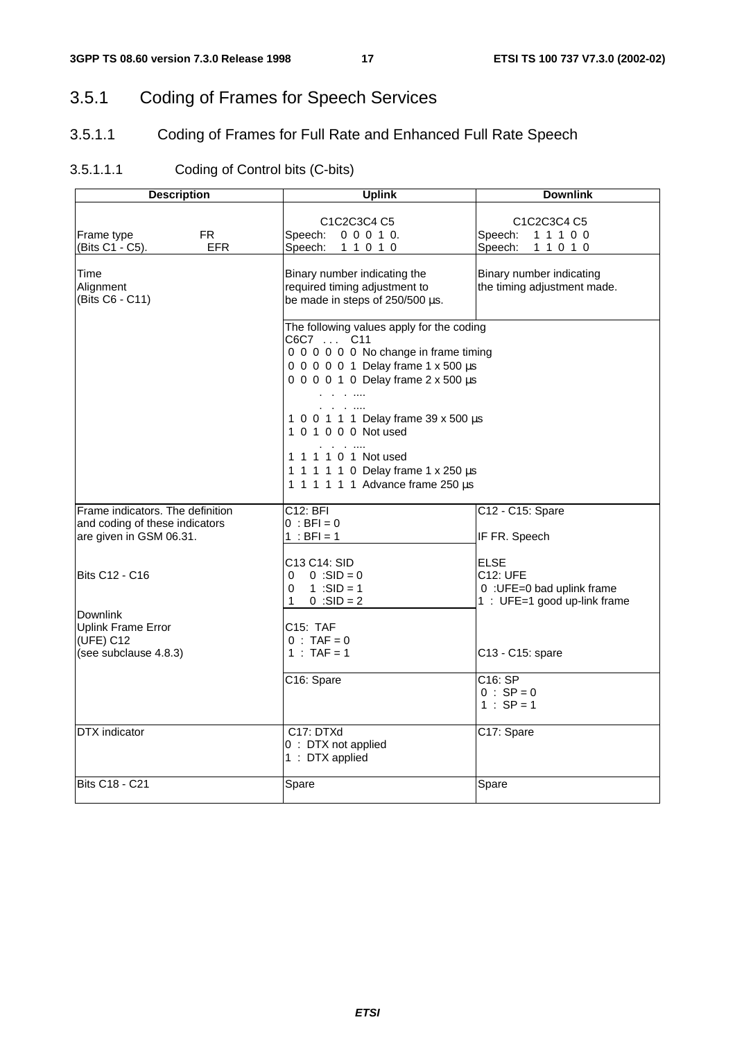## 3.5.1 Coding of Frames for Speech Services

### 3.5.1.1 Coding of Frames for Full Rate and Enhanced Full Rate Speech

#### 3.5.1.1.1 Coding of Control bits (C-bits)

| Description | Uplink | Downlink |
|---|---|---|
| Frame type FR<br>(Bits C1 - C5). EFR | C1C2C3C4 C5<br>Speech: 0 0 0 1 0.<br>Speech: 1 1 0 1 0 | C1C2C3C4 C5<br>Speech: 1 1 1 0 0<br>Speech: 1 1 0 1 0 |
| Time Alignment<br>(Bits C6 - C11) | Binary number indicating the required timing adjustment to be made in steps of 250/500 µs. | Binary number indicating the timing adjustment made. |
| | The following values apply for the coding<br>C6C7 . . . C11<br>0 0 0 0 0 0 No change in frame timing<br>0 0 0 0 0 1 Delay frame 1 x 500 µs<br>0 0 0 0 1 0 Delay frame 2 x 500 µs<br>. . . ....<br>. . . ....<br>1 0 0 1 1 1 Delay frame 39 x 500 µs<br>1 0 1 0 0 0 Not used<br>. . . ....<br>1 1 1 1 0 1 Not used<br>1 1 1 1 1 0 Delay frame 1 x 250 µs<br>1 1 1 1 1 1 Advance frame 250 µs | |
| Frame indicators. The definition and coding of these indicators are given in GSM 06.31.<br><br>Bits C12 - C16<br><br>Downlink<br>Uplink Frame Error<br>(UFE) C12<br>(see subclause 4.8.3) | C12: BFI<br>0 : BFI = 0<br>1 : BFI = 1<br><br>C13 C14: SID<br>0 0 :SID = 0<br>0 1 :SID = 1<br>1 0 :SID = 2<br><br>C15: TAF<br>0 : TAF = 0<br>1 : TAF = 1 | C12 - C15: Spare<br><br>IF FR. Speech<br><br>ELSE<br>C12: UFE<br>0 :UFE=0 bad uplink frame<br>1 : UFE=1 good up-link frame<br><br>C13 - C15: spare |
| | C16: Spare | C16: SP<br>0 : SP = 0<br>1 : SP = 1 |
| DTX indicator | C17: DTXd<br>0 : DTX not applied<br>1 : DTX applied | C17: Spare |
| Bits C18 - C21 | Spare | Spare |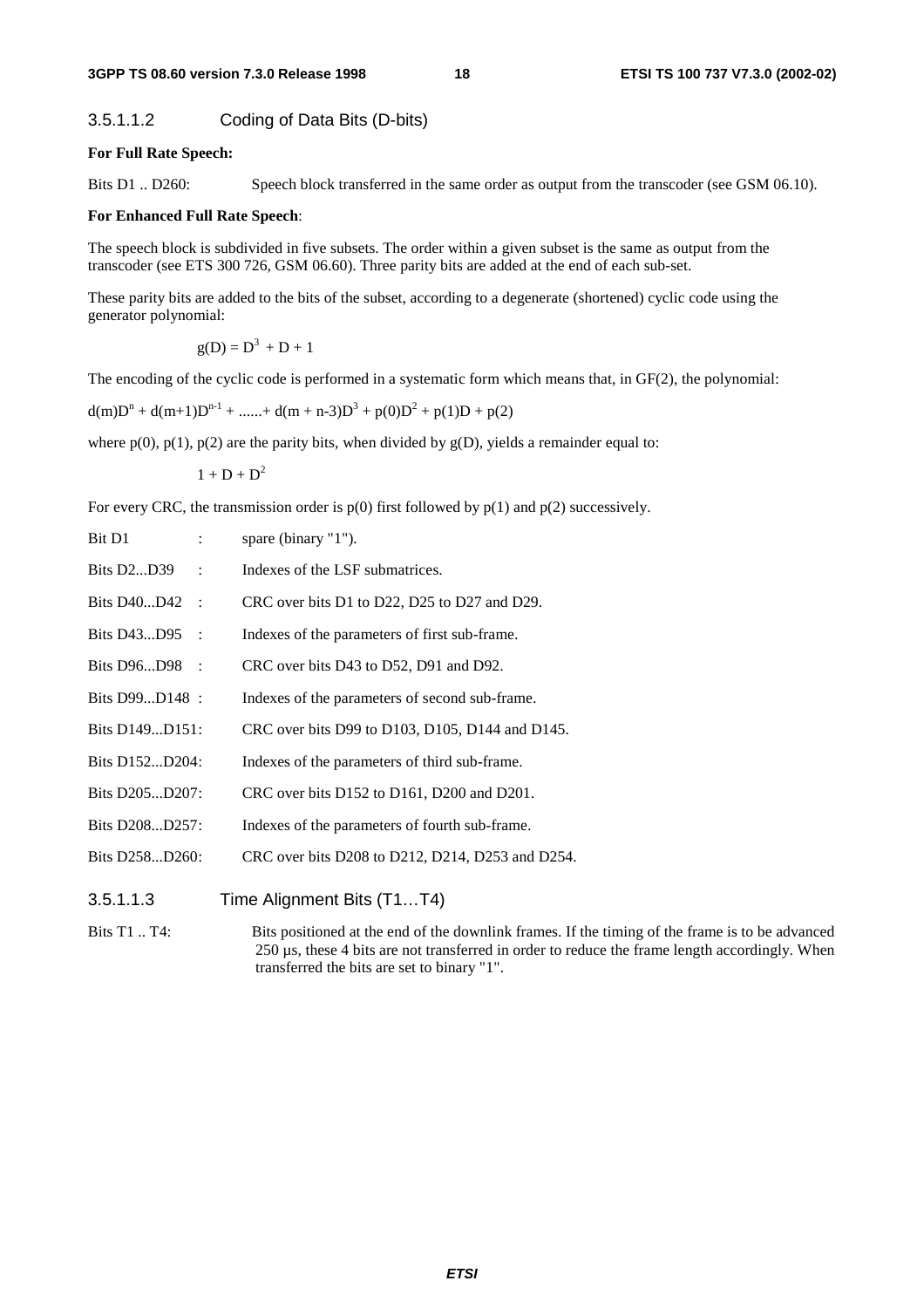### 3.5.1.1.2 Coding of Data Bits (D-bits)

**For Full Rate Speech:**

Bits D1 .. D260: Speech block transferred in the same order as output from the transcoder (see GSM 06.10).

**For Enhanced Full Rate Speech**:

The speech block is subdivided in five subsets. The order within a given subset is the same as output from the transcoder (see ETS 300 726, GSM 06.60). Three parity bits are added at the end of each sub-set.

These parity bits are added to the bits of the subset, according to a degenerate (shortened) cyclic code using the generator polynomial:

$$g(D) = D^3 + D + 1$$

The encoding of the cyclic code is performed in a systematic form which means that, in GF(2), the polynomial:

$$d(m)D^n + d(m+1)D^{n-1} + ......+ d(m + n-3)D^3 + p(0)D^2 + p(1)D + p(2)$$

where p(0), p(1), p(2) are the parity bits, when divided by g(D), yields a remainder equal to:

$$1 + D + D^2$$

For every CRC, the transmission order is p(0) first followed by p(1) and p(2) successively.

Bit D1 : spare (binary "1").

Bits D2...D39 : Indexes of the LSF submatrices.

Bits D40...D42 : CRC over bits D1 to D22, D25 to D27 and D29.

Bits D43...D95 : Indexes of the parameters of first sub-frame.

Bits D96...D98 : CRC over bits D43 to D52, D91 and D92.

Bits D99...D148 : Indexes of the parameters of second sub-frame.

Bits D149...D151: CRC over bits D99 to D103, D105, D144 and D145.

Bits D152...D204: Indexes of the parameters of third sub-frame.

Bits D205...D207: CRC over bits D152 to D161, D200 and D201.

Bits D208...D257: Indexes of the parameters of fourth sub-frame.

Bits D258...D260: CRC over bits D208 to D212, D214, D253 and D254.

### 3.5.1.1.3 Time Alignment Bits (T1…T4)

Bits T1 .. T4: Bits positioned at the end of the downlink frames. If the timing of the frame is to be advanced 250 µs, these 4 bits are not transferred in order to reduce the frame length accordingly. When transferred the bits are set to binary "1".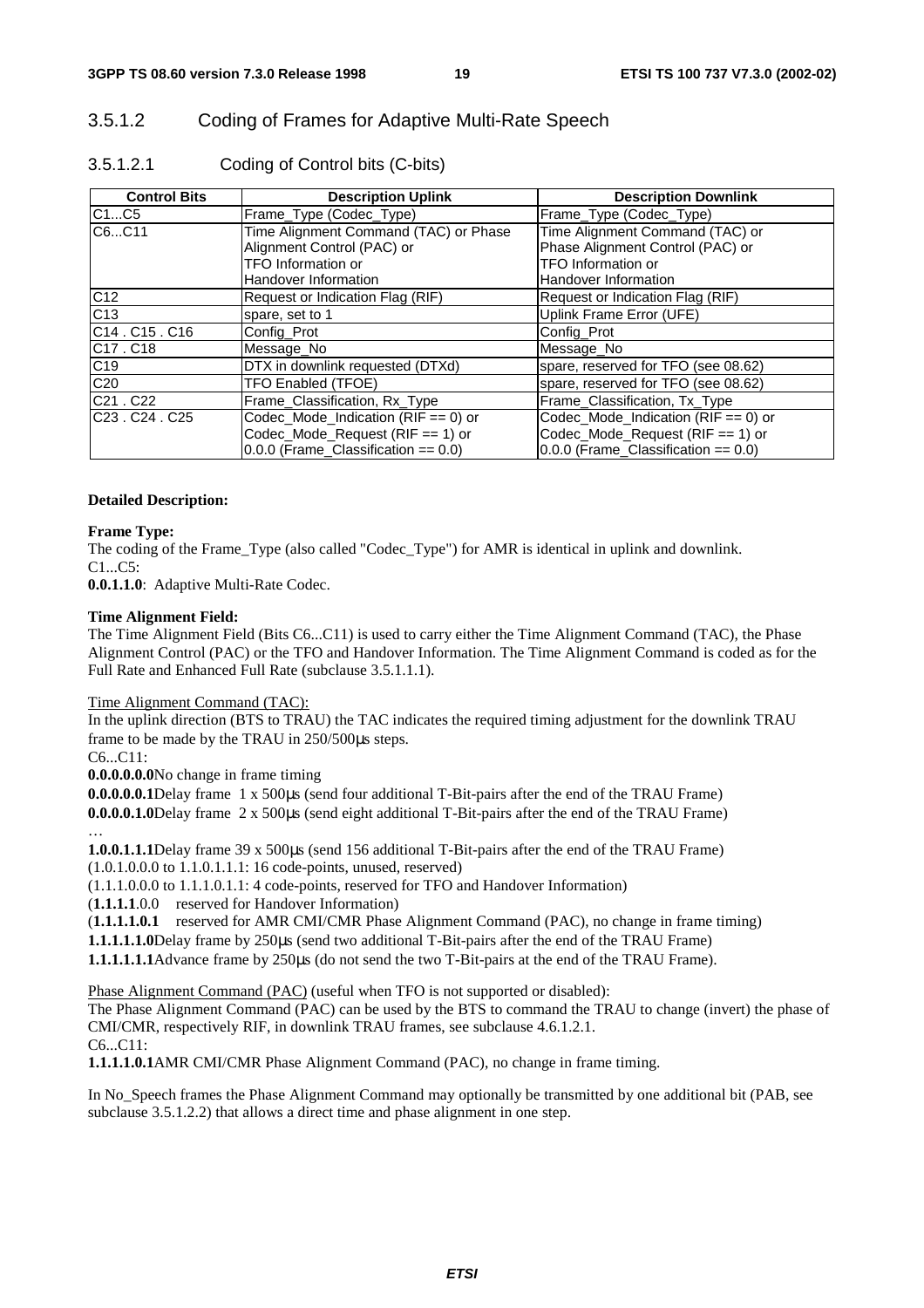### 3.5.1.2 Coding of Frames for Adaptive Multi-Rate Speech

#### 3.5.1.2.1 Coding of Control bits (C-bits)

| Control Bits | Description Uplink | Description Downlink |
|---|---|---|
| C1...C5 | Frame_Type (Codec_Type) | Frame_Type (Codec_Type) |
| C6...C11 | Time Alignment Command (TAC) or Phase Alignment Control (PAC) or TFO Information or Handover Information | Time Alignment Command (TAC) or Phase Alignment Control (PAC) or TFO Information or Handover Information |
| C12 | Request or Indication Flag (RIF) | Request or Indication Flag (RIF) |
| C13 | spare, set to 1 | Uplink Frame Error (UFE) |
| C14 . C15 . C16 | Config_Prot | Config_Prot |
| C17 . C18 | Message_No | Message_No |
| C19 | DTX in downlink requested (DTXd) | spare, reserved for TFO (see 08.62) |
| C20 | TFO Enabled (TFOE) | spare, reserved for TFO (see 08.62) |
| C21 . C22 | Frame_Classification, Rx_Type | Frame_Classification, Tx_Type |
| C23 . C24 . C25 | Codec_Mode_Indication (RIF == 0) or Codec_Mode_Request (RIF == 1) or 0.0.0 (Frame_Classification == 0.0) | Codec_Mode_Indication (RIF == 0) or Codec_Mode_Request (RIF == 1) or 0.0.0 (Frame_Classification == 0.0) |

**Detailed Description:**

**Frame Type:**

The coding of the Frame_Type (also called "Codec_Type") for AMR is identical in uplink and downlink.

C1...C5:

**0.0.1.1.0**: Adaptive Multi-Rate Codec.

**Time Alignment Field:**

The Time Alignment Field (Bits C6...C11) is used to carry either the Time Alignment Command (TAC), the Phase Alignment Control (PAC) or the TFO and Handover Information. The Time Alignment Command is coded as for the Full Rate and Enhanced Full Rate (subclause 3.5.1.1.1).

Time Alignment Command (TAC):

In the uplink direction (BTS to TRAU) the TAC indicates the required timing adjustment for the downlink TRAU frame to be made by the TRAU in 250/500µs steps.

C6...C11:

**0.0.0.0.0.0** No change in frame timing

**0.0.0.0.0.1** Delay frame 1 x 500µs (send four additional T-Bit-pairs after the end of the TRAU Frame)

**0.0.0.0.1.0** Delay frame 2 x 500µs (send eight additional T-Bit-pairs after the end of the TRAU Frame)

…

**1.0.0.1.1.1** Delay frame 39 x 500µs (send 156 additional T-Bit-pairs after the end of the TRAU Frame)

(1.0.1.0.0.0 to 1.1.0.1.1.1: 16 code-points, unused, reserved)

(1.1.1.0.0.0 to 1.1.1.0.1.1: 4 code-points, reserved for TFO and Handover Information)

(**1.1.1.1**.0.0 reserved for Handover Information)

(**1.1.1.1.0.1** reserved for AMR CMI/CMR Phase Alignment Command (PAC), no change in frame timing)

**1.1.1.1.1.0** Delay frame by 250µs (send two additional T-Bit-pairs after the end of the TRAU Frame)

**1.1.1.1.1.1** Advance frame by 250µs (do not send the two T-Bit-pairs at the end of the TRAU Frame).

Phase Alignment Command (PAC) (useful when TFO is not supported or disabled):

The Phase Alignment Command (PAC) can be used by the BTS to command the TRAU to change (invert) the phase of CMI/CMR, respectively RIF, in downlink TRAU frames, see subclause 4.6.1.2.1.

C6...C11:

**1.1.1.1.0.1** AMR CMI/CMR Phase Alignment Command (PAC), no change in frame timing.

In No_Speech frames the Phase Alignment Command may optionally be transmitted by one additional bit (PAB, see subclause 3.5.1.2.2) that allows a direct time and phase alignment in one step.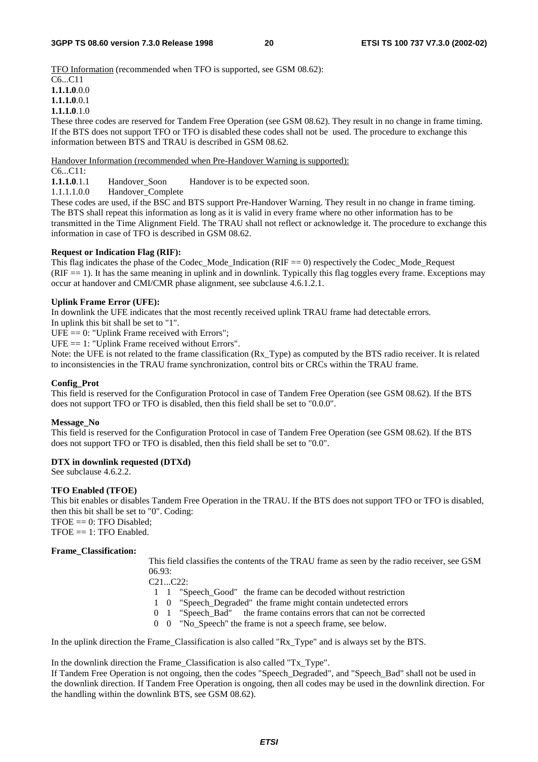TFO Information (recommended when TFO is supported, see GSM 08.62):

C6...C11

**1.1.1.0**.0.0

**1.1.1.0**.0.1

**1.1.1.0**.1.0

These three codes are reserved for Tandem Free Operation (see GSM 08.62). They result in no change in frame timing. If the BTS does not support TFO or TFO is disabled these codes shall not be used. The procedure to exchange this information between BTS and TRAU is described in GSM 08.62.

Handover Information (recommended when Pre-Handover Warning is supported):

C6...C11:

**1.1.1.0**.1.1 Handover_Soon Handover is to be expected soon.

1.1.1.1.0.0 Handover_Complete

These codes are used, if the BSC and BTS support Pre-Handover Warning. They result in no change in frame timing. The BTS shall repeat this information as long as it is valid in every frame where no other information has to be transmitted in the Time Alignment Field. The TRAU shall not reflect or acknowledge it. The procedure to exchange this information in case of TFO is described in GSM 08.62.

**Request or Indication Flag (RIF):**

This flag indicates the phase of the Codec_Mode_Indication (RIF == 0) respectively the Codec_Mode_Request (RIF == 1). It has the same meaning in uplink and in downlink. Typically this flag toggles every frame. Exceptions may occur at handover and CMI/CMR phase alignment, see subclause 4.6.1.2.1.

**Uplink Frame Error (UFE):**

In downlink the UFE indicates that the most recently received uplink TRAU frame had detectable errors.

In uplink this bit shall be set to "1".

UFE == 0: "Uplink Frame received with Errors";

UFE == 1: "Uplink Frame received without Errors".

Note: the UFE is not related to the frame classification (Rx_Type) as computed by the BTS radio receiver. It is related to inconsistencies in the TRAU frame synchronization, control bits or CRCs within the TRAU frame.

**Config_Prot**

This field is reserved for the Configuration Protocol in case of Tandem Free Operation (see GSM 08.62). If the BTS does not support TFO or TFO is disabled, then this field shall be set to "0.0.0".

**Message_No**

This field is reserved for the Configuration Protocol in case of Tandem Free Operation (see GSM 08.62). If the BTS does not support TFO or TFO is disabled, then this field shall be set to "0.0".

**DTX in downlink requested (DTXd)**

See subclause 4.6.2.2.

**TFO Enabled (TFOE)**

This bit enables or disables Tandem Free Operation in the TRAU. If the BTS does not support TFO or TFO is disabled, then this bit shall be set to "0". Coding:

TFOE == 0: TFO Disabled;

TFOE == 1: TFO Enabled.

**Frame_Classification:**

This field classifies the contents of the TRAU frame as seen by the radio receiver, see GSM 06.93:

C21...C22:

- 1 1 "Speech_Good" the frame can be decoded without restriction
- 1 0 "Speech_Degraded" the frame might contain undetected errors
- 0 1 "Speech_Bad" the frame contains errors that can not be corrected
- 0 0 "No_Speech" the frame is not a speech frame, see below.

In the uplink direction the Frame_Classification is also called "Rx_Type" and is always set by the BTS.

In the downlink direction the Frame_Classification is also called "Tx_Type".

If Tandem Free Operation is not ongoing, then the codes "Speech_Degraded", and "Speech_Bad" shall not be used in the downlink direction. If Tandem Free Operation is ongoing, then all codes may be used in the downlink direction. For the handling within the downlink BTS, see GSM 08.62).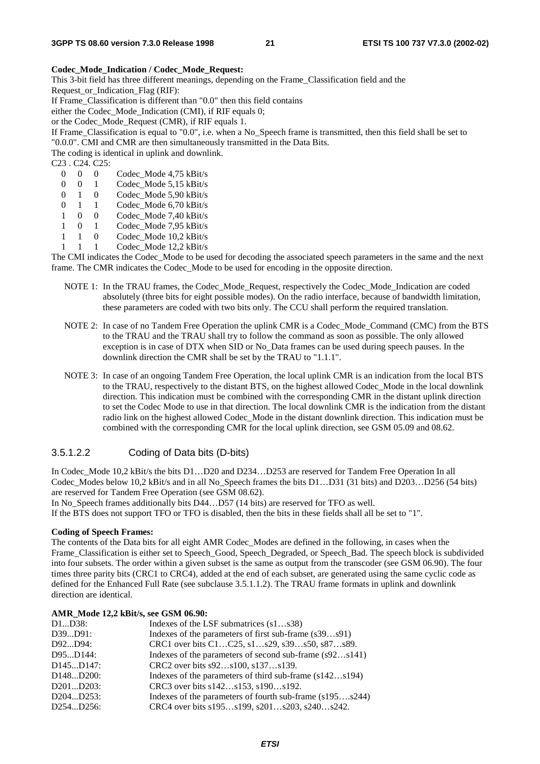**Codec_Mode_Indication / Codec_Mode_Request:**

This 3-bit field has three different meanings, depending on the Frame_Classification field and the Request_or_Indication_Flag (RIF):

If Frame_Classification is different than "0.0" then this field contains

either the Codec_Mode_Indication (CMI), if RIF equals 0;

or the Codec_Mode_Request (CMR), if RIF equals 1.

If Frame_Classification is equal to "0.0", i.e. when a No_Speech frame is transmitted, then this field shall be set to "0.0.0". CMI and CMR are then simultaneously transmitted in the Data Bits.

The coding is identical in uplink and downlink.

C23 . C24. C25:

| | | | |
|---|---|---|---|
| 0 | 0 | 0 | Codec_Mode 4,75 kBit/s |
| 0 | 0 | 1 | Codec_Mode 5,15 kBit/s |
| 0 | 1 | 0 | Codec_Mode 5,90 kBit/s |
| 0 | 1 | 1 | Codec_Mode 6,70 kBit/s |
| 1 | 0 | 0 | Codec_Mode 7,40 kBit/s |
| 1 | 0 | 1 | Codec_Mode 7,95 kBit/s |
| 1 | 1 | 0 | Codec_Mode 10,2 kBit/s |
| 1 | 1 | 1 | Codec_Mode 12,2 kBit/s |

The CMI indicates the Codec_Mode to be used for decoding the associated speech parameters in the same and the next frame. The CMR indicates the Codec_Mode to be used for encoding in the opposite direction.

NOTE 1: In the TRAU frames, the Codec_Mode_Request, respectively the Codec_Mode_Indication are coded absolutely (three bits for eight possible modes). On the radio interface, because of bandwidth limitation, these parameters are coded with two bits only. The CCU shall perform the required translation.

NOTE 2: In case of no Tandem Free Operation the uplink CMR is a Codec_Mode_Command (CMC) from the BTS to the TRAU and the TRAU shall try to follow the command as soon as possible. The only allowed exception is in case of DTX when SID or No_Data frames can be used during speech pauses. In the downlink direction the CMR shall be set by the TRAU to "1.1.1".

NOTE 3: In case of an ongoing Tandem Free Operation, the local uplink CMR is an indication from the local BTS to the TRAU, respectively to the distant BTS, on the highest allowed Codec_Mode in the local downlink direction. This indication must be combined with the corresponding CMR in the distant uplink direction to set the Codec Mode to use in that direction. The local downlink CMR is the indication from the distant radio link on the highest allowed Codec_Mode in the distant downlink direction. This indication must be combined with the corresponding CMR for the local uplink direction, see GSM 05.09 and 08.62.

#### 3.5.1.2.2 Coding of Data bits (D-bits)

In Codec_Mode 10,2 kBit/s the bits D1…D20 and D234…D253 are reserved for Tandem Free Operation In all Codec_Modes below 10,2 kBit/s and in all No_Speech frames the bits D1…D31 (31 bits) and D203…D256 (54 bits) are reserved for Tandem Free Operation (see GSM 08.62).

In No_Speech frames additionally bits D44…D57 (14 bits) are reserved for TFO as well.

If the BTS does not support TFO or TFO is disabled, then the bits in these fields shall all be set to "1".

**Coding of Speech Frames:**

The contents of the Data bits for all eight AMR Codec_Modes are defined in the following, in cases when the Frame_Classification is either set to Speech_Good, Speech_Degraded, or Speech_Bad. The speech block is subdivided into four subsets. The order within a given subset is the same as output from the transcoder (see GSM 06.90). The four times three parity bits (CRC1 to CRC4), added at the end of each subset, are generated using the same cyclic code as defined for the Enhanced Full Rate (see subclause 3.5.1.1.2). The TRAU frame formats in uplink and downlink direction are identical.

**AMR_Mode 12,2 kBit/s, see GSM 06.90:**

| | |
|---|---|
| D1...D38: | Indexes of the LSF submatrices (s1…s38) |
| D39...D91: | Indexes of the parameters of first sub-frame (s39…s91) |
| D92...D94: | CRC1 over bits C1…C25, s1…s29, s39…s50, s87…s89. |
| D95...D144: | Indexes of the parameters of second sub-frame (s92…s141) |
| D145...D147: | CRC2 over bits s92…s100, s137…s139. |
| D148...D200: | Indexes of the parameters of third sub-frame (s142…s194) |
| D201...D203: | CRC3 over bits s142…s153, s190…s192. |
| D204...D253: | Indexes of the parameters of fourth sub-frame (s195….s244) |
| D254...D256: | CRC4 over bits s195…s199, s201…s203, s240…s242. |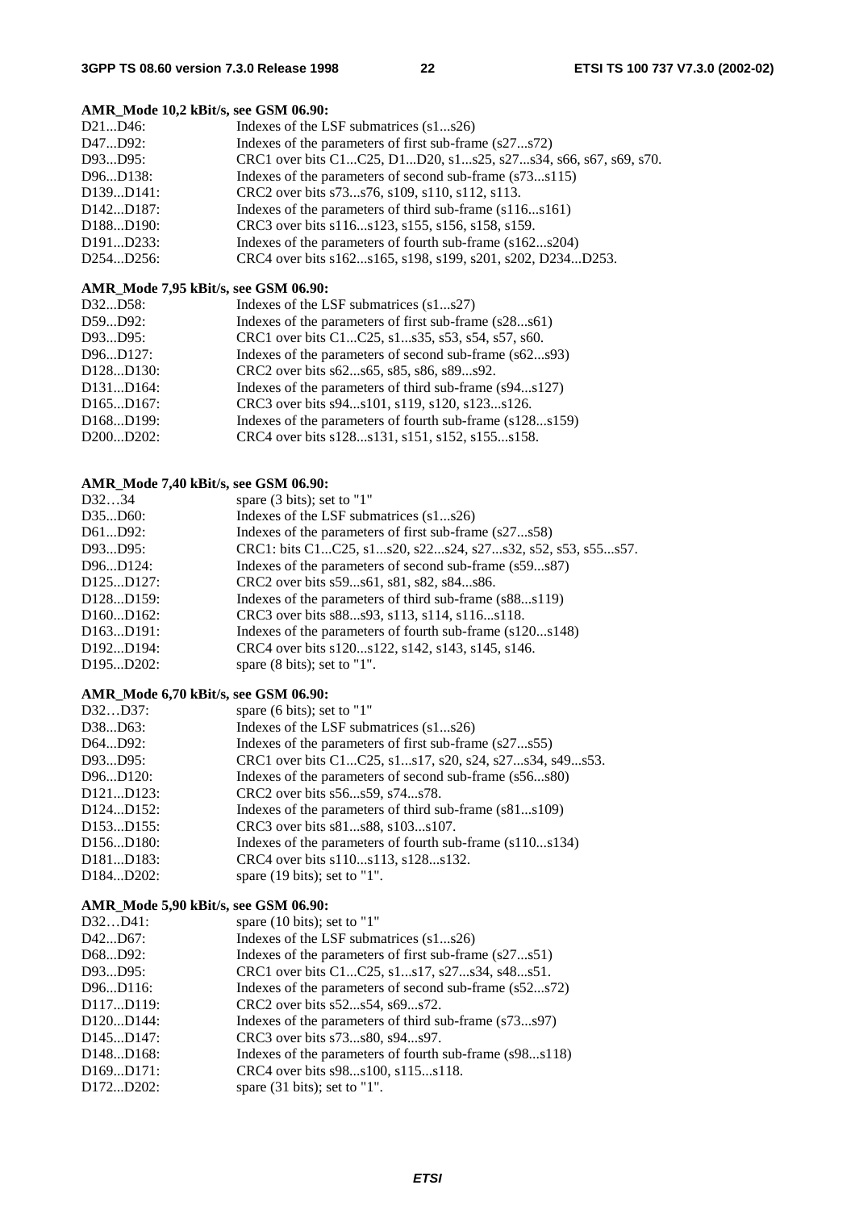**AMR_Mode 10,2 kBit/s, see GSM 06.90:**

| | |
|---|---|
| D21...D46: | Indexes of the LSF submatrices (s1...s26) |
| D47...D92: | Indexes of the parameters of first sub-frame (s27...s72) |
| D93...D95: | CRC1 over bits C1...C25, D1...D20, s1...s25, s27...s34, s66, s67, s69, s70. |
| D96...D138: | Indexes of the parameters of second sub-frame (s73...s115) |
| D139...D141: | CRC2 over bits s73...s76, s109, s110, s112, s113. |
| D142...D187: | Indexes of the parameters of third sub-frame (s116...s161) |
| D188...D190: | CRC3 over bits s116...s123, s155, s156, s158, s159. |
| D191...D233: | Indexes of the parameters of fourth sub-frame (s162...s204) |
| D254...D256: | CRC4 over bits s162...s165, s198, s199, s201, s202, D234...D253. |

**AMR_Mode 7,95 kBit/s, see GSM 06.90:**

| | |
|---|---|
| D32...D58: | Indexes of the LSF submatrices (s1...s27) |
| D59...D92: | Indexes of the parameters of first sub-frame (s28...s61) |
| D93...D95: | CRC1 over bits C1...C25, s1...s35, s53, s54, s57, s60. |
| D96...D127: | Indexes of the parameters of second sub-frame (s62...s93) |
| D128...D130: | CRC2 over bits s62...s65, s85, s86, s89...s92. |
| D131...D164: | Indexes of the parameters of third sub-frame (s94...s127) |
| D165...D167: | CRC3 over bits s94...s101, s119, s120, s123...s126. |
| D168...D199: | Indexes of the parameters of fourth sub-frame (s128...s159) |
| D200...D202: | CRC4 over bits s128...s131, s151, s152, s155...s158. |

**AMR_Mode 7,40 kBit/s, see GSM 06.90:**

| | |
|---|---|
| D32…34 | spare (3 bits); set to "1" |
| D35...D60: | Indexes of the LSF submatrices (s1...s26) |
| D61...D92: | Indexes of the parameters of first sub-frame (s27...s58) |
| D93...D95: | CRC1: bits C1...C25, s1...s20, s22...s24, s27...s32, s52, s53, s55...s57. |
| D96...D124: | Indexes of the parameters of second sub-frame (s59...s87) |
| D125...D127: | CRC2 over bits s59...s61, s81, s82, s84...s86. |
| D128...D159: | Indexes of the parameters of third sub-frame (s88...s119) |
| D160...D162: | CRC3 over bits s88...s93, s113, s114, s116...s118. |
| D163...D191: | Indexes of the parameters of fourth sub-frame (s120...s148) |
| D192...D194: | CRC4 over bits s120...s122, s142, s143, s145, s146. |
| D195...D202: | spare (8 bits); set to "1". |

**AMR_Mode 6,70 kBit/s, see GSM 06.90:**

| | |
|---|---|
| D32…D37: | spare (6 bits); set to "1" |
| D38...D63: | Indexes of the LSF submatrices (s1...s26) |
| D64...D92: | Indexes of the parameters of first sub-frame (s27...s55) |
| D93...D95: | CRC1 over bits C1...C25, s1...s17, s20, s24, s27...s34, s49...s53. |
| D96...D120: | Indexes of the parameters of second sub-frame (s56...s80) |
| D121...D123: | CRC2 over bits s56...s59, s74...s78. |
| D124...D152: | Indexes of the parameters of third sub-frame (s81...s109) |
| D153...D155: | CRC3 over bits s81...s88, s103...s107. |
| D156...D180: | Indexes of the parameters of fourth sub-frame (s110...s134) |
| D181...D183: | CRC4 over bits s110...s113, s128...s132. |
| D184...D202: | spare (19 bits); set to "1". |

**AMR_Mode 5,90 kBit/s, see GSM 06.90:**

| | |
|---|---|
| D32…D41: | spare (10 bits); set to "1" |
| D42...D67: | Indexes of the LSF submatrices (s1...s26) |
| D68...D92: | Indexes of the parameters of first sub-frame (s27...s51) |
| D93...D95: | CRC1 over bits C1...C25, s1...s17, s27...s34, s48...s51. |
| D96...D116: | Indexes of the parameters of second sub-frame (s52...s72) |
| D117...D119: | CRC2 over bits s52...s54, s69...s72. |
| D120...D144: | Indexes of the parameters of third sub-frame (s73...s97) |
| D145...D147: | CRC3 over bits s73...s80, s94...s97. |
| D148...D168: | Indexes of the parameters of fourth sub-frame (s98...s118) |
| D169...D171: | CRC4 over bits s98...s100, s115...s118. |
| D172...D202: | spare (31 bits); set to "1". |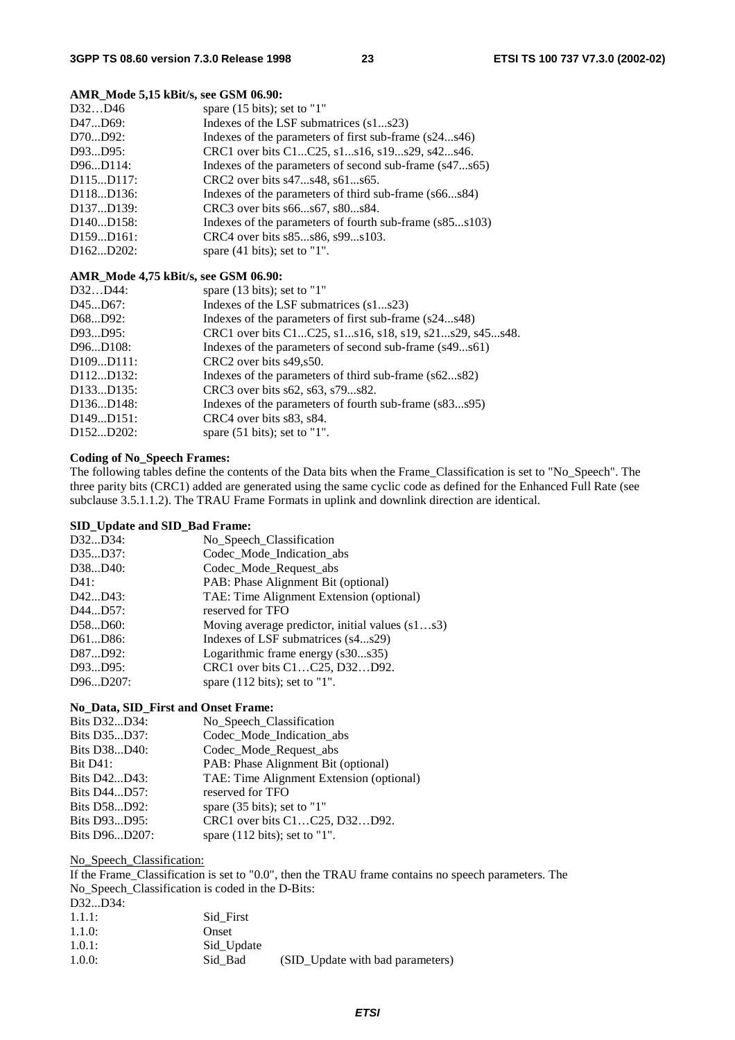**AMR_Mode 5,15 kBit/s, see GSM 06.90:**

| | |
|---|---|
| D32…D46 | spare (15 bits); set to "1" |
| D47...D69: | Indexes of the LSF submatrices (s1...s23) |
| D70...D92: | Indexes of the parameters of first sub-frame (s24...s46) |
| D93...D95: | CRC1 over bits C1...C25, s1...s16, s19...s29, s42...s46. |
| D96...D114: | Indexes of the parameters of second sub-frame (s47...s65) |
| D115...D117: | CRC2 over bits s47...s48, s61...s65. |
| D118...D136: | Indexes of the parameters of third sub-frame (s66...s84) |
| D137...D139: | CRC3 over bits s66...s67, s80...s84. |
| D140...D158: | Indexes of the parameters of fourth sub-frame (s85...s103) |
| D159...D161: | CRC4 over bits s85...s86, s99...s103. |
| D162...D202: | spare (41 bits); set to "1". |

**AMR_Mode 4,75 kBit/s, see GSM 06.90:**

| | |
|---|---|
| D32…D44: | spare (13 bits); set to "1" |
| D45...D67: | Indexes of the LSF submatrices (s1...s23) |
| D68...D92: | Indexes of the parameters of first sub-frame (s24...s48) |
| D93...D95: | CRC1 over bits C1...C25, s1...s16, s18, s19, s21...s29, s45...s48. |
| D96...D108: | Indexes of the parameters of second sub-frame (s49...s61) |
| D109...D111: | CRC2 over bits s49,s50. |
| D112...D132: | Indexes of the parameters of third sub-frame (s62...s82) |
| D133...D135: | CRC3 over bits s62, s63, s79...s82. |
| D136...D148: | Indexes of the parameters of fourth sub-frame (s83...s95) |
| D149...D151: | CRC4 over bits s83, s84. |
| D152...D202: | spare (51 bits); set to "1". |

**Coding of No_Speech Frames:**

The following tables define the contents of the Data bits when the Frame_Classification is set to "No_Speech". The three parity bits (CRC1) added are generated using the same cyclic code as defined for the Enhanced Full Rate (see subclause 3.5.1.1.2). The TRAU Frame Formats in uplink and downlink direction are identical.

**SID_Update and SID_Bad Frame:**

| | |
|---|---|
| D32...D34: | No_Speech_Classification |
| D35...D37: | Codec_Mode_Indication_abs |
| D38...D40: | Codec_Mode_Request_abs |
| D41: | PAB: Phase Alignment Bit (optional) |
| D42...D43: | TAE: Time Alignment Extension (optional) |
| D44...D57: | reserved for TFO |
| D58...D60: | Moving average predictor, initial values (s1…s3) |
| D61...D86: | Indexes of LSF submatrices (s4...s29) |
| D87...D92: | Logarithmic frame energy (s30...s35) |
| D93...D95: | CRC1 over bits C1…C25, D32…D92. |
| D96...D207: | spare (112 bits); set to "1". |

**No_Data, SID_First and Onset Frame:**

| | |
|---|---|
| Bits D32...D34: | No_Speech_Classification |
| Bits D35...D37: | Codec_Mode_Indication_abs |
| Bits D38...D40: | Codec_Mode_Request_abs |
| Bit D41: | PAB: Phase Alignment Bit (optional) |
| Bits D42...D43: | TAE: Time Alignment Extension (optional) |
| Bits D44...D57: | reserved for TFO |
| Bits D58...D92: | spare (35 bits); set to "1" |
| Bits D93...D95: | CRC1 over bits C1…C25, D32…D92. |
| Bits D96...D207: | spare (112 bits); set to "1". |

No_Speech_Classification:

If the Frame_Classification is set to "0.0", then the TRAU frame contains no speech parameters. The No_Speech_Classification is coded in the D-Bits:

D32...D34:

| | | |
|---|---|---|
| 1.1.1: | Sid_First | |
| 1.1.0: | Onset | |
| 1.0.1: | Sid_Update | |
| 1.0.0: | Sid_Bad | (SID_Update with bad parameters) |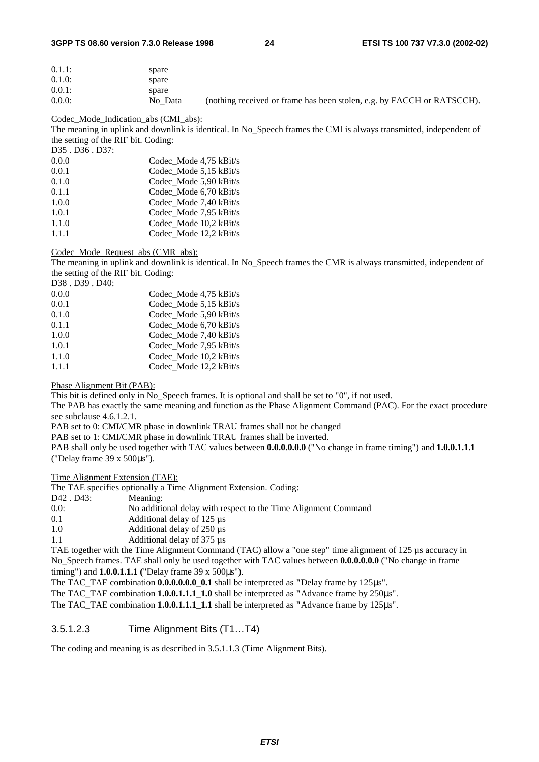| | | |
|---|---|---|
| 0.1.1: | spare | |
| 0.1.0: | spare | |
| 0.0.1: | spare | |
| 0.0.0: | No_Data | (nothing received or frame has been stolen, e.g. by FACCH or RATSCCH). |

Codec_Mode_Indication_abs (CMI_abs):

The meaning in uplink and downlink is identical. In No_Speech frames the CMI is always transmitted, independent of the setting of the RIF bit. Coding:

| D35 . D36 . D37: | |
|---|---|
| 0.0.0 | Codec_Mode 4,75 kBit/s |
| 0.0.1 | Codec_Mode 5,15 kBit/s |
| 0.1.0 | Codec_Mode 5,90 kBit/s |
| 0.1.1 | Codec_Mode 6,70 kBit/s |
| 1.0.0 | Codec_Mode 7,40 kBit/s |
| 1.0.1 | Codec_Mode 7,95 kBit/s |
| 1.1.0 | Codec_Mode 10,2 kBit/s |
| 1.1.1 | Codec_Mode 12,2 kBit/s |

Codec_Mode_Request_abs (CMR_abs):

The meaning in uplink and downlink is identical. In No_Speech frames the CMR is always transmitted, independent of the setting of the RIF bit. Coding:

| D38 . D39 . D40: | |
|---|---|
| 0.0.0 | Codec_Mode 4,75 kBit/s |
| 0.0.1 | Codec_Mode 5,15 kBit/s |
| 0.1.0 | Codec_Mode 5,90 kBit/s |
| 0.1.1 | Codec_Mode 6,70 kBit/s |
| 1.0.0 | Codec_Mode 7,40 kBit/s |
| 1.0.1 | Codec_Mode 7,95 kBit/s |
| 1.1.0 | Codec_Mode 10,2 kBit/s |
| 1.1.1 | Codec_Mode 12,2 kBit/s |

Phase Alignment Bit (PAB):

This bit is defined only in No_Speech frames. It is optional and shall be set to "0", if not used.

The PAB has exactly the same meaning and function as the Phase Alignment Command (PAC). For the exact procedure see subclause 4.6.1.2.1.

PAB set to 0: CMI/CMR phase in downlink TRAU frames shall not be changed

PAB set to 1: CMI/CMR phase in downlink TRAU frames shall be inverted.

PAB shall only be used together with TAC values between **0.0.0.0.0.0** ("No change in frame timing") and **1.0.0.1.1.1** ("Delay frame 39 x 500µs").

Time Alignment Extension (TAE):

The TAE specifies optionally a Time Alignment Extension. Coding:

| D42 . D43: | Meaning: |
|---|---|
| 0.0: | No additional delay with respect to the Time Alignment Command |
| 0.1 | Additional delay of 125 µs |
| 1.0 | Additional delay of 250 µs |
| 1.1 | Additional delay of 375 µs |

TAE together with the Time Alignment Command (TAC) allow a "one step" time alignment of 125 µs accuracy in No_Speech frames. TAE shall only be used together with TAC values between **0.0.0.0.0.0** ("No change in frame timing") and **1.0.0.1.1.1** ("Delay frame 39 x 500µs").

The TAC_TAE combination **0.0.0.0.0.0_0.1** shall be interpreted as "Delay frame by 125µs".

The TAC_TAE combination **1.0.0.1.1.1_1.0** shall be interpreted as "Advance frame by 250µs".

The TAC_TAE combination **1.0.0.1.1.1_1.1** shall be interpreted as "Advance frame by 125µs".

### 3.5.1.2.3 Time Alignment Bits (T1…T4)

The coding and meaning is as described in 3.5.1.1.3 (Time Alignment Bits).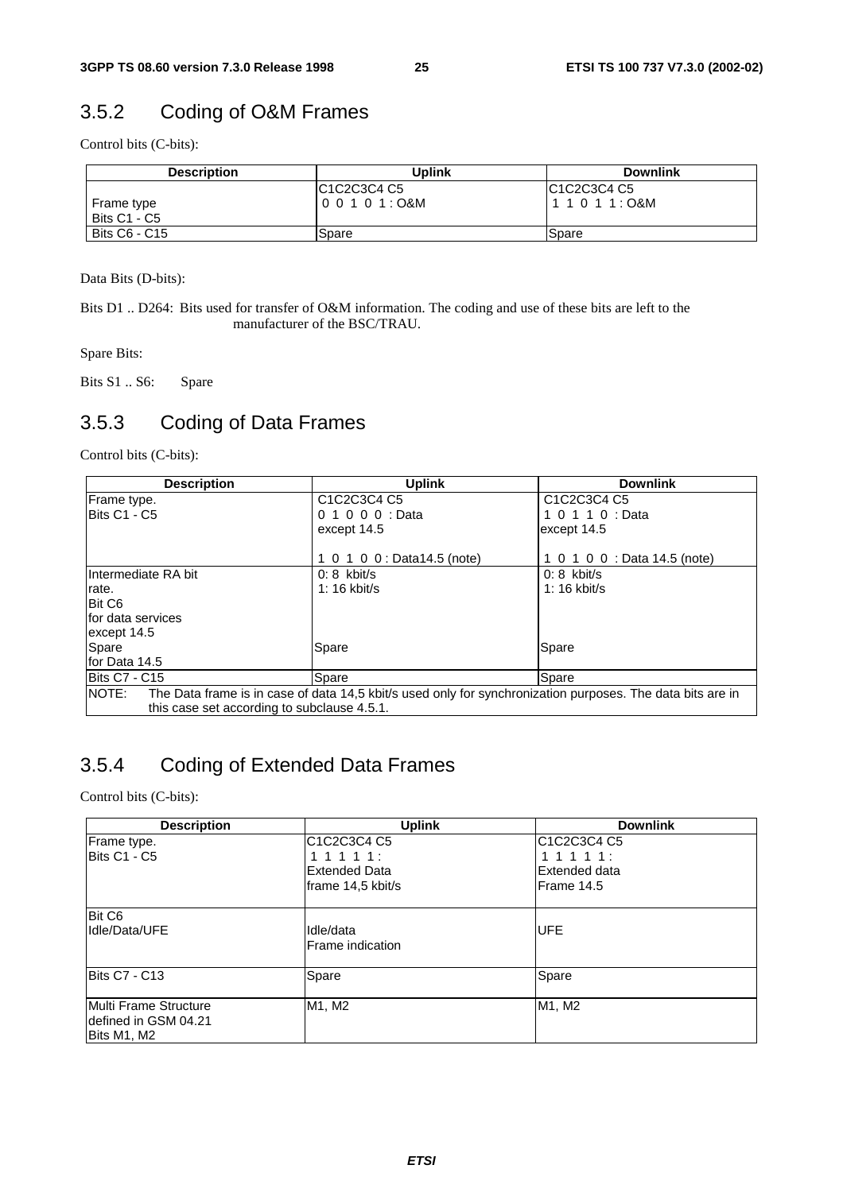## 3.5.2 Coding of O&M Frames

Control bits (C-bits):

| Description | Uplink | Downlink |
|---|---|---|
| Frame type<br>Bits C1 - C5 | C1C2C3C4 C5<br>0 0 1 0 1 : O&M | C1C2C3C4 C5<br>1 1 0 1 1 : O&M |
| Bits C6 - C15 | Spare | Spare |

Data Bits (D-bits):

Bits D1 .. D264: Bits used for transfer of O&M information. The coding and use of these bits are left to the manufacturer of the BSC/TRAU.

Spare Bits:

Bits S1 .. S6: Spare

## 3.5.3 Coding of Data Frames

Control bits (C-bits):

| Description | Uplink | Downlink |
|---|---|---|
| Frame type.<br>Bits C1 - C5 | C1C2C3C4 C5<br>0 1 0 0 0 : Data except 14.5<br><br>1 0 1 0 0 : Data14.5 (note) | C1C2C3C4 C5<br>1 0 1 1 0 : Data except 14.5<br><br>1 0 1 0 0 : Data 14.5 (note) |
| Intermediate RA bit rate.<br>Bit C6<br>for data services except 14.5<br>Spare<br>for Data 14.5 | 0: 8 kbit/s<br>1: 16 kbit/s<br><br><br><br>Spare | 0: 8 kbit/s<br>1: 16 kbit/s<br><br><br><br>Spare |
| Bits C7 - C15 | Spare | Spare |
| NOTE: The Data frame is in case of data 14,5 kbit/s used only for synchronization purposes. The data bits are in this case set according to subclause 4.5.1. | | |

## 3.5.4 Coding of Extended Data Frames

Control bits (C-bits):

| Description | Uplink | Downlink |
|---|---|---|
| Frame type.<br>Bits C1 - C5 | C1C2C3C4 C5<br>1 1 1 1 1 :<br>Extended Data frame 14,5 kbit/s | C1C2C3C4 C5<br>1 1 1 1 1 :<br>Extended data Frame 14.5 |
| Bit C6<br>Idle/Data/UFE | Idle/data<br>Frame indication | UFE |
| Bits C7 - C13 | Spare | Spare |
| Multi Frame Structure defined in GSM 04.21<br>Bits M1, M2 | M1, M2 | M1, M2 |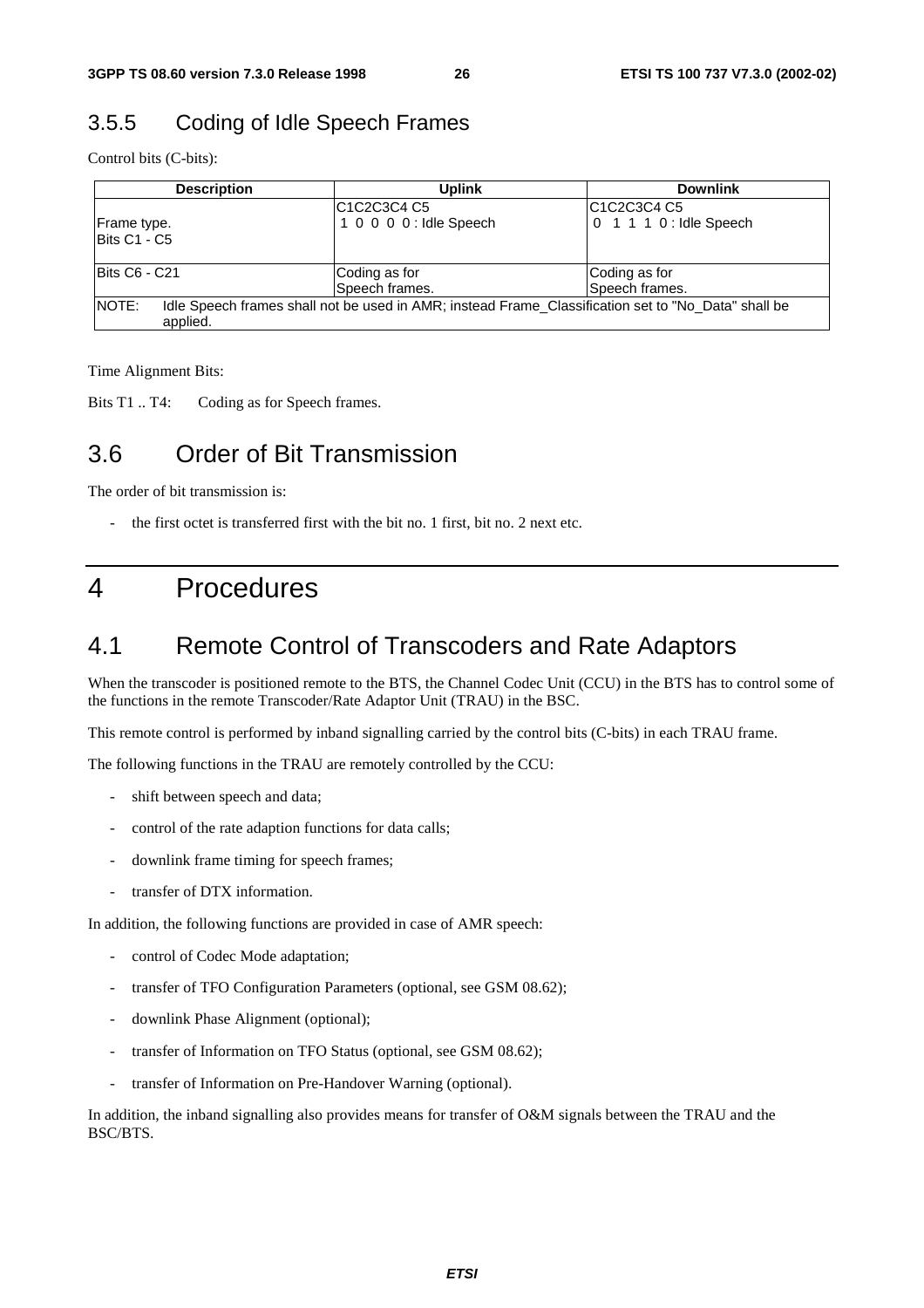### 3.5.5 Coding of Idle Speech Frames

Control bits (C-bits):

| Description | Uplink | Downlink |
|---|---|---|
| Frame type.<br>Bits C1 - C5 | C1C2C3C4 C5<br>1 0 0 0 0 : Idle Speech | C1C2C3C4 C5<br>0 1 1 1 0 : Idle Speech |
| Bits C6 - C21 | Coding as for<br>Speech frames. | Coding as for<br>Speech frames. |
| NOTE: Idle Speech frames shall not be used in AMR; instead Frame_Classification set to "No_Data" shall be applied. | | |

Time Alignment Bits:

Bits T1 .. T4: Coding as for Speech frames.

## 3.6 Order of Bit Transmission

The order of bit transmission is:

- the first octet is transferred first with the bit no. 1 first, bit no. 2 next etc.

# 4 Procedures

## 4.1 Remote Control of Transcoders and Rate Adaptors

When the transcoder is positioned remote to the BTS, the Channel Codec Unit (CCU) in the BTS has to control some of the functions in the remote Transcoder/Rate Adaptor Unit (TRAU) in the BSC.

This remote control is performed by inband signalling carried by the control bits (C-bits) in each TRAU frame.

The following functions in the TRAU are remotely controlled by the CCU:

- shift between speech and data;
- control of the rate adaption functions for data calls;
- downlink frame timing for speech frames;
- transfer of DTX information.

In addition, the following functions are provided in case of AMR speech:

- control of Codec Mode adaptation;
- transfer of TFO Configuration Parameters (optional, see GSM 08.62);
- downlink Phase Alignment (optional);
- transfer of Information on TFO Status (optional, see GSM 08.62);
- transfer of Information on Pre-Handover Warning (optional).

In addition, the inband signalling also provides means for transfer of O&M signals between the TRAU and the BSC/BTS.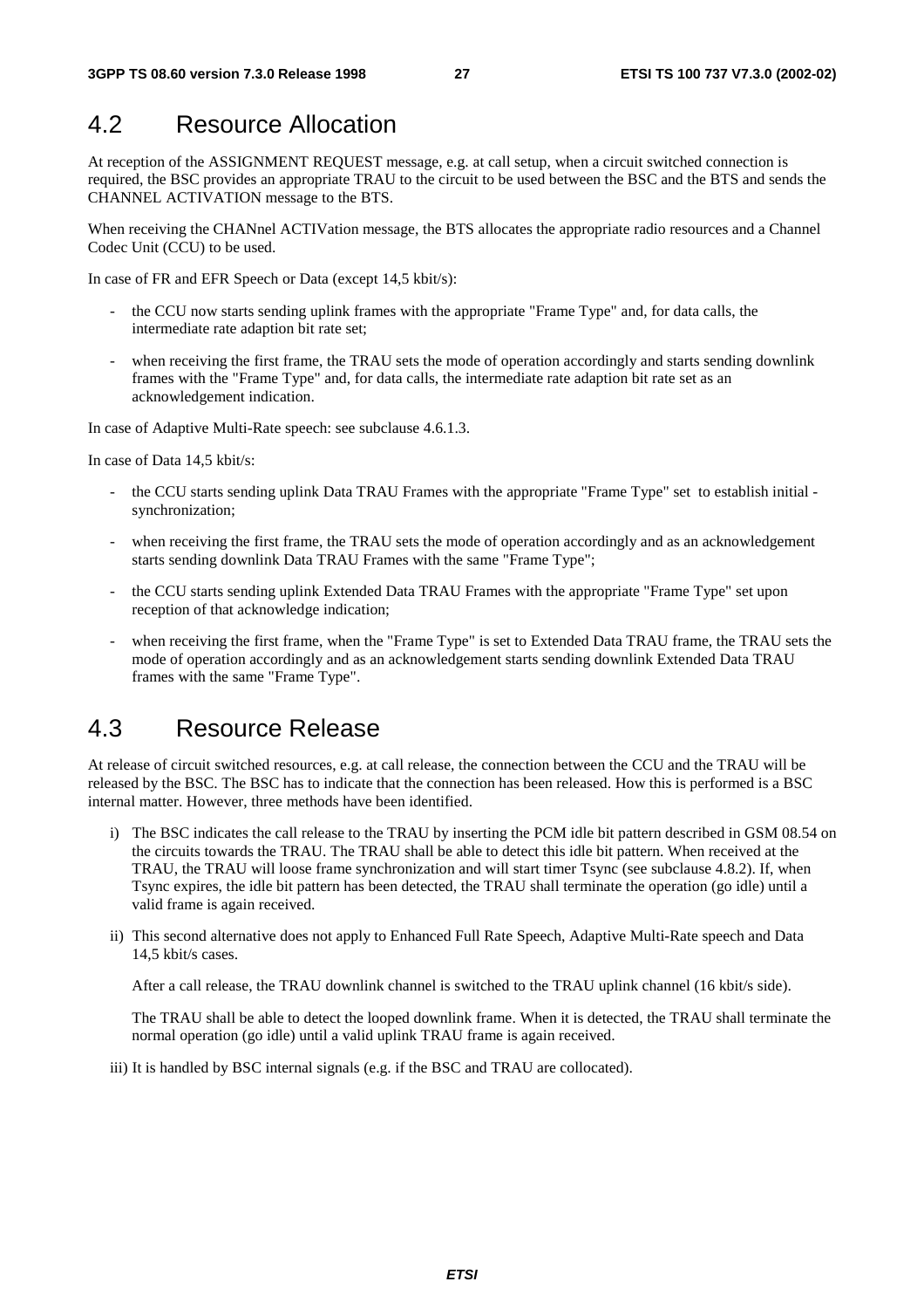## 4.2 Resource Allocation

At reception of the ASSIGNMENT REQUEST message, e.g. at call setup, when a circuit switched connection is required, the BSC provides an appropriate TRAU to the circuit to be used between the BSC and the BTS and sends the CHANNEL ACTIVATION message to the BTS.

When receiving the CHANnel ACTIVation message, the BTS allocates the appropriate radio resources and a Channel Codec Unit (CCU) to be used.

In case of FR and EFR Speech or Data (except 14,5 kbit/s):

- the CCU now starts sending uplink frames with the appropriate "Frame Type" and, for data calls, the intermediate rate adaption bit rate set;
- when receiving the first frame, the TRAU sets the mode of operation accordingly and starts sending downlink frames with the "Frame Type" and, for data calls, the intermediate rate adaption bit rate set as an acknowledgement indication.

In case of Adaptive Multi-Rate speech: see subclause 4.6.1.3.

In case of Data 14,5 kbit/s:

- the CCU starts sending uplink Data TRAU Frames with the appropriate "Frame Type" set to establish initial - synchronization;
- when receiving the first frame, the TRAU sets the mode of operation accordingly and as an acknowledgement starts sending downlink Data TRAU Frames with the same "Frame Type";
- the CCU starts sending uplink Extended Data TRAU Frames with the appropriate "Frame Type" set upon reception of that acknowledge indication;
- when receiving the first frame, when the "Frame Type" is set to Extended Data TRAU frame, the TRAU sets the mode of operation accordingly and as an acknowledgement starts sending downlink Extended Data TRAU frames with the same "Frame Type".

## 4.3 Resource Release

At release of circuit switched resources, e.g. at call release, the connection between the CCU and the TRAU will be released by the BSC. The BSC has to indicate that the connection has been released. How this is performed is a BSC internal matter. However, three methods have been identified.

i) The BSC indicates the call release to the TRAU by inserting the PCM idle bit pattern described in GSM 08.54 on the circuits towards the TRAU. The TRAU shall be able to detect this idle bit pattern. When received at the TRAU, the TRAU will loose frame synchronization and will start timer Tsync (see subclause 4.8.2). If, when Tsync expires, the idle bit pattern has been detected, the TRAU shall terminate the operation (go idle) until a valid frame is again received.

ii) This second alternative does not apply to Enhanced Full Rate Speech, Adaptive Multi-Rate speech and Data 14,5 kbit/s cases.

   After a call release, the TRAU downlink channel is switched to the TRAU uplink channel (16 kbit/s side).

   The TRAU shall be able to detect the looped downlink frame. When it is detected, the TRAU shall terminate the normal operation (go idle) until a valid uplink TRAU frame is again received.

iii) It is handled by BSC internal signals (e.g. if the BSC and TRAU are collocated).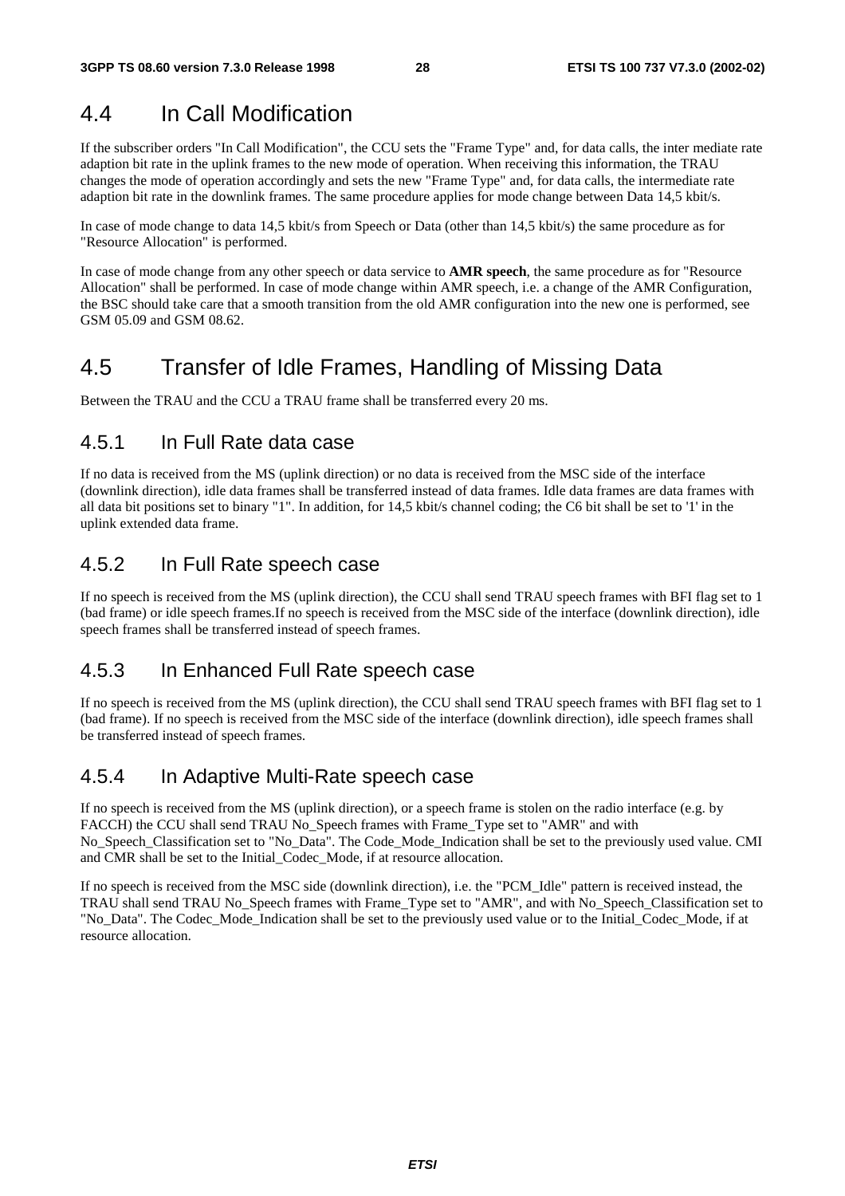## 4.4 In Call Modification

If the subscriber orders "In Call Modification", the CCU sets the "Frame Type" and, for data calls, the inter mediate rate adaption bit rate in the uplink frames to the new mode of operation. When receiving this information, the TRAU changes the mode of operation accordingly and sets the new "Frame Type" and, for data calls, the intermediate rate adaption bit rate in the downlink frames. The same procedure applies for mode change between Data 14,5 kbit/s.

In case of mode change to data 14,5 kbit/s from Speech or Data (other than 14,5 kbit/s) the same procedure as for "Resource Allocation" is performed.

In case of mode change from any other speech or data service to **AMR speech**, the same procedure as for "Resource Allocation" shall be performed. In case of mode change within AMR speech, i.e. a change of the AMR Configuration, the BSC should take care that a smooth transition from the old AMR configuration into the new one is performed, see GSM 05.09 and GSM 08.62.

## 4.5 Transfer of Idle Frames, Handling of Missing Data

Between the TRAU and the CCU a TRAU frame shall be transferred every 20 ms.

### 4.5.1 In Full Rate data case

If no data is received from the MS (uplink direction) or no data is received from the MSC side of the interface (downlink direction), idle data frames shall be transferred instead of data frames. Idle data frames are data frames with all data bit positions set to binary "1". In addition, for 14,5 kbit/s channel coding; the C6 bit shall be set to '1' in the uplink extended data frame.

### 4.5.2 In Full Rate speech case

If no speech is received from the MS (uplink direction), the CCU shall send TRAU speech frames with BFI flag set to 1 (bad frame) or idle speech frames.If no speech is received from the MSC side of the interface (downlink direction), idle speech frames shall be transferred instead of speech frames.

### 4.5.3 In Enhanced Full Rate speech case

If no speech is received from the MS (uplink direction), the CCU shall send TRAU speech frames with BFI flag set to 1 (bad frame). If no speech is received from the MSC side of the interface (downlink direction), idle speech frames shall be transferred instead of speech frames.

### 4.5.4 In Adaptive Multi-Rate speech case

If no speech is received from the MS (uplink direction), or a speech frame is stolen on the radio interface (e.g. by FACCH) the CCU shall send TRAU No_Speech frames with Frame_Type set to "AMR" and with No_Speech_Classification set to "No_Data". The Code_Mode_Indication shall be set to the previously used value. CMI and CMR shall be set to the Initial_Codec_Mode, if at resource allocation.

If no speech is received from the MSC side (downlink direction), i.e. the "PCM_Idle" pattern is received instead, the TRAU shall send TRAU No_Speech frames with Frame_Type set to "AMR", and with No_Speech_Classification set to "No_Data". The Codec_Mode_Indication shall be set to the previously used value or to the Initial_Codec_Mode, if at resource allocation.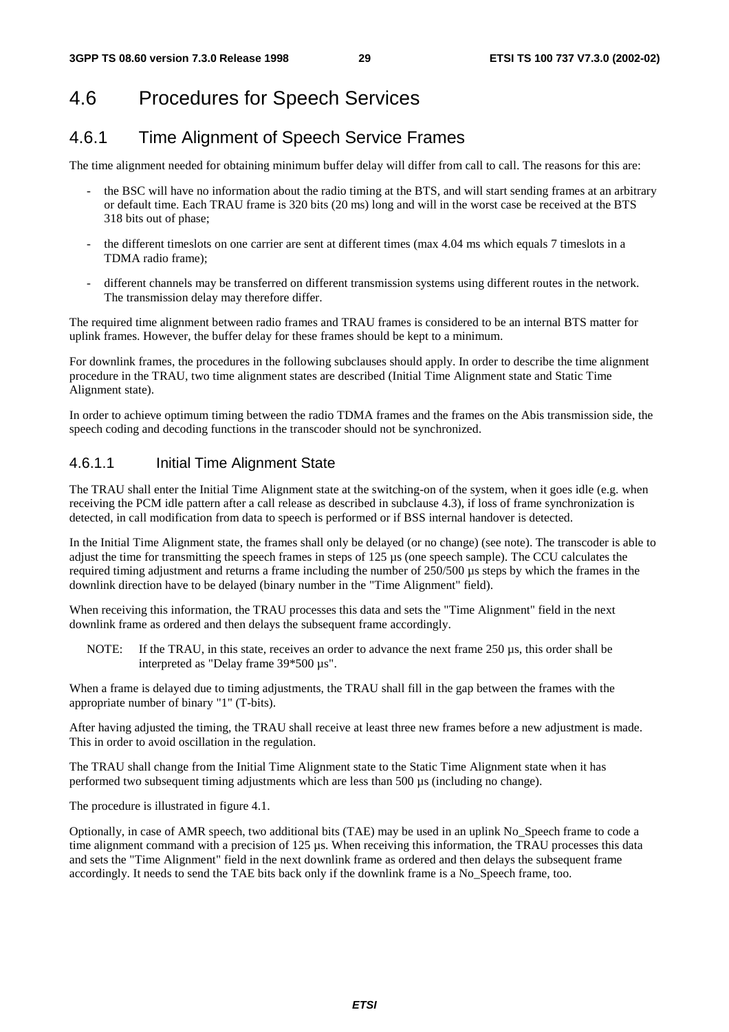# 4.6 Procedures for Speech Services

## 4.6.1 Time Alignment of Speech Service Frames

The time alignment needed for obtaining minimum buffer delay will differ from call to call. The reasons for this are:

- the BSC will have no information about the radio timing at the BTS, and will start sending frames at an arbitrary or default time. Each TRAU frame is 320 bits (20 ms) long and will in the worst case be received at the BTS 318 bits out of phase;
- the different timeslots on one carrier are sent at different times (max 4.04 ms which equals 7 timeslots in a TDMA radio frame);
- different channels may be transferred on different transmission systems using different routes in the network. The transmission delay may therefore differ.

The required time alignment between radio frames and TRAU frames is considered to be an internal BTS matter for uplink frames. However, the buffer delay for these frames should be kept to a minimum.

For downlink frames, the procedures in the following subclauses should apply. In order to describe the time alignment procedure in the TRAU, two time alignment states are described (Initial Time Alignment state and Static Time Alignment state).

In order to achieve optimum timing between the radio TDMA frames and the frames on the Abis transmission side, the speech coding and decoding functions in the transcoder should not be synchronized.

### 4.6.1.1 Initial Time Alignment State

The TRAU shall enter the Initial Time Alignment state at the switching-on of the system, when it goes idle (e.g. when receiving the PCM idle pattern after a call release as described in subclause 4.3), if loss of frame synchronization is detected, in call modification from data to speech is performed or if BSS internal handover is detected.

In the Initial Time Alignment state, the frames shall only be delayed (or no change) (see note). The transcoder is able to adjust the time for transmitting the speech frames in steps of 125 µs (one speech sample). The CCU calculates the required timing adjustment and returns a frame including the number of 250/500 µs steps by which the frames in the downlink direction have to be delayed (binary number in the "Time Alignment" field).

When receiving this information, the TRAU processes this data and sets the "Time Alignment" field in the next downlink frame as ordered and then delays the subsequent frame accordingly.

NOTE: If the TRAU, in this state, receives an order to advance the next frame 250 µs, this order shall be interpreted as "Delay frame 39*500 µs".

When a frame is delayed due to timing adjustments, the TRAU shall fill in the gap between the frames with the appropriate number of binary "1" (T-bits).

After having adjusted the timing, the TRAU shall receive at least three new frames before a new adjustment is made. This in order to avoid oscillation in the regulation.

The TRAU shall change from the Initial Time Alignment state to the Static Time Alignment state when it has performed two subsequent timing adjustments which are less than 500 µs (including no change).

The procedure is illustrated in figure 4.1.

Optionally, in case of AMR speech, two additional bits (TAE) may be used in an uplink No_Speech frame to code a time alignment command with a precision of 125 µs. When receiving this information, the TRAU processes this data and sets the "Time Alignment" field in the next downlink frame as ordered and then delays the subsequent frame accordingly. It needs to send the TAE bits back only if the downlink frame is a No_Speech frame, too.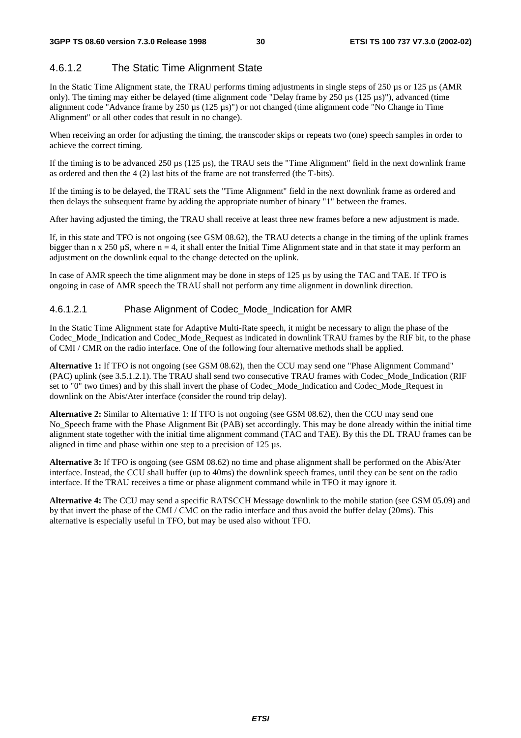### 4.6.1.2 The Static Time Alignment State

In the Static Time Alignment state, the TRAU performs timing adjustments in single steps of 250 µs or 125 µs (AMR only). The timing may either be delayed (time alignment code "Delay frame by 250 µs (125 µs)"), advanced (time alignment code "Advance frame by 250 µs (125 µs)") or not changed (time alignment code "No Change in Time Alignment" or all other codes that result in no change).

When receiving an order for adjusting the timing, the transcoder skips or repeats two (one) speech samples in order to achieve the correct timing.

If the timing is to be advanced 250 µs (125 µs), the TRAU sets the "Time Alignment" field in the next downlink frame as ordered and then the 4 (2) last bits of the frame are not transferred (the T-bits).

If the timing is to be delayed, the TRAU sets the "Time Alignment" field in the next downlink frame as ordered and then delays the subsequent frame by adding the appropriate number of binary "1" between the frames.

After having adjusted the timing, the TRAU shall receive at least three new frames before a new adjustment is made.

If, in this state and TFO is not ongoing (see GSM 08.62), the TRAU detects a change in the timing of the uplink frames bigger than n x 250 µS, where n = 4, it shall enter the Initial Time Alignment state and in that state it may perform an adjustment on the downlink equal to the change detected on the uplink.

In case of AMR speech the time alignment may be done in steps of 125 µs by using the TAC and TAE. If TFO is ongoing in case of AMR speech the TRAU shall not perform any time alignment in downlink direction.

#### 4.6.1.2.1 Phase Alignment of Codec_Mode_Indication for AMR

In the Static Time Alignment state for Adaptive Multi-Rate speech, it might be necessary to align the phase of the Codec_Mode_Indication and Codec_Mode_Request as indicated in downlink TRAU frames by the RIF bit, to the phase of CMI / CMR on the radio interface. One of the following four alternative methods shall be applied.

**Alternative 1:** If TFO is not ongoing (see GSM 08.62), then the CCU may send one "Phase Alignment Command" (PAC) uplink (see 3.5.1.2.1). The TRAU shall send two consecutive TRAU frames with Codec_Mode_Indication (RIF set to "0" two times) and by this shall invert the phase of Codec_Mode_Indication and Codec_Mode_Request in downlink on the Abis/Ater interface (consider the round trip delay).

**Alternative 2:** Similar to Alternative 1: If TFO is not ongoing (see GSM 08.62), then the CCU may send one No_Speech frame with the Phase Alignment Bit (PAB) set accordingly. This may be done already within the initial time alignment state together with the initial time alignment command (TAC and TAE). By this the DL TRAU frames can be aligned in time and phase within one step to a precision of 125 µs.

**Alternative 3:** If TFO is ongoing (see GSM 08.62) no time and phase alignment shall be performed on the Abis/Ater interface. Instead, the CCU shall buffer (up to 40ms) the downlink speech frames, until they can be sent on the radio interface. If the TRAU receives a time or phase alignment command while in TFO it may ignore it.

**Alternative 4:** The CCU may send a specific RATSCCH Message downlink to the mobile station (see GSM 05.09) and by that invert the phase of the CMI / CMC on the radio interface and thus avoid the buffer delay (20ms). This alternative is especially useful in TFO, but may be used also without TFO.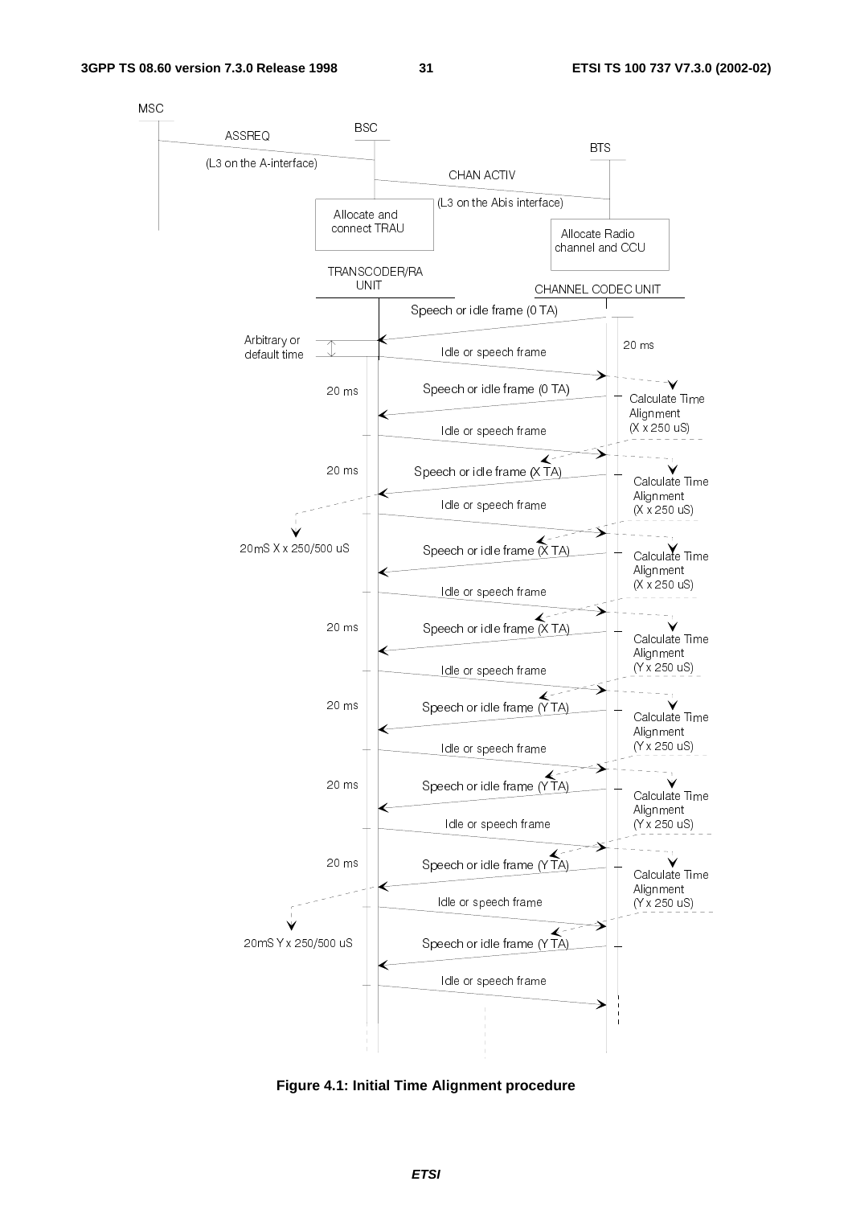**Figure 4.1: Initial Time Alignment procedure**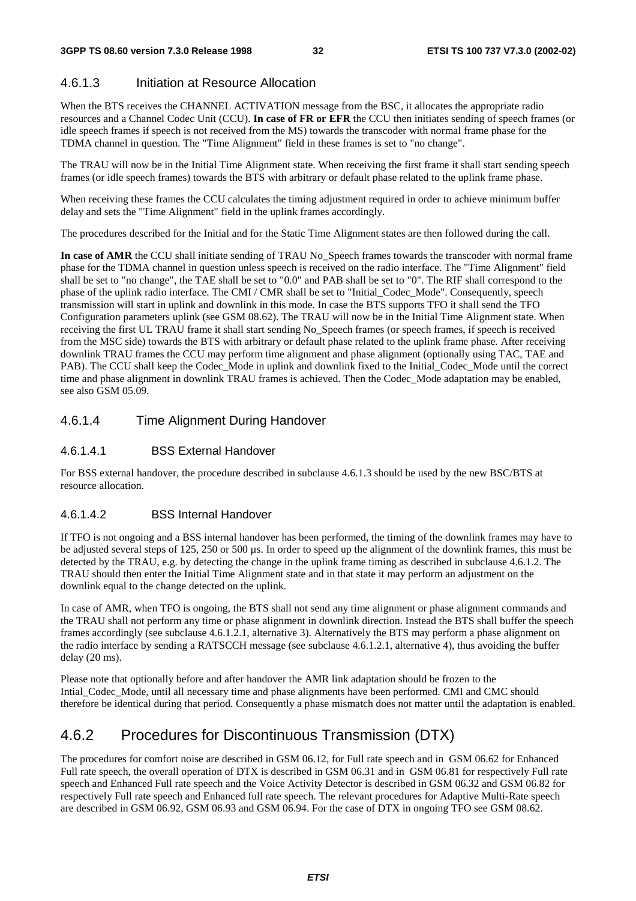#### 4.6.1.3 Initiation at Resource Allocation

When the BTS receives the CHANNEL ACTIVATION message from the BSC, it allocates the appropriate radio resources and a Channel Codec Unit (CCU). **In case of FR or EFR** the CCU then initiates sending of speech frames (or idle speech frames if speech is not received from the MS) towards the transcoder with normal frame phase for the TDMA channel in question. The "Time Alignment" field in these frames is set to "no change".

The TRAU will now be in the Initial Time Alignment state. When receiving the first frame it shall start sending speech frames (or idle speech frames) towards the BTS with arbitrary or default phase related to the uplink frame phase.

When receiving these frames the CCU calculates the timing adjustment required in order to achieve minimum buffer delay and sets the "Time Alignment" field in the uplink frames accordingly.

The procedures described for the Initial and for the Static Time Alignment states are then followed during the call.

**In case of AMR** the CCU shall initiate sending of TRAU No_Speech frames towards the transcoder with normal frame phase for the TDMA channel in question unless speech is received on the radio interface. The "Time Alignment" field shall be set to "no change", the TAE shall be set to "0.0" and PAB shall be set to "0". The RIF shall correspond to the phase of the uplink radio interface. The CMI / CMR shall be set to "Initial_Codec_Mode". Consequently, speech transmission will start in uplink and downlink in this mode. In case the BTS supports TFO it shall send the TFO Configuration parameters uplink (see GSM 08.62). The TRAU will now be in the Initial Time Alignment state. When receiving the first UL TRAU frame it shall start sending No_Speech frames (or speech frames, if speech is received from the MSC side) towards the BTS with arbitrary or default phase related to the uplink frame phase. After receiving downlink TRAU frames the CCU may perform time alignment and phase alignment (optionally using TAC, TAE and PAB). The CCU shall keep the Codec_Mode in uplink and downlink fixed to the Initial_Codec_Mode until the correct time and phase alignment in downlink TRAU frames is achieved. Then the Codec_Mode adaptation may be enabled, see also GSM 05.09.

#### 4.6.1.4 Time Alignment During Handover

##### 4.6.1.4.1 BSS External Handover

For BSS external handover, the procedure described in subclause 4.6.1.3 should be used by the new BSC/BTS at resource allocation.

##### 4.6.1.4.2 BSS Internal Handover

If TFO is not ongoing and a BSS internal handover has been performed, the timing of the downlink frames may have to be adjusted several steps of 125, 250 or 500 µs. In order to speed up the alignment of the downlink frames, this must be detected by the TRAU, e.g. by detecting the change in the uplink frame timing as described in subclause 4.6.1.2. The TRAU should then enter the Initial Time Alignment state and in that state it may perform an adjustment on the downlink equal to the change detected on the uplink.

In case of AMR, when TFO is ongoing, the BTS shall not send any time alignment or phase alignment commands and the TRAU shall not perform any time or phase alignment in downlink direction. Instead the BTS shall buffer the speech frames accordingly (see subclause 4.6.1.2.1, alternative 3). Alternatively the BTS may perform a phase alignment on the radio interface by sending a RATSCCH message (see subclause 4.6.1.2.1, alternative 4), thus avoiding the buffer delay (20 ms).

Please note that optionally before and after handover the AMR link adaptation should be frozen to the Intial_Codec_Mode, until all necessary time and phase alignments have been performed. CMI and CMC should therefore be identical during that period. Consequently a phase mismatch does not matter until the adaptation is enabled.

### 4.6.2 Procedures for Discontinuous Transmission (DTX)

The procedures for comfort noise are described in GSM 06.12, for Full rate speech and in GSM 06.62 for Enhanced Full rate speech, the overall operation of DTX is described in GSM 06.31 and in GSM 06.81 for respectively Full rate speech and Enhanced Full rate speech and the Voice Activity Detector is described in GSM 06.32 and GSM 06.82 for respectively Full rate speech and Enhanced full rate speech. The relevant procedures for Adaptive Multi-Rate speech are described in GSM 06.92, GSM 06.93 and GSM 06.94. For the case of DTX in ongoing TFO see GSM 08.62.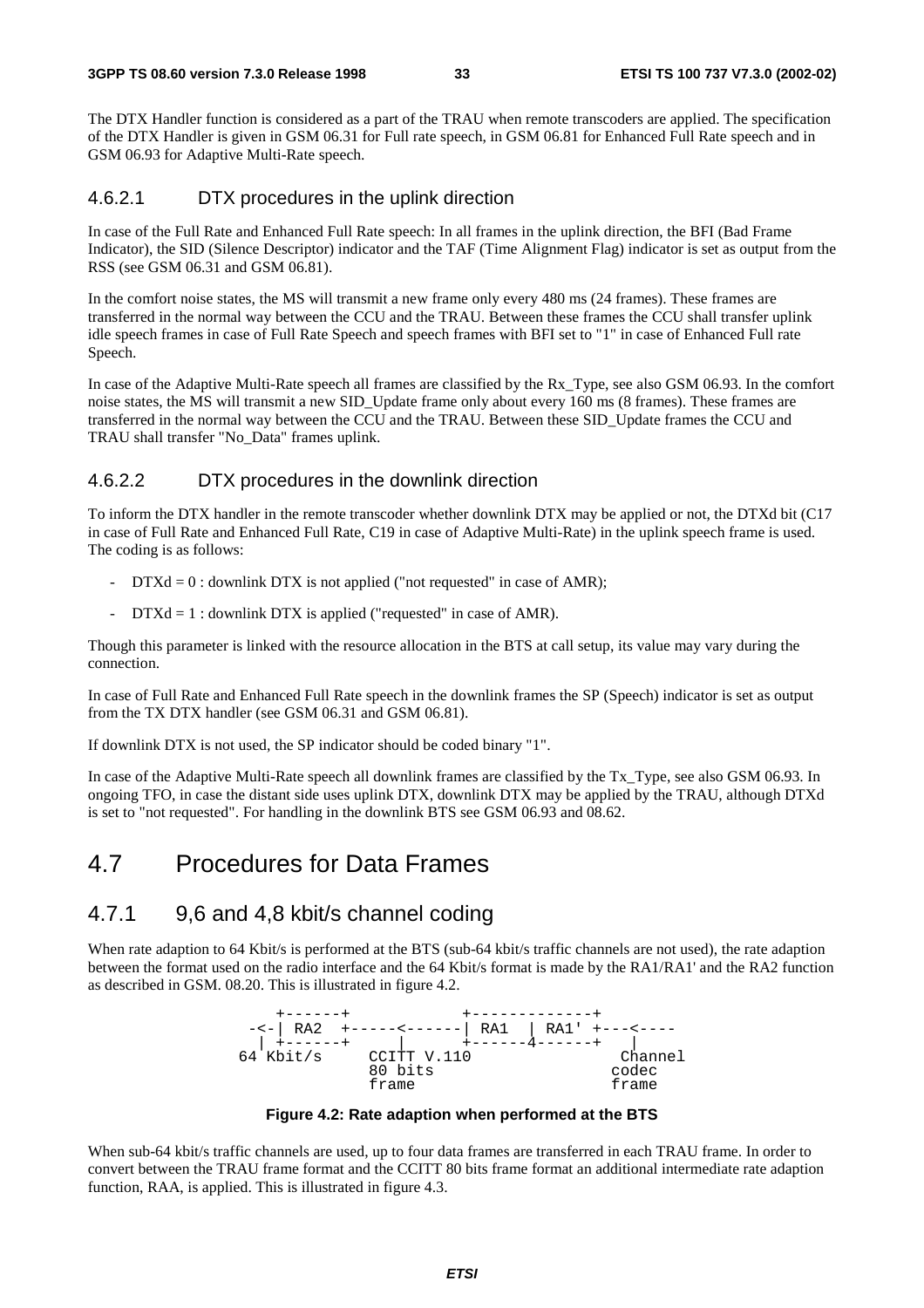The DTX Handler function is considered as a part of the TRAU when remote transcoders are applied. The specification of the DTX Handler is given in GSM 06.31 for Full rate speech, in GSM 06.81 for Enhanced Full Rate speech and in GSM 06.93 for Adaptive Multi-Rate speech.

#### 4.6.2.1 DTX procedures in the uplink direction

In case of the Full Rate and Enhanced Full Rate speech: In all frames in the uplink direction, the BFI (Bad Frame Indicator), the SID (Silence Descriptor) indicator and the TAF (Time Alignment Flag) indicator is set as output from the RSS (see GSM 06.31 and GSM 06.81).

In the comfort noise states, the MS will transmit a new frame only every 480 ms (24 frames). These frames are transferred in the normal way between the CCU and the TRAU. Between these frames the CCU shall transfer uplink idle speech frames in case of Full Rate Speech and speech frames with BFI set to "1" in case of Enhanced Full rate Speech.

In case of the Adaptive Multi-Rate speech all frames are classified by the Rx_Type, see also GSM 06.93. In the comfort noise states, the MS will transmit a new SID_Update frame only about every 160 ms (8 frames). These frames are transferred in the normal way between the CCU and the TRAU. Between these SID_Update frames the CCU and TRAU shall transfer "No_Data" frames uplink.

#### 4.6.2.2 DTX procedures in the downlink direction

To inform the DTX handler in the remote transcoder whether downlink DTX may be applied or not, the DTXd bit (C17 in case of Full Rate and Enhanced Full Rate, C19 in case of Adaptive Multi-Rate) in the uplink speech frame is used. The coding is as follows:

- DTXd = 0 : downlink DTX is not applied ("not requested" in case of AMR);
- DTXd = 1 : downlink DTX is applied ("requested" in case of AMR).

Though this parameter is linked with the resource allocation in the BTS at call setup, its value may vary during the connection.

In case of Full Rate and Enhanced Full Rate speech in the downlink frames the SP (Speech) indicator is set as output from the TX DTX handler (see GSM 06.31 and GSM 06.81).

If downlink DTX is not used, the SP indicator should be coded binary "1".

In case of the Adaptive Multi-Rate speech all downlink frames are classified by the Tx_Type, see also GSM 06.93. In ongoing TFO, in case the distant side uses uplink DTX, downlink DTX may be applied by the TRAU, although DTXd is set to "not requested". For handling in the downlink BTS see GSM 06.93 and 08.62.

## 4.7 Procedures for Data Frames

### 4.7.1 9,6 and 4,8 kbit/s channel coding

When rate adaption to 64 Kbit/s is performed at the BTS (sub-64 kbit/s traffic channels are not used), the rate adaption between the format used on the radio interface and the 64 Kbit/s format is made by the RA1/RA1' and the RA2 function as described in GSM. 08.20. This is illustrated in figure 4.2.

```
     +------+            +-------------+
  -<-| RA2  +-----<------| RA1  | RA1' +---<----
   | +------+     |      +------+------+    |
 64 Kbit/s     CCITT V.110                Channel
               80 bits                    codec
               frame                      frame
```

**Figure 4.2: Rate adaption when performed at the BTS**

When sub-64 kbit/s traffic channels are used, up to four data frames are transferred in each TRAU frame. In order to convert between the TRAU frame format and the CCITT 80 bits frame format an additional intermediate rate adaption function, RAA, is applied. This is illustrated in figure 4.3.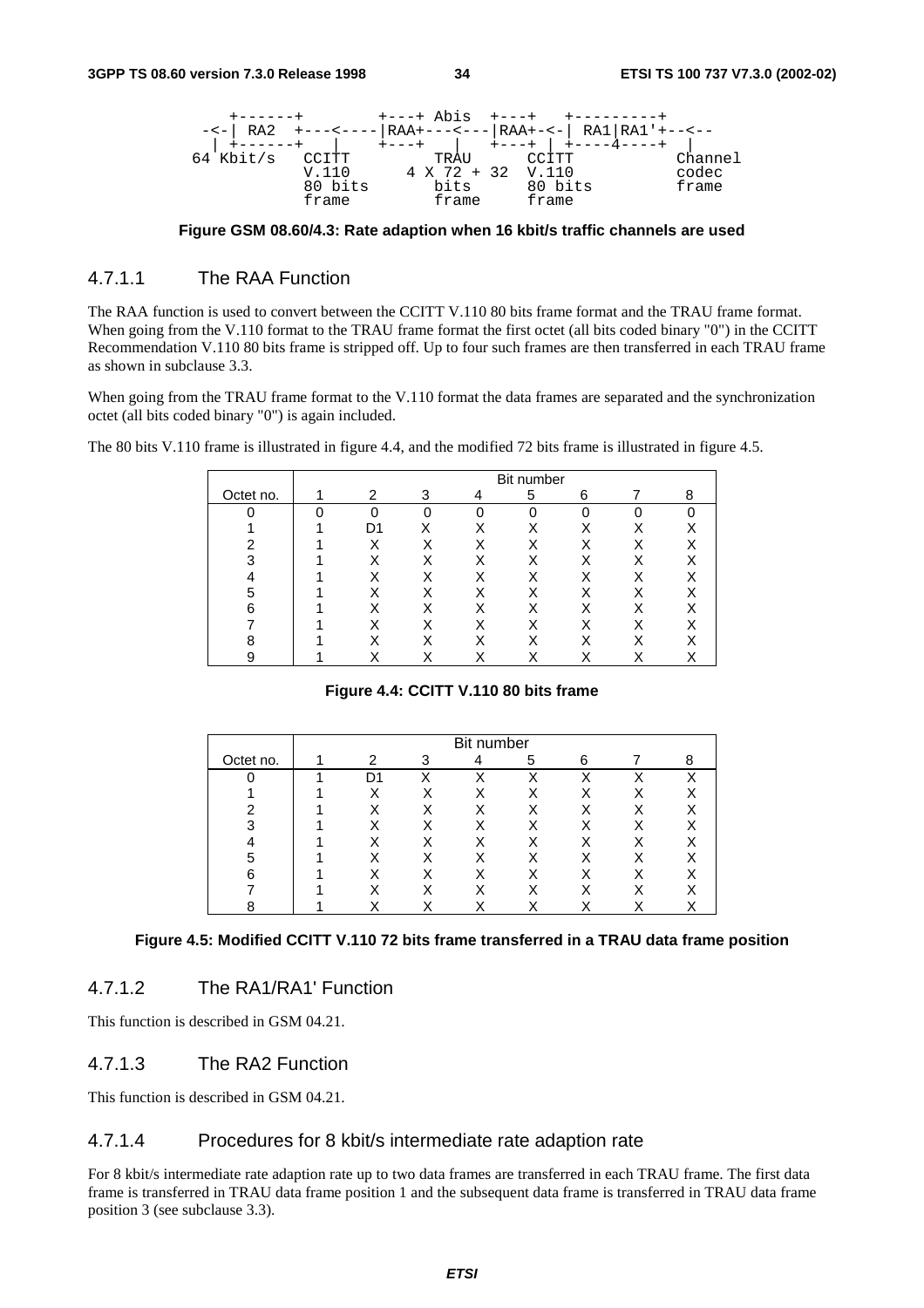```
   +------+        +---+ Abis  +---+   +---------+
 -<-| RA2  +---<----|RAA+---<---|RAA+-<-| RA1|RA1'+--<--
  | +------+   |    +---+   |    +---+ | +----4----+  |
64 Kbit/s   CCITT       TRAU      CCITT           Channel
            V.110     4 X 72 + 32  V.110          codec
            80 bits      bits      80 bits        frame
            frame        frame     frame
```

**Figure GSM 08.60/4.3: Rate adaption when 16 kbit/s traffic channels are used**

### 4.7.1.1 The RAA Function

The RAA function is used to convert between the CCITT V.110 80 bits frame format and the TRAU frame format. When going from the V.110 format to the TRAU frame format the first octet (all bits coded binary "0") in the CCITT Recommendation V.110 80 bits frame is stripped off. Up to four such frames are then transferred in each TRAU frame as shown in subclause 3.3.

When going from the TRAU frame format to the V.110 format the data frames are separated and the synchronization octet (all bits coded binary "0") is again included.

The 80 bits V.110 frame is illustrated in figure 4.4, and the modified 72 bits frame is illustrated in figure 4.5.

| | Bit number | | | | | | | |
|---|---|---|---|---|---|---|---|---|
| Octet no. | 1 | 2 | 3 | 4 | 5 | 6 | 7 | 8 |
| 0 | 0 | 0 | 0 | 0 | 0 | 0 | 0 | 0 |
| 1 | 1 | D1 | X | X | X | X | X | X |
| 2 | 1 | X | X | X | X | X | X | X |
| 3 | 1 | X | X | X | X | X | X | X |
| 4 | 1 | X | X | X | X | X | X | X |
| 5 | 1 | X | X | X | X | X | X | X |
| 6 | 1 | X | X | X | X | X | X | X |
| 7 | 1 | X | X | X | X | X | X | X |
| 8 | 1 | X | X | X | X | X | X | X |
| 9 | 1 | X | X | X | X | X | X | X |

**Figure 4.4: CCITT V.110 80 bits frame**

| | Bit number | | | | | | | |
|---|---|---|---|---|---|---|---|---|
| Octet no. | 1 | 2 | 3 | 4 | 5 | 6 | 7 | 8 |
| 0 | 1 | D1 | X | X | X | X | X | X |
| 1 | 1 | X | X | X | X | X | X | X |
| 2 | 1 | X | X | X | X | X | X | X |
| 3 | 1 | X | X | X | X | X | X | X |
| 4 | 1 | X | X | X | X | X | X | X |
| 5 | 1 | X | X | X | X | X | X | X |
| 6 | 1 | X | X | X | X | X | X | X |
| 7 | 1 | X | X | X | X | X | X | X |
| 8 | 1 | X | X | X | X | X | X | X |

**Figure 4.5: Modified CCITT V.110 72 bits frame transferred in a TRAU data frame position**

### 4.7.1.2 The RA1/RA1' Function

This function is described in GSM 04.21.

### 4.7.1.3 The RA2 Function

This function is described in GSM 04.21.

### 4.7.1.4 Procedures for 8 kbit/s intermediate rate adaption rate

For 8 kbit/s intermediate rate adaption rate up to two data frames are transferred in each TRAU frame. The first data frame is transferred in TRAU data frame position 1 and the subsequent data frame is transferred in TRAU data frame position 3 (see subclause 3.3).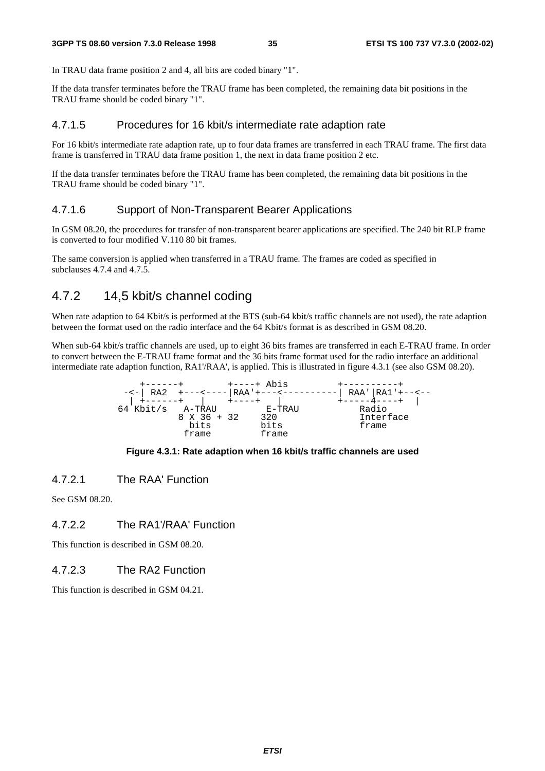In TRAU data frame position 2 and 4, all bits are coded binary "1".

If the data transfer terminates before the TRAU frame has been completed, the remaining data bit positions in the TRAU frame should be coded binary "1".

### 4.7.1.5 Procedures for 16 kbit/s intermediate rate adaption rate

For 16 kbit/s intermediate rate adaption rate, up to four data frames are transferred in each TRAU frame. The first data frame is transferred in TRAU data frame position 1, the next in data frame position 2 etc.

If the data transfer terminates before the TRAU frame has been completed, the remaining data bit positions in the TRAU frame should be coded binary "1".

### 4.7.1.6 Support of Non-Transparent Bearer Applications

In GSM 08.20, the procedures for transfer of non-transparent bearer applications are specified. The 240 bit RLP frame is converted to four modified V.110 80 bit frames.

The same conversion is applied when transferred in a TRAU frame. The frames are coded as specified in subclauses 4.7.4 and 4.7.5.

## 4.7.2 14,5 kbit/s channel coding

When rate adaption to 64 Kbit/s is performed at the BTS (sub-64 kbit/s traffic channels are not used), the rate adaption between the format used on the radio interface and the 64 Kbit/s format is as described in GSM 08.20.

When sub-64 kbit/s traffic channels are used, up to eight 36 bits frames are transferred in each E-TRAU frame. In order to convert between the E-TRAU frame format and the 36 bits frame format used for the radio interface an additional intermediate rate adaption function, RA1'/RAA', is applied. This is illustrated in figure 4.3.1 (see also GSM 08.20).

```
    +------+        +----+ Abis         +----------+
 -<-| RA2  +---<----|RAA'+---<----------| RAA'|RA1'+--<--
  | +------+    |   +----+    |         +-----4----+  |
64 Kbit/s   A-TRAU       E-TRAU            Radio
          8 X 36 + 32    320               Interface
            bits         bits              frame
           frame         frame
```

**Figure 4.3.1: Rate adaption when 16 kbit/s traffic channels are used**

### 4.7.2.1 The RAA' Function

See GSM 08.20.

### 4.7.2.2 The RA1'/RAA' Function

This function is described in GSM 08.20.

### 4.7.2.3 The RA2 Function

This function is described in GSM 04.21.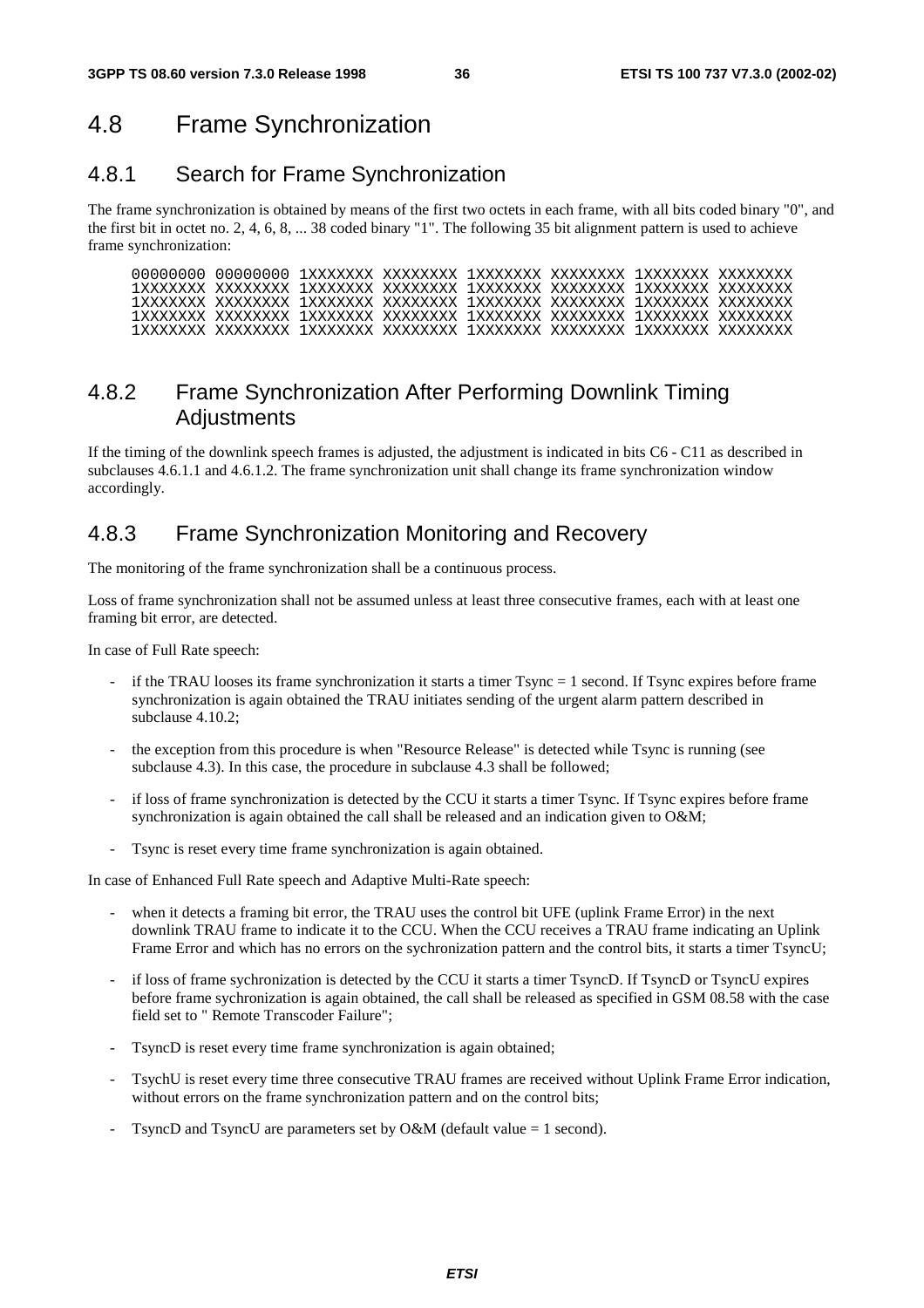# 4.8 Frame Synchronization

## 4.8.1 Search for Frame Synchronization

The frame synchronization is obtained by means of the first two octets in each frame, with all bits coded binary "0", and the first bit in octet no. 2, 4, 6, 8, ... 38 coded binary "1". The following 35 bit alignment pattern is used to achieve frame synchronization:

```
00000000 00000000 1XXXXXXX XXXXXXXX 1XXXXXXX XXXXXXXX 1XXXXXXX XXXXXXXX
1XXXXXXX XXXXXXXX 1XXXXXXX XXXXXXXX 1XXXXXXX XXXXXXXX 1XXXXXXX XXXXXXXX
1XXXXXXX XXXXXXXX 1XXXXXXX XXXXXXXX 1XXXXXXX XXXXXXXX 1XXXXXXX XXXXXXXX
1XXXXXXX XXXXXXXX 1XXXXXXX XXXXXXXX 1XXXXXXX XXXXXXXX 1XXXXXXX XXXXXXXX
1XXXXXXX XXXXXXXX 1XXXXXXX XXXXXXXX 1XXXXXXX XXXXXXXX 1XXXXXXX XXXXXXXX
```

## 4.8.2 Frame Synchronization After Performing Downlink Timing Adjustments

If the timing of the downlink speech frames is adjusted, the adjustment is indicated in bits C6 - C11 as described in subclauses 4.6.1.1 and 4.6.1.2. The frame synchronization unit shall change its frame synchronization window accordingly.

## 4.8.3 Frame Synchronization Monitoring and Recovery

The monitoring of the frame synchronization shall be a continuous process.

Loss of frame synchronization shall not be assumed unless at least three consecutive frames, each with at least one framing bit error, are detected.

In case of Full Rate speech:

- if the TRAU looses its frame synchronization it starts a timer Tsync = 1 second. If Tsync expires before frame synchronization is again obtained the TRAU initiates sending of the urgent alarm pattern described in subclause 4.10.2;
- the exception from this procedure is when "Resource Release" is detected while Tsync is running (see subclause 4.3). In this case, the procedure in subclause 4.3 shall be followed;
- if loss of frame synchronization is detected by the CCU it starts a timer Tsync. If Tsync expires before frame synchronization is again obtained the call shall be released and an indication given to O&M;
- Tsync is reset every time frame synchronization is again obtained.

In case of Enhanced Full Rate speech and Adaptive Multi-Rate speech:

- when it detects a framing bit error, the TRAU uses the control bit UFE (uplink Frame Error) in the next downlink TRAU frame to indicate it to the CCU. When the CCU receives a TRAU frame indicating an Uplink Frame Error and which has no errors on the sychronization pattern and the control bits, it starts a timer TsyncU;
- if loss of frame sychronization is detected by the CCU it starts a timer TsyncD. If TsyncD or TsyncU expires before frame sychronization is again obtained, the call shall be released as specified in GSM 08.58 with the case field set to " Remote Transcoder Failure";
- TsyncD is reset every time frame synchronization is again obtained;
- TsychU is reset every time three consecutive TRAU frames are received without Uplink Frame Error indication, without errors on the frame synchronization pattern and on the control bits;
- TsyncD and TsyncU are parameters set by O&M (default value = 1 second).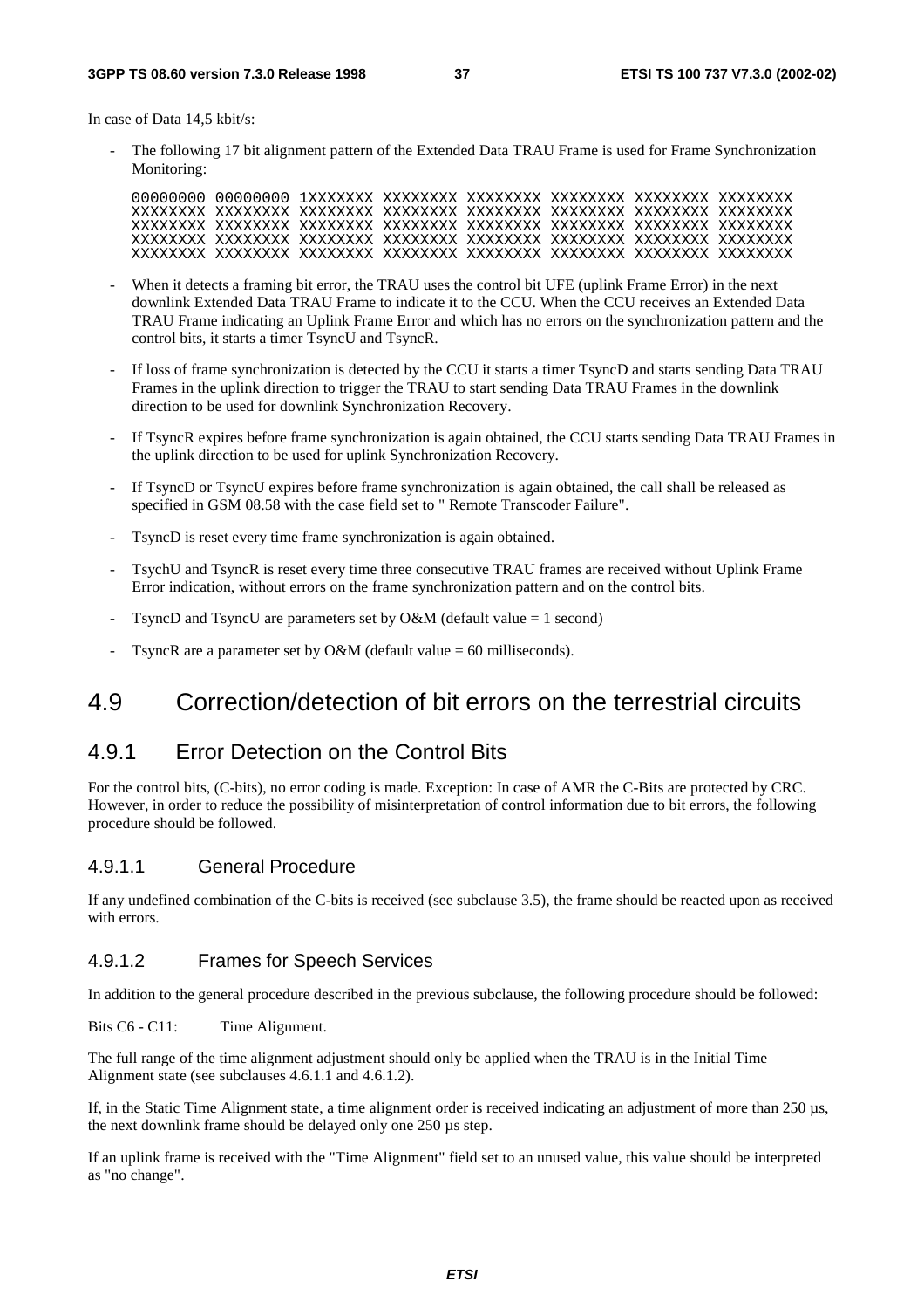In case of Data 14,5 kbit/s:

- The following 17 bit alignment pattern of the Extended Data TRAU Frame is used for Frame Synchronization Monitoring:

```
00000000 00000000 1XXXXXXX XXXXXXXX XXXXXXXX XXXXXXXX XXXXXXXX XXXXXXXX
XXXXXXXX XXXXXXXX XXXXXXXX XXXXXXXX XXXXXXXX XXXXXXXX XXXXXXXX XXXXXXXX
XXXXXXXX XXXXXXXX XXXXXXXX XXXXXXXX XXXXXXXX XXXXXXXX XXXXXXXX XXXXXXXX
XXXXXXXX XXXXXXXX XXXXXXXX XXXXXXXX XXXXXXXX XXXXXXXX XXXXXXXX XXXXXXXX
XXXXXXXX XXXXXXXX XXXXXXXX XXXXXXXX XXXXXXXX XXXXXXXX XXXXXXXX XXXXXXXX
```

- When it detects a framing bit error, the TRAU uses the control bit UFE (uplink Frame Error) in the next downlink Extended Data TRAU Frame to indicate it to the CCU. When the CCU receives an Extended Data TRAU Frame indicating an Uplink Frame Error and which has no errors on the synchronization pattern and the control bits, it starts a timer TsyncU and TsyncR.
- If loss of frame synchronization is detected by the CCU it starts a timer TsyncD and starts sending Data TRAU Frames in the uplink direction to trigger the TRAU to start sending Data TRAU Frames in the downlink direction to be used for downlink Synchronization Recovery.
- If TsyncR expires before frame synchronization is again obtained, the CCU starts sending Data TRAU Frames in the uplink direction to be used for uplink Synchronization Recovery.
- If TsyncD or TsyncU expires before frame synchronization is again obtained, the call shall be released as specified in GSM 08.58 with the case field set to " Remote Transcoder Failure".
- TsyncD is reset every time frame synchronization is again obtained.
- TsychU and TsyncR is reset every time three consecutive TRAU frames are received without Uplink Frame Error indication, without errors on the frame synchronization pattern and on the control bits.
- TsyncD and TsyncU are parameters set by O&M (default value = 1 second)
- TsyncR are a parameter set by O&M (default value = 60 milliseconds).

# 4.9 Correction/detection of bit errors on the terrestrial circuits

## 4.9.1 Error Detection on the Control Bits

For the control bits, (C-bits), no error coding is made. Exception: In case of AMR the C-Bits are protected by CRC. However, in order to reduce the possibility of misinterpretation of control information due to bit errors, the following procedure should be followed.

### 4.9.1.1 General Procedure

If any undefined combination of the C-bits is received (see subclause 3.5), the frame should be reacted upon as received with errors.

### 4.9.1.2 Frames for Speech Services

In addition to the general procedure described in the previous subclause, the following procedure should be followed:

Bits C6 - C11: Time Alignment.

The full range of the time alignment adjustment should only be applied when the TRAU is in the Initial Time Alignment state (see subclauses 4.6.1.1 and 4.6.1.2).

If, in the Static Time Alignment state, a time alignment order is received indicating an adjustment of more than 250 µs, the next downlink frame should be delayed only one 250 µs step.

If an uplink frame is received with the "Time Alignment" field set to an unused value, this value should be interpreted as "no change".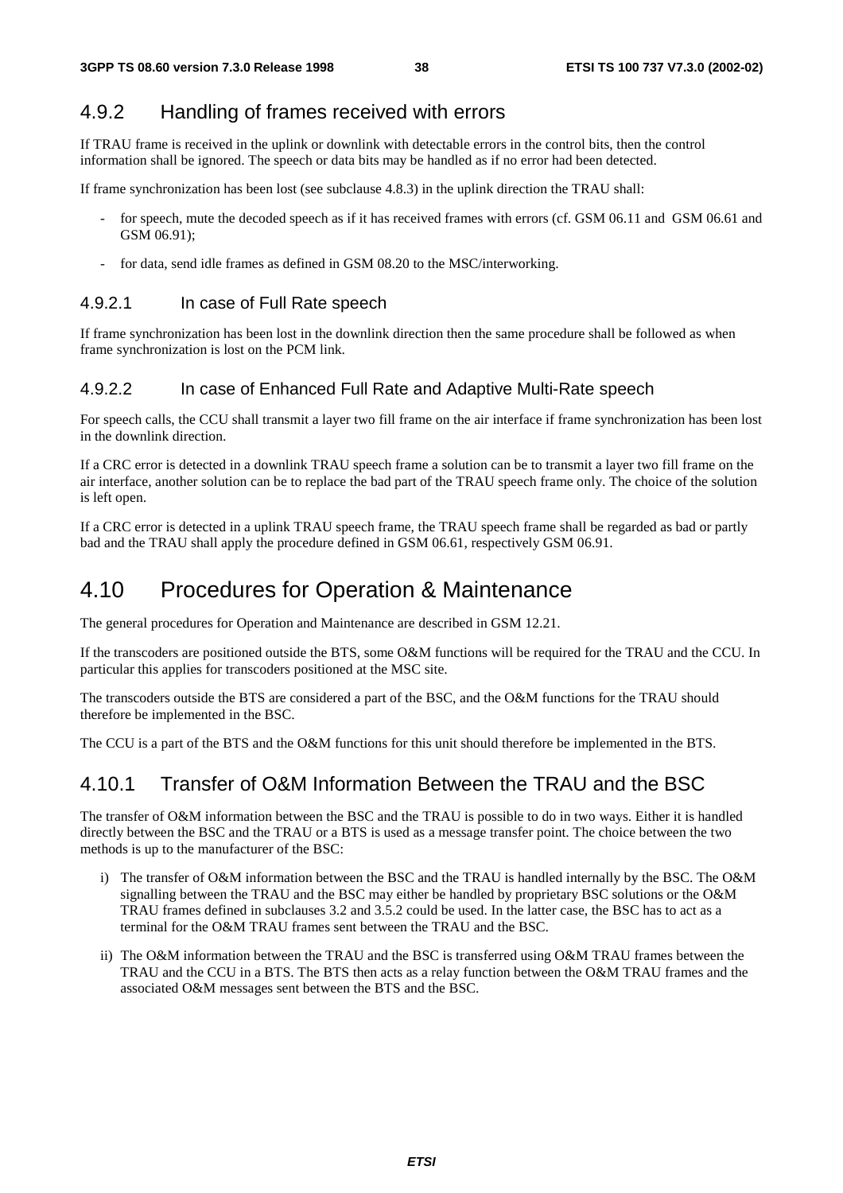### 4.9.2 Handling of frames received with errors

If TRAU frame is received in the uplink or downlink with detectable errors in the control bits, then the control information shall be ignored. The speech or data bits may be handled as if no error had been detected.

If frame synchronization has been lost (see subclause 4.8.3) in the uplink direction the TRAU shall:

- for speech, mute the decoded speech as if it has received frames with errors (cf. GSM 06.11 and GSM 06.61 and GSM 06.91);
- for data, send idle frames as defined in GSM 08.20 to the MSC/interworking.

#### 4.9.2.1 In case of Full Rate speech

If frame synchronization has been lost in the downlink direction then the same procedure shall be followed as when frame synchronization is lost on the PCM link.

#### 4.9.2.2 In case of Enhanced Full Rate and Adaptive Multi-Rate speech

For speech calls, the CCU shall transmit a layer two fill frame on the air interface if frame synchronization has been lost in the downlink direction.

If a CRC error is detected in a downlink TRAU speech frame a solution can be to transmit a layer two fill frame on the air interface, another solution can be to replace the bad part of the TRAU speech frame only. The choice of the solution is left open.

If a CRC error is detected in a uplink TRAU speech frame, the TRAU speech frame shall be regarded as bad or partly bad and the TRAU shall apply the procedure defined in GSM 06.61, respectively GSM 06.91.

## 4.10 Procedures for Operation & Maintenance

The general procedures for Operation and Maintenance are described in GSM 12.21.

If the transcoders are positioned outside the BTS, some O&M functions will be required for the TRAU and the CCU. In particular this applies for transcoders positioned at the MSC site.

The transcoders outside the BTS are considered a part of the BSC, and the O&M functions for the TRAU should therefore be implemented in the BSC.

The CCU is a part of the BTS and the O&M functions for this unit should therefore be implemented in the BTS.

### 4.10.1 Transfer of O&M Information Between the TRAU and the BSC

The transfer of O&M information between the BSC and the TRAU is possible to do in two ways. Either it is handled directly between the BSC and the TRAU or a BTS is used as a message transfer point. The choice between the two methods is up to the manufacturer of the BSC:

i) The transfer of O&M information between the BSC and the TRAU is handled internally by the BSC. The O&M signalling between the TRAU and the BSC may either be handled by proprietary BSC solutions or the O&M TRAU frames defined in subclauses 3.2 and 3.5.2 could be used. In the latter case, the BSC has to act as a terminal for the O&M TRAU frames sent between the TRAU and the BSC.

ii) The O&M information between the TRAU and the BSC is transferred using O&M TRAU frames between the TRAU and the CCU in a BTS. The BTS then acts as a relay function between the O&M TRAU frames and the associated O&M messages sent between the BTS and the BSC.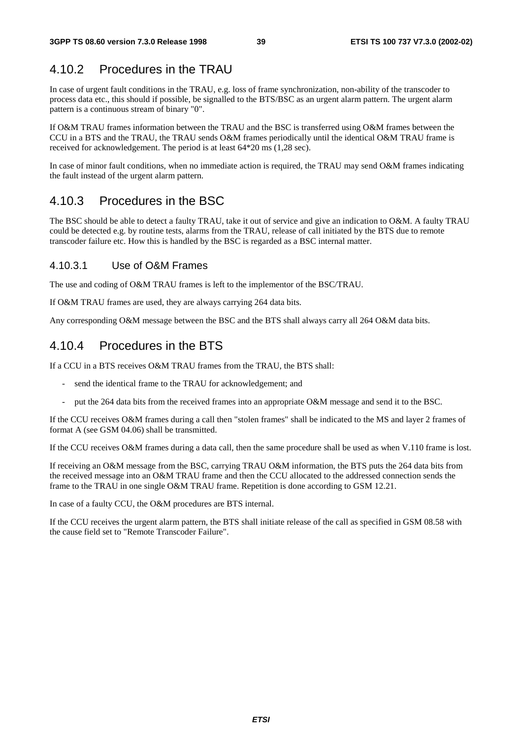### 4.10.2 Procedures in the TRAU

In case of urgent fault conditions in the TRAU, e.g. loss of frame synchronization, non-ability of the transcoder to process data etc., this should if possible, be signalled to the BTS/BSC as an urgent alarm pattern. The urgent alarm pattern is a continuous stream of binary "0".

If O&M TRAU frames information between the TRAU and the BSC is transferred using O&M frames between the CCU in a BTS and the TRAU, the TRAU sends O&M frames periodically until the identical O&M TRAU frame is received for acknowledgement. The period is at least 64*20 ms (1,28 sec).

In case of minor fault conditions, when no immediate action is required, the TRAU may send O&M frames indicating the fault instead of the urgent alarm pattern.

### 4.10.3 Procedures in the BSC

The BSC should be able to detect a faulty TRAU, take it out of service and give an indication to O&M. A faulty TRAU could be detected e.g. by routine tests, alarms from the TRAU, release of call initiated by the BTS due to remote transcoder failure etc. How this is handled by the BSC is regarded as a BSC internal matter.

#### 4.10.3.1 Use of O&M Frames

The use and coding of O&M TRAU frames is left to the implementor of the BSC/TRAU.

If O&M TRAU frames are used, they are always carrying 264 data bits.

Any corresponding O&M message between the BSC and the BTS shall always carry all 264 O&M data bits.

### 4.10.4 Procedures in the BTS

If a CCU in a BTS receives O&M TRAU frames from the TRAU, the BTS shall:

- send the identical frame to the TRAU for acknowledgement; and
- put the 264 data bits from the received frames into an appropriate O&M message and send it to the BSC.

If the CCU receives O&M frames during a call then "stolen frames" shall be indicated to the MS and layer 2 frames of format A (see GSM 04.06) shall be transmitted.

If the CCU receives O&M frames during a data call, then the same procedure shall be used as when V.110 frame is lost.

If receiving an O&M message from the BSC, carrying TRAU O&M information, the BTS puts the 264 data bits from the received message into an O&M TRAU frame and then the CCU allocated to the addressed connection sends the frame to the TRAU in one single O&M TRAU frame. Repetition is done according to GSM 12.21.

In case of a faulty CCU, the O&M procedures are BTS internal.

If the CCU receives the urgent alarm pattern, the BTS shall initiate release of the call as specified in GSM 08.58 with the cause field set to "Remote Transcoder Failure".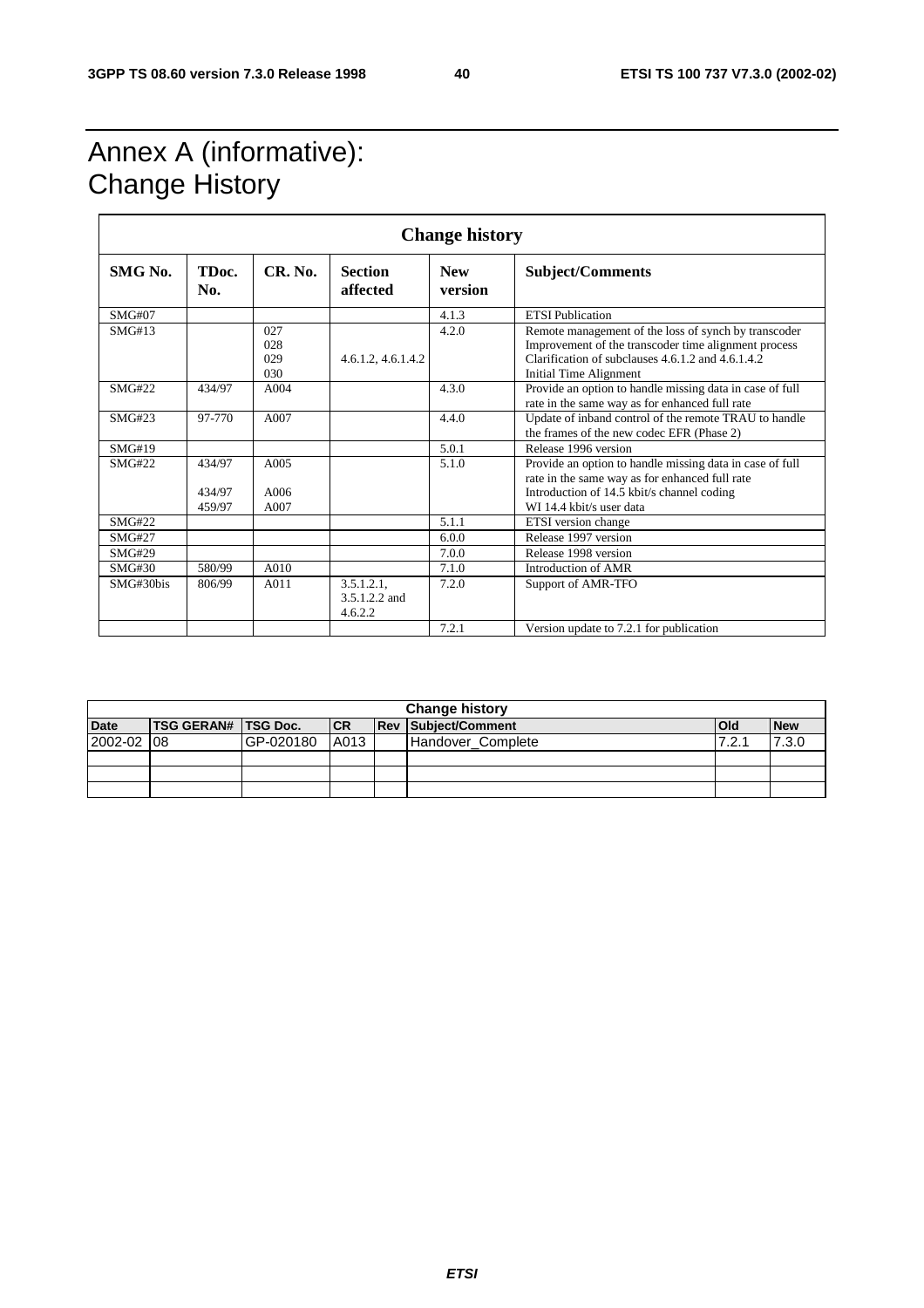# Annex A (informative): Change History

| Change history | | | | | |
|---|---|---|---|---|---|
| **SMG No.** | **TDoc. No.** | **CR. No.** | **Section affected** | **New version** | **Subject/Comments** |
| SMG#07 | | | | 4.1.3 | ETSI Publication |
| SMG#13 | | 027<br>028<br>029<br>030 | <br><br>4.6.1.2, 4.6.1.4.2 | 4.2.0 | Remote management of the loss of synch by transcoder<br>Improvement of the transcoder time alignment process<br>Clarification of subclauses 4.6.1.2 and 4.6.1.4.2<br>Initial Time Alignment |
| SMG#22 | 434/97 | A004 | | 4.3.0 | Provide an option to handle missing data in case of full rate in the same way as for enhanced full rate |
| SMG#23 | 97-770 | A007 | | 4.4.0 | Update of inband control of the remote TRAU to handle the frames of the new codec EFR (Phase 2) |
| SMG#19 | | | | 5.0.1 | Release 1996 version |
| SMG#22 | 434/97<br><br>434/97<br>459/97 | A005<br><br>A006<br>A007 | | 5.1.0 | Provide an option to handle missing data in case of full rate in the same way as for enhanced full rate<br>Introduction of 14.5 kbit/s channel coding<br>WI 14.4 kbit/s user data |
| SMG#22 | | | | 5.1.1 | ETSI version change |
| SMG#27 | | | | 6.0.0 | Release 1997 version |
| SMG#29 | | | | 7.0.0 | Release 1998 version |
| SMG#30 | 580/99 | A010 | | 7.1.0 | Introduction of AMR |
| SMG#30bis | 806/99 | A011 | 3.5.1.2.1, 3.5.1.2.2 and 4.6.2.2 | 7.2.0 | Support of AMR-TFO |
| | | | | 7.2.1 | Version update to 7.2.1 for publication |

| Change history | | | | | | | |
|---|---|---|---|---|---|---|---|
| **Date** | **TSG GERAN#** | **TSG Doc.** | **CR** | **Rev** | **Subject/Comment** | **Old** | **New** |
| 2002-02 | 08 | GP-020180 | A013 | | Handover_Complete | 7.2.1 | 7.3.0 |
| | | | | | | | |
| | | | | | | | |
| | | | | | | | |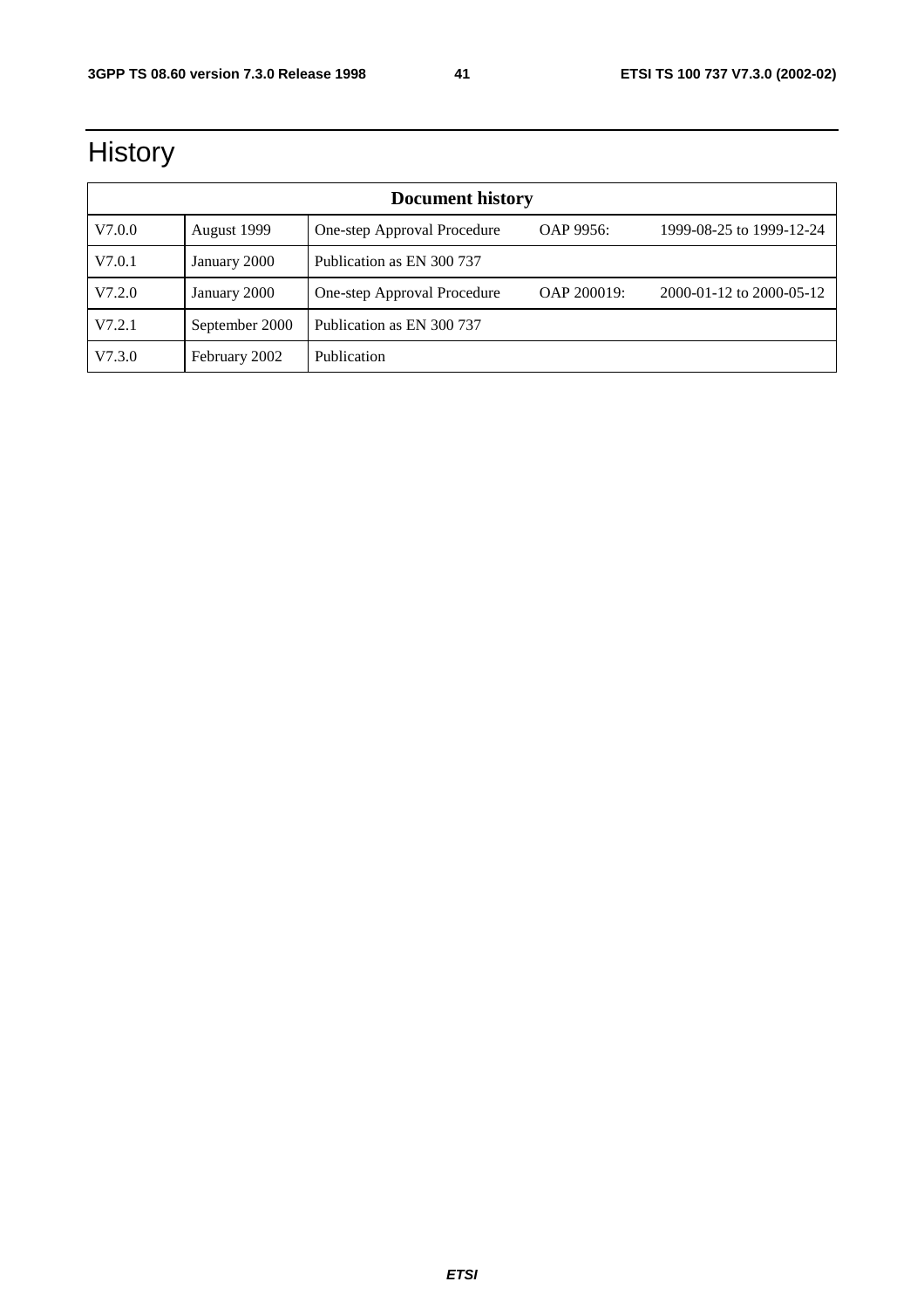# History

| Document history | | | | |
|---|---|---|---|---|
| V7.0.0 | August 1999 | One-step Approval Procedure | OAP 9956: | 1999-08-25 to 1999-12-24 |
| V7.0.1 | January 2000 | Publication as EN 300 737 | | |
| V7.2.0 | January 2000 | One-step Approval Procedure | OAP 200019: | 2000-01-12 to 2000-05-12 |
| V7.2.1 | September 2000 | Publication as EN 300 737 | | |
| V7.3.0 | February 2002 | Publication | | |